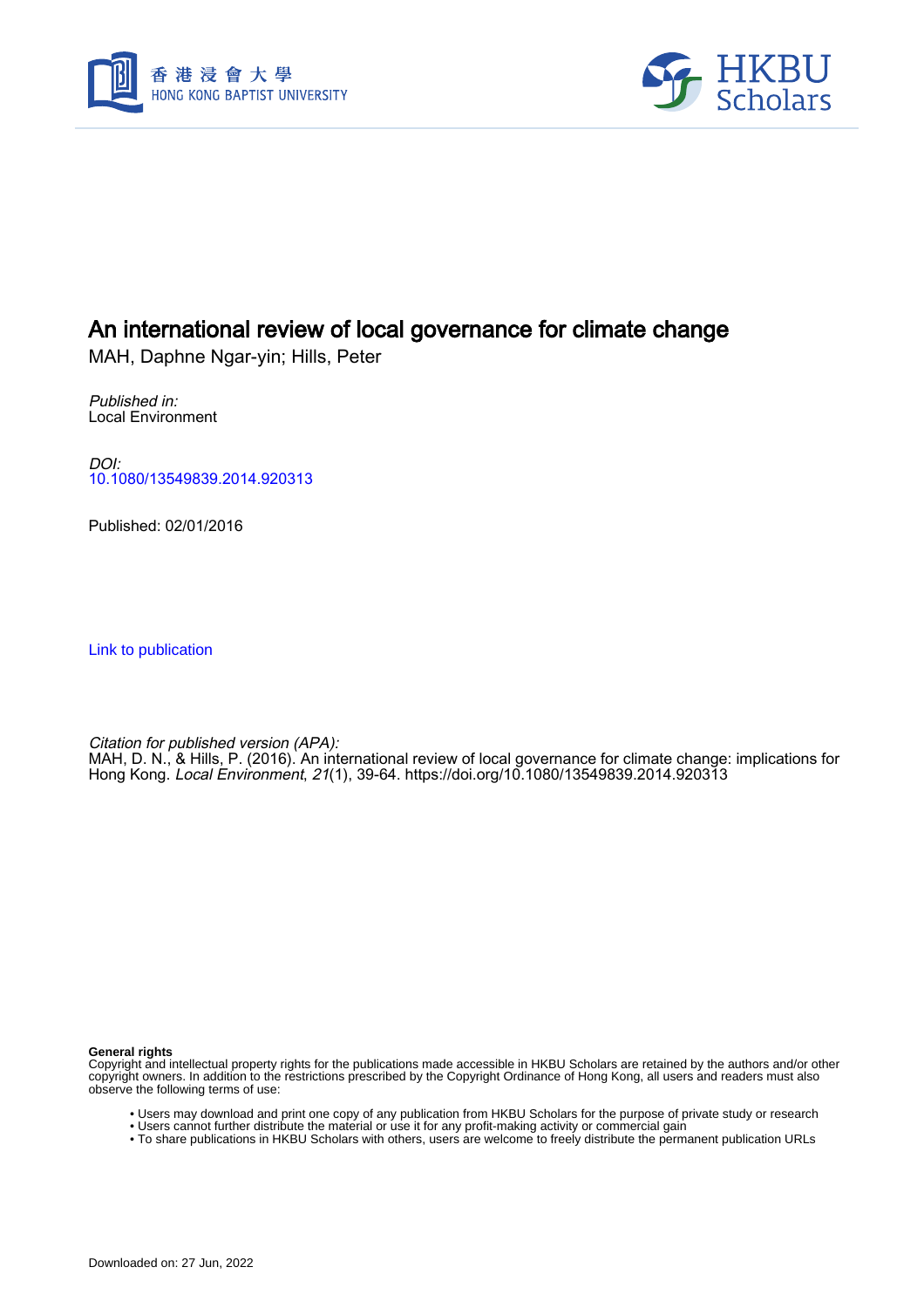# An international review of local governance for climate change

MAH, Daphne Ngar-yin; Hills, Peter

*Published in:*
Local Environment

*DOI:*
10.1080/13549839.2014.920313

Published: 02/01/2016

Link to publication

*Citation for published version (APA):*
MAH, D. N., & Hills, P. (2016). An international review of local governance for climate change: implications for Hong Kong. *Local Environment*, *21*(1), 39-64. https://doi.org/10.1080/13549839.2014.920313

**General rights**
Copyright and intellectual property rights for the publications made accessible in HKBU Scholars are retained by the authors and/or other copyright owners. In addition to the restrictions prescribed by the Copyright Ordinance of Hong Kong, all users and readers must also observe the following terms of use:

- Users may download and print one copy of any publication from HKBU Scholars for the purpose of private study or research
- Users cannot further distribute the material or use it for any profit-making activity or commercial gain
- To share publications in HKBU Scholars with others, users are welcome to freely distribute the permanent publication URLs

Downloaded on: 27 Jun, 2022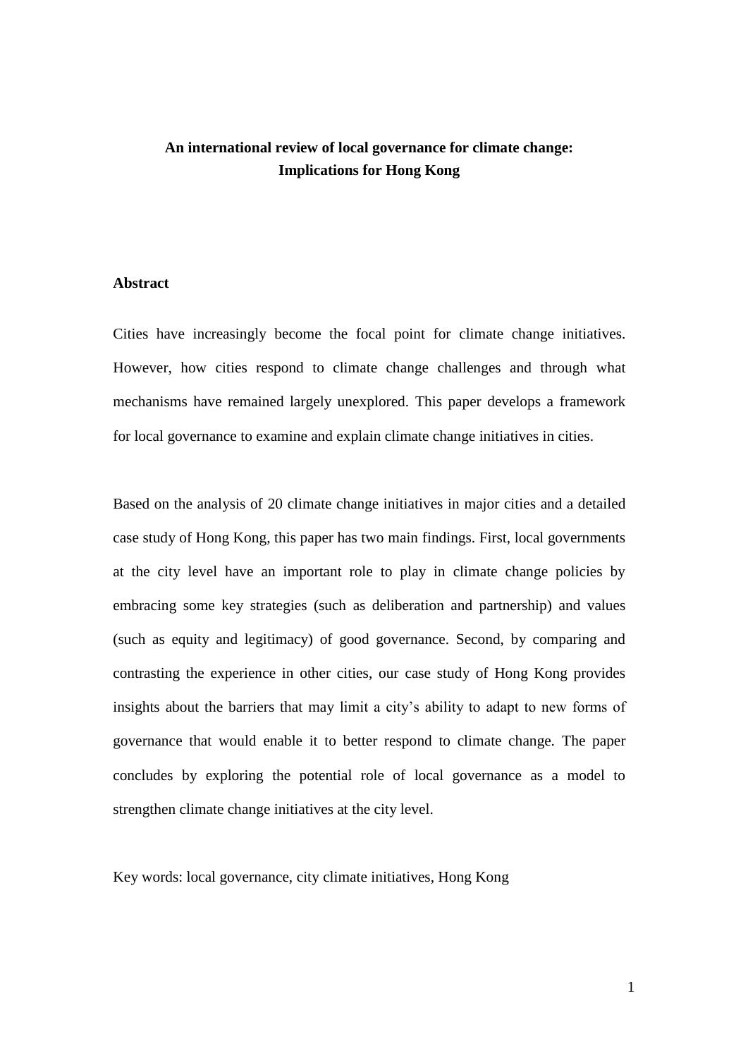# An international review of local governance for climate change: Implications for Hong Kong

## Abstract

Cities have increasingly become the focal point for climate change initiatives. However, how cities respond to climate change challenges and through what mechanisms have remained largely unexplored. This paper develops a framework for local governance to examine and explain climate change initiatives in cities.

Based on the analysis of 20 climate change initiatives in major cities and a detailed case study of Hong Kong, this paper has two main findings. First, local governments at the city level have an important role to play in climate change policies by embracing some key strategies (such as deliberation and partnership) and values (such as equity and legitimacy) of good governance. Second, by comparing and contrasting the experience in other cities, our case study of Hong Kong provides insights about the barriers that may limit a city's ability to adapt to new forms of governance that would enable it to better respond to climate change. The paper concludes by exploring the potential role of local governance as a model to strengthen climate change initiatives at the city level.

Key words: local governance, city climate initiatives, Hong Kong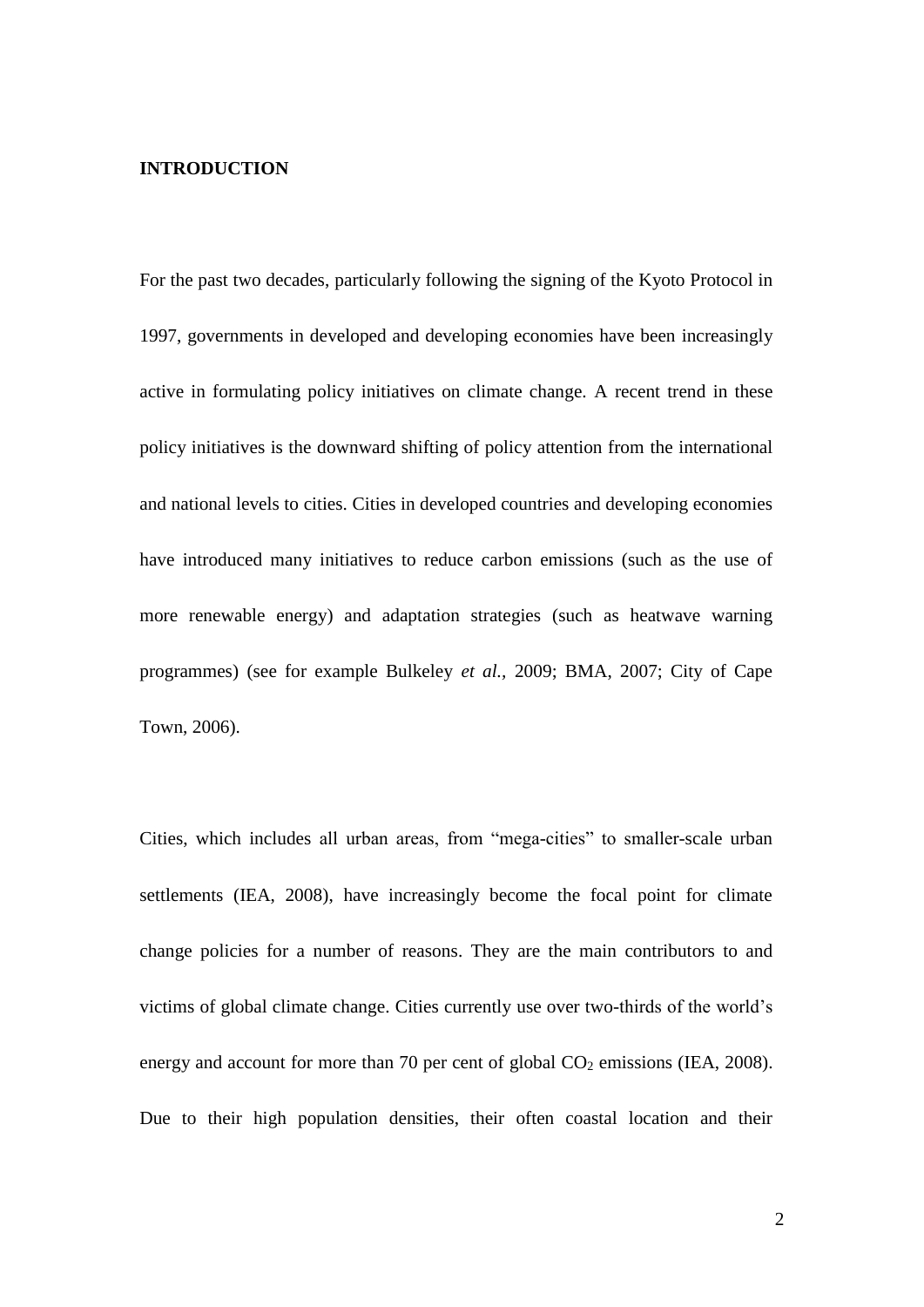# INTRODUCTION

For the past two decades, particularly following the signing of the Kyoto Protocol in 1997, governments in developed and developing economies have been increasingly active in formulating policy initiatives on climate change. A recent trend in these policy initiatives is the downward shifting of policy attention from the international and national levels to cities. Cities in developed countries and developing economies have introduced many initiatives to reduce carbon emissions (such as the use of more renewable energy) and adaptation strategies (such as heatwave warning programmes) (see for example Bulkeley *et al.,* 2009; BMA, 2007; City of Cape Town, 2006).

Cities, which includes all urban areas, from "mega-cities" to smaller-scale urban settlements (IEA, 2008), have increasingly become the focal point for climate change policies for a number of reasons. They are the main contributors to and victims of global climate change. Cities currently use over two-thirds of the world's energy and account for more than 70 per cent of global $CO_2$ emissions (IEA, 2008). Due to their high population densities, their often coastal location and their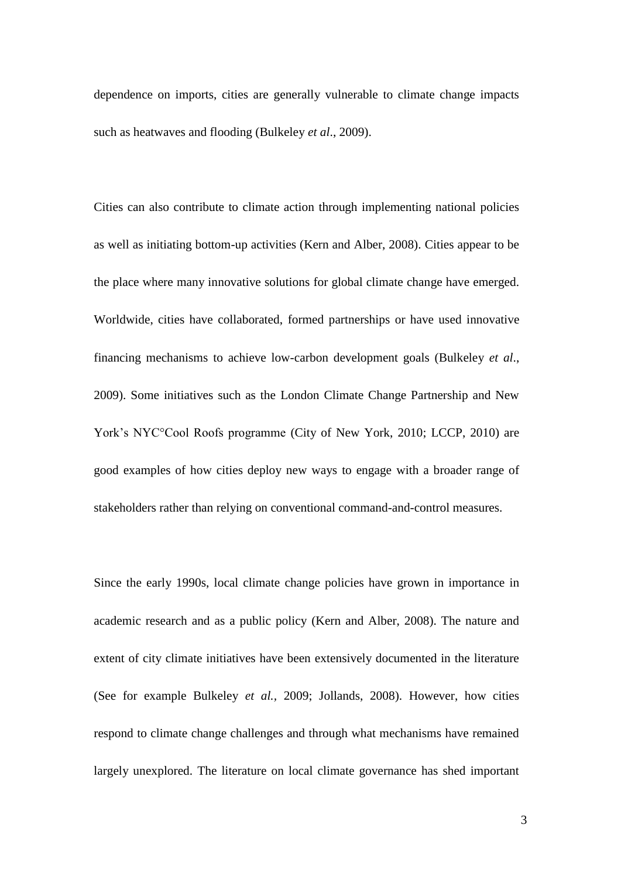dependence on imports, cities are generally vulnerable to climate change impacts such as heatwaves and flooding (Bulkeley *et al*., 2009).

Cities can also contribute to climate action through implementing national policies as well as initiating bottom-up activities (Kern and Alber, 2008). Cities appear to be the place where many innovative solutions for global climate change have emerged. Worldwide, cities have collaborated, formed partnerships or have used innovative financing mechanisms to achieve low-carbon development goals (Bulkeley *et al*., 2009). Some initiatives such as the London Climate Change Partnership and New York's NYC°Cool Roofs programme (City of New York, 2010; LCCP, 2010) are good examples of how cities deploy new ways to engage with a broader range of stakeholders rather than relying on conventional command-and-control measures.

Since the early 1990s, local climate change policies have grown in importance in academic research and as a public policy (Kern and Alber, 2008). The nature and extent of city climate initiatives have been extensively documented in the literature (See for example Bulkeley *et al.,* 2009; Jollands, 2008). However, how cities respond to climate change challenges and through what mechanisms have remained largely unexplored. The literature on local climate governance has shed important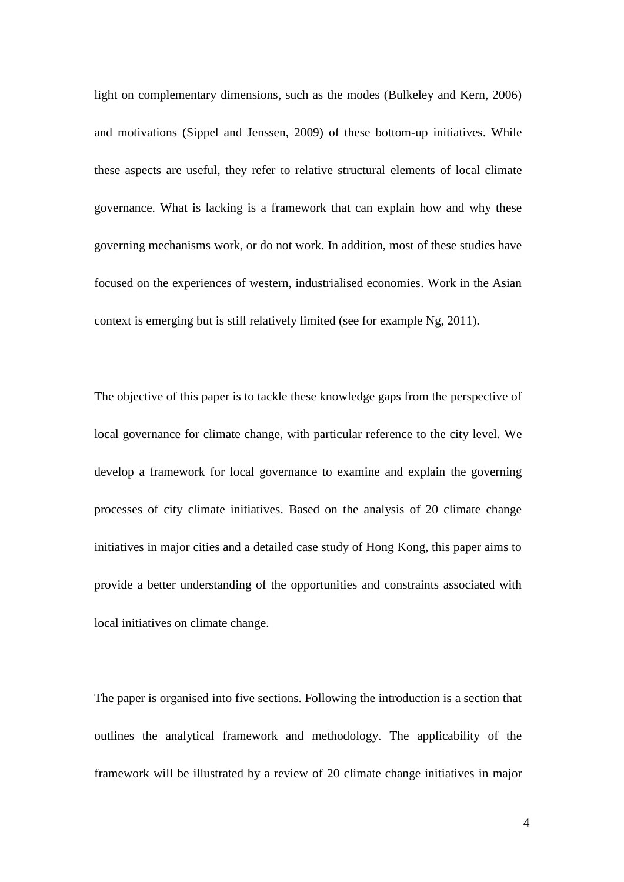light on complementary dimensions, such as the modes (Bulkeley and Kern, 2006) and motivations (Sippel and Jenssen, 2009) of these bottom-up initiatives. While these aspects are useful, they refer to relative structural elements of local climate governance. What is lacking is a framework that can explain how and why these governing mechanisms work, or do not work. In addition, most of these studies have focused on the experiences of western, industrialised economies. Work in the Asian context is emerging but is still relatively limited (see for example Ng, 2011).

The objective of this paper is to tackle these knowledge gaps from the perspective of local governance for climate change, with particular reference to the city level. We develop a framework for local governance to examine and explain the governing processes of city climate initiatives. Based on the analysis of 20 climate change initiatives in major cities and a detailed case study of Hong Kong, this paper aims to provide a better understanding of the opportunities and constraints associated with local initiatives on climate change.

The paper is organised into five sections. Following the introduction is a section that outlines the analytical framework and methodology. The applicability of the framework will be illustrated by a review of 20 climate change initiatives in major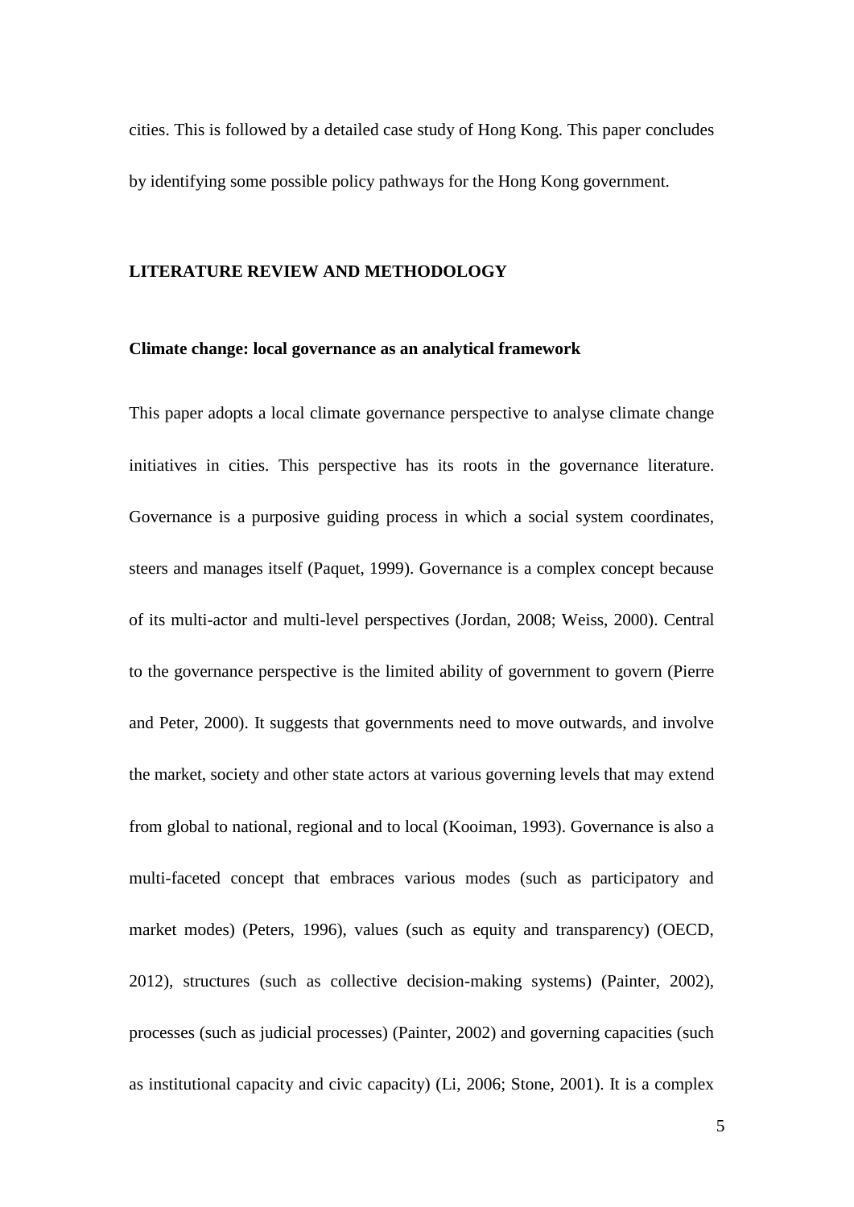cities. This is followed by a detailed case study of Hong Kong. This paper concludes by identifying some possible policy pathways for the Hong Kong government.

## LITERATURE REVIEW AND METHODOLOGY

### Climate change: local governance as an analytical framework

This paper adopts a local climate governance perspective to analyse climate change initiatives in cities. This perspective has its roots in the governance literature. Governance is a purposive guiding process in which a social system coordinates, steers and manages itself (Paquet, 1999). Governance is a complex concept because of its multi-actor and multi-level perspectives (Jordan, 2008; Weiss, 2000). Central to the governance perspective is the limited ability of government to govern (Pierre and Peter, 2000). It suggests that governments need to move outwards, and involve the market, society and other state actors at various governing levels that may extend from global to national, regional and to local (Kooiman, 1993). Governance is also a multi-faceted concept that embraces various modes (such as participatory and market modes) (Peters, 1996), values (such as equity and transparency) (OECD, 2012), structures (such as collective decision-making systems) (Painter, 2002), processes (such as judicial processes) (Painter, 2002) and governing capacities (such as institutional capacity and civic capacity) (Li, 2006; Stone, 2001). It is a complex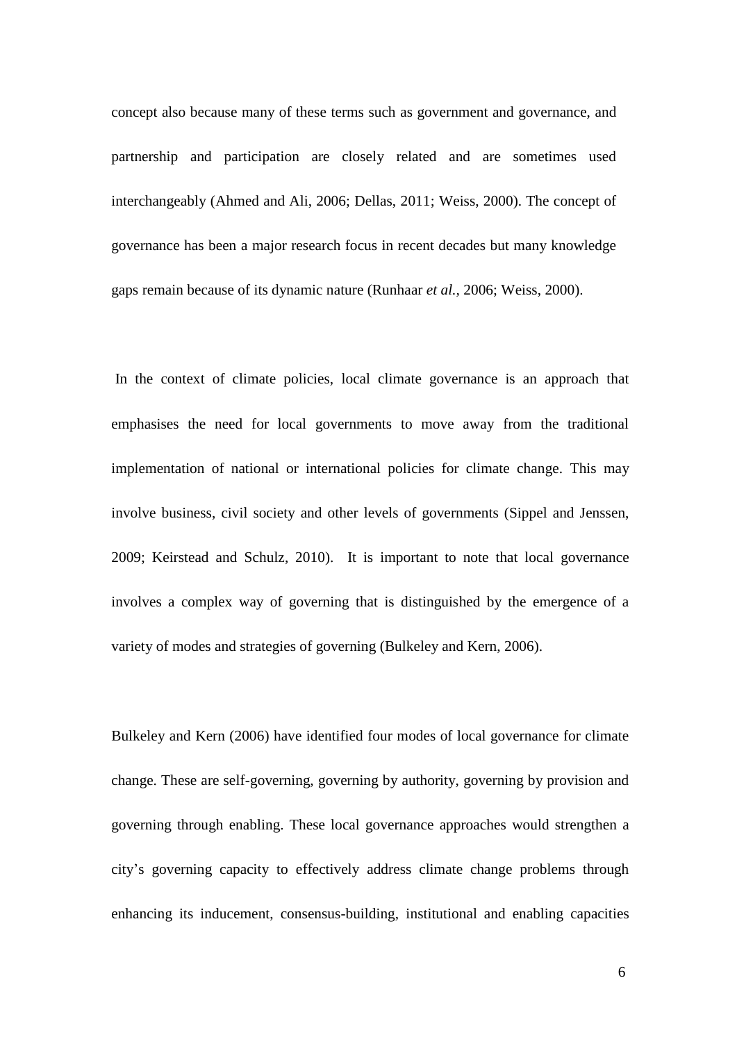concept also because many of these terms such as government and governance, and partnership and participation are closely related and are sometimes used interchangeably (Ahmed and Ali, 2006; Dellas, 2011; Weiss, 2000). The concept of governance has been a major research focus in recent decades but many knowledge gaps remain because of its dynamic nature (Runhaar *et al.*, 2006; Weiss, 2000).

In the context of climate policies, local climate governance is an approach that emphasises the need for local governments to move away from the traditional implementation of national or international policies for climate change. This may involve business, civil society and other levels of governments (Sippel and Jenssen, 2009; Keirstead and Schulz, 2010). It is important to note that local governance involves a complex way of governing that is distinguished by the emergence of a variety of modes and strategies of governing (Bulkeley and Kern, 2006).

Bulkeley and Kern (2006) have identified four modes of local governance for climate change. These are self-governing, governing by authority, governing by provision and governing through enabling. These local governance approaches would strengthen a city's governing capacity to effectively address climate change problems through enhancing its inducement, consensus-building, institutional and enabling capacities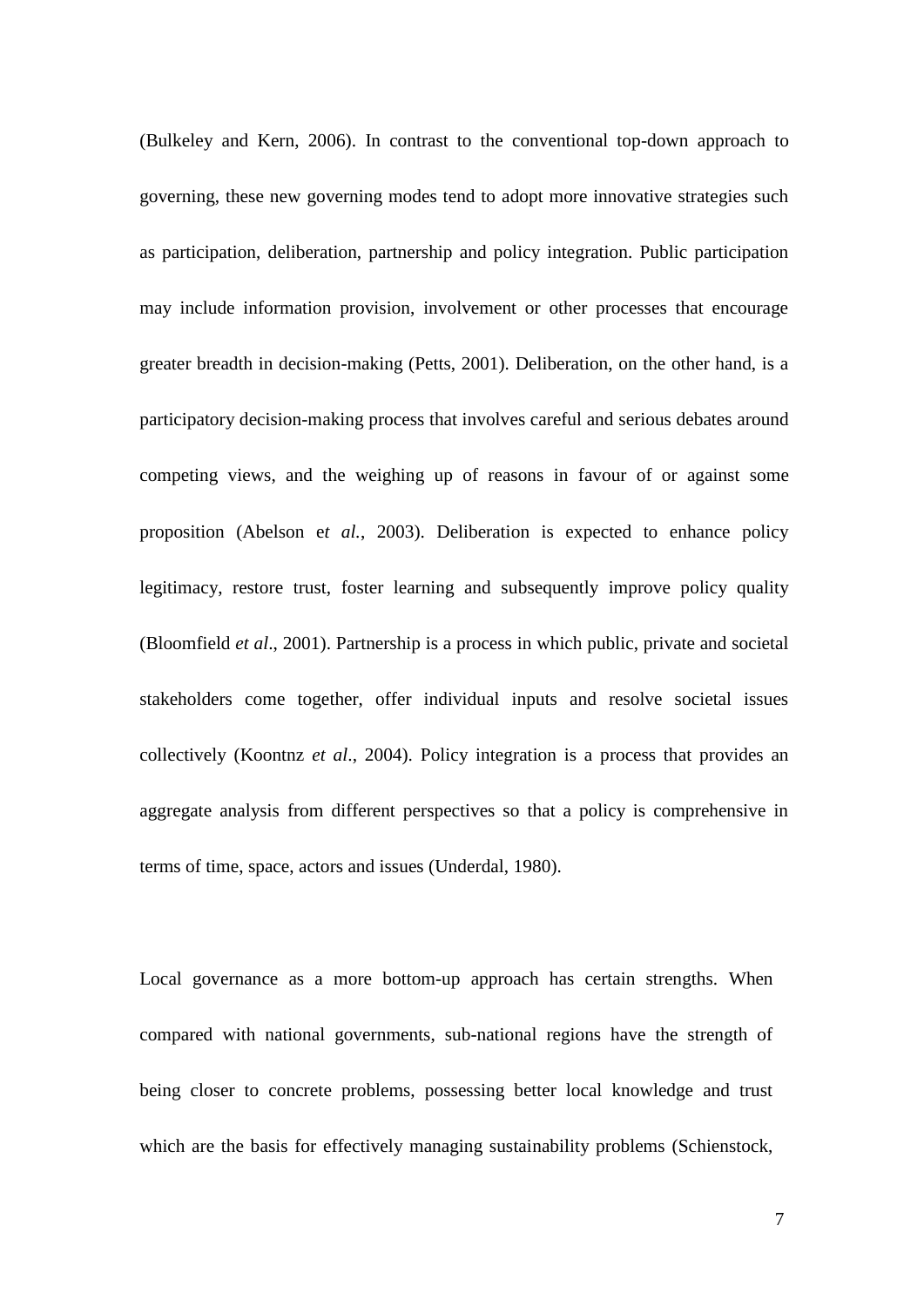(Bulkeley and Kern, 2006). In contrast to the conventional top-down approach to governing, these new governing modes tend to adopt more innovative strategies such as participation, deliberation, partnership and policy integration. Public participation may include information provision, involvement or other processes that encourage greater breadth in decision-making (Petts, 2001). Deliberation, on the other hand, is a participatory decision-making process that involves careful and serious debates around competing views, and the weighing up of reasons in favour of or against some proposition (Abelson e*t al.*, 2003). Deliberation is expected to enhance policy legitimacy, restore trust, foster learning and subsequently improve policy quality (Bloomfield *et al*., 2001). Partnership is a process in which public, private and societal stakeholders come together, offer individual inputs and resolve societal issues collectively (Koontnz *et al*., 2004). Policy integration is a process that provides an aggregate analysis from different perspectives so that a policy is comprehensive in terms of time, space, actors and issues (Underdal, 1980).

Local governance as a more bottom-up approach has certain strengths. When compared with national governments, sub-national regions have the strength of being closer to concrete problems, possessing better local knowledge and trust which are the basis for effectively managing sustainability problems (Schienstock,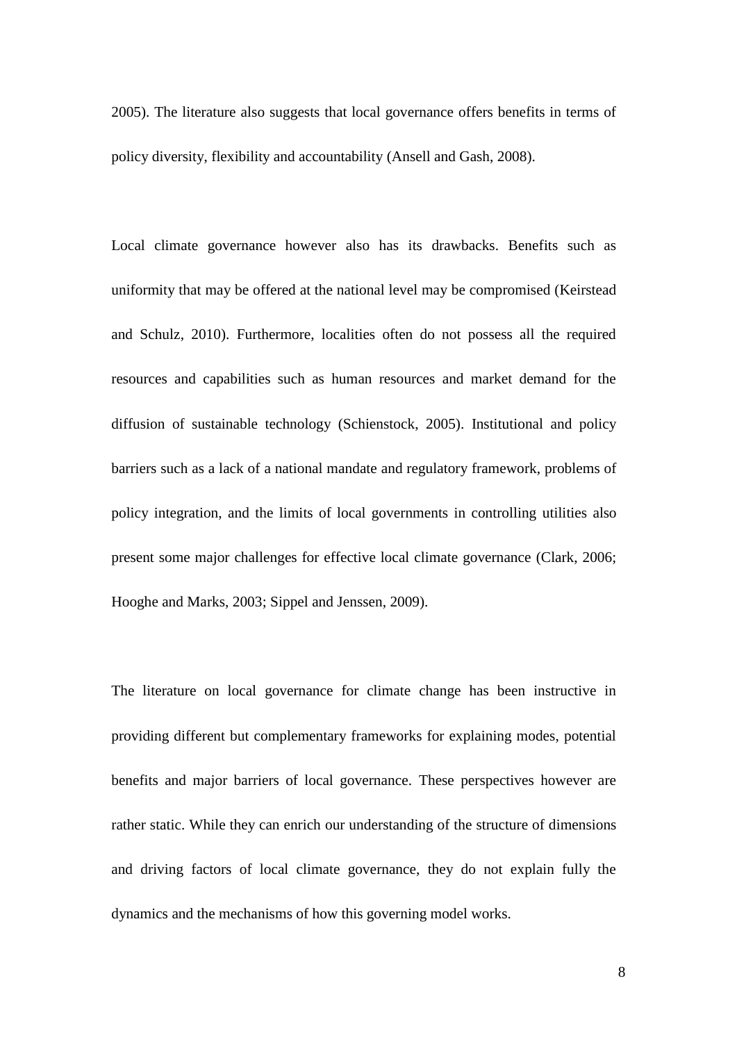2005). The literature also suggests that local governance offers benefits in terms of policy diversity, flexibility and accountability (Ansell and Gash, 2008).

Local climate governance however also has its drawbacks. Benefits such as uniformity that may be offered at the national level may be compromised (Keirstead and Schulz, 2010). Furthermore, localities often do not possess all the required resources and capabilities such as human resources and market demand for the diffusion of sustainable technology (Schienstock, 2005). Institutional and policy barriers such as a lack of a national mandate and regulatory framework, problems of policy integration, and the limits of local governments in controlling utilities also present some major challenges for effective local climate governance (Clark, 2006; Hooghe and Marks, 2003; Sippel and Jenssen, 2009).

The literature on local governance for climate change has been instructive in providing different but complementary frameworks for explaining modes, potential benefits and major barriers of local governance. These perspectives however are rather static. While they can enrich our understanding of the structure of dimensions and driving factors of local climate governance, they do not explain fully the dynamics and the mechanisms of how this governing model works.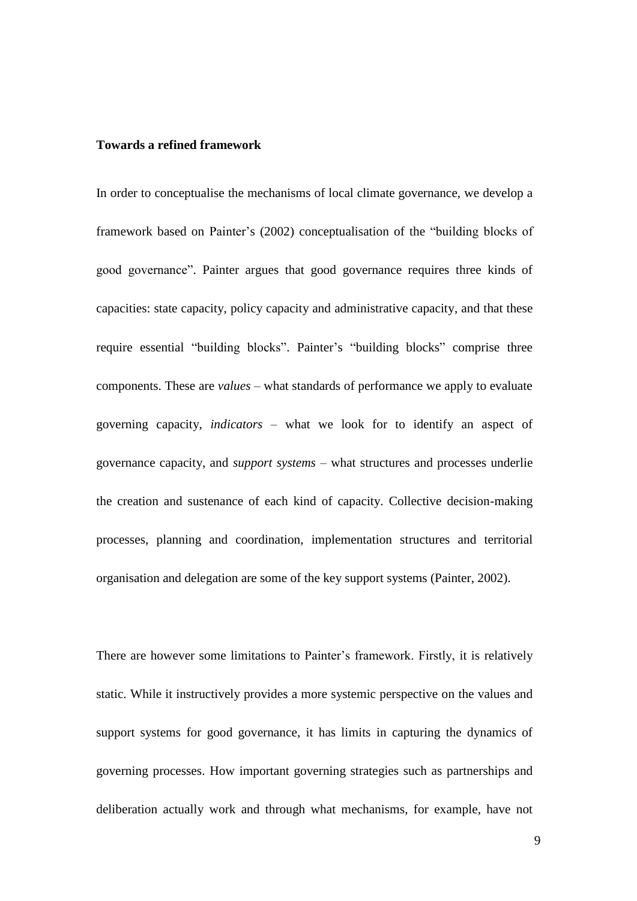**Towards a refined framework**

In order to conceptualise the mechanisms of local climate governance, we develop a framework based on Painter's (2002) conceptualisation of the "building blocks of good governance". Painter argues that good governance requires three kinds of capacities: state capacity, policy capacity and administrative capacity, and that these require essential "building blocks". Painter's "building blocks" comprise three components. These are *values* – what standards of performance we apply to evaluate governing capacity, *indicators* – what we look for to identify an aspect of governance capacity, and *support systems* – what structures and processes underlie the creation and sustenance of each kind of capacity. Collective decision-making processes, planning and coordination, implementation structures and territorial organisation and delegation are some of the key support systems (Painter, 2002).

There are however some limitations to Painter's framework. Firstly, it is relatively static. While it instructively provides a more systemic perspective on the values and support systems for good governance, it has limits in capturing the dynamics of governing processes. How important governing strategies such as partnerships and deliberation actually work and through what mechanisms, for example, have not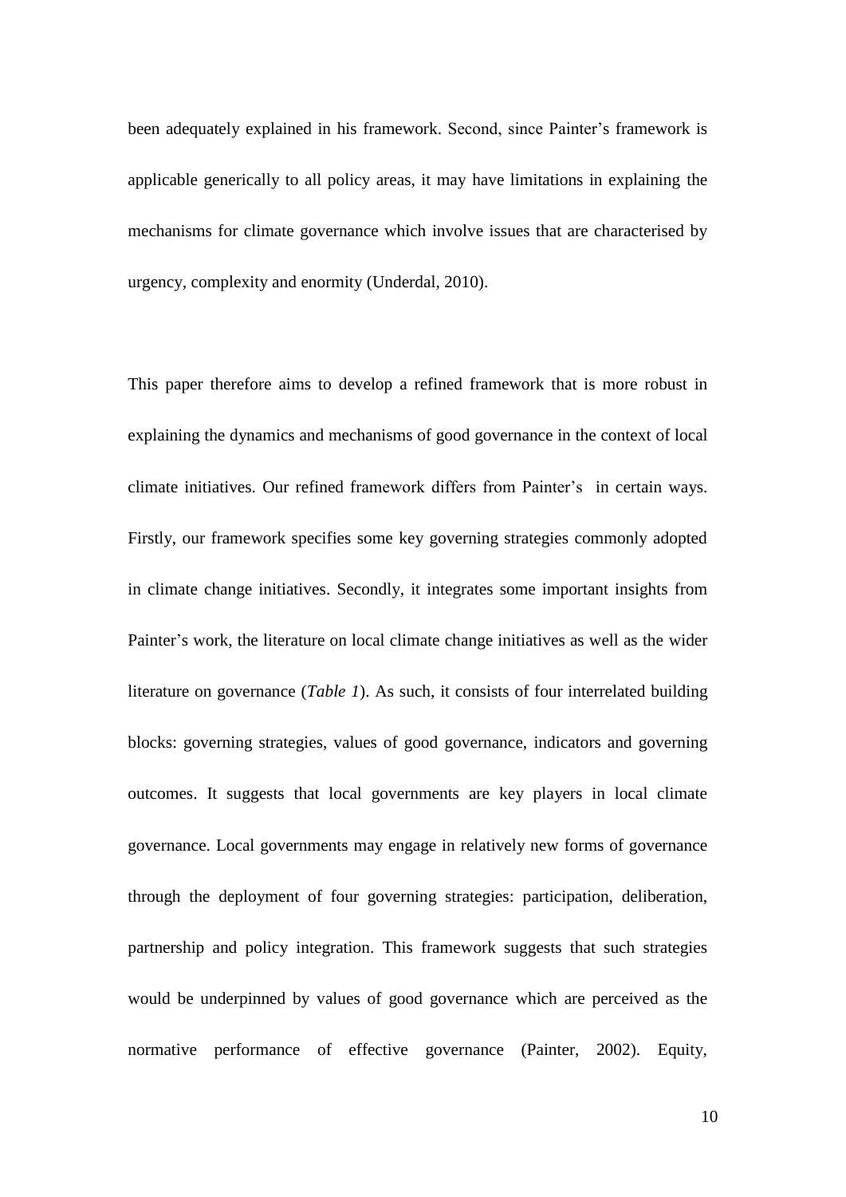been adequately explained in his framework. Second, since Painter's framework is applicable generically to all policy areas, it may have limitations in explaining the mechanisms for climate governance which involve issues that are characterised by urgency, complexity and enormity (Underdal, 2010).

This paper therefore aims to develop a refined framework that is more robust in explaining the dynamics and mechanisms of good governance in the context of local climate initiatives. Our refined framework differs from Painter's in certain ways. Firstly, our framework specifies some key governing strategies commonly adopted in climate change initiatives. Secondly, it integrates some important insights from Painter's work, the literature on local climate change initiatives as well as the wider literature on governance (*Table 1*). As such, it consists of four interrelated building blocks: governing strategies, values of good governance, indicators and governing outcomes. It suggests that local governments are key players in local climate governance. Local governments may engage in relatively new forms of governance through the deployment of four governing strategies: participation, deliberation, partnership and policy integration. This framework suggests that such strategies would be underpinned by values of good governance which are perceived as the normative performance of effective governance (Painter, 2002). Equity,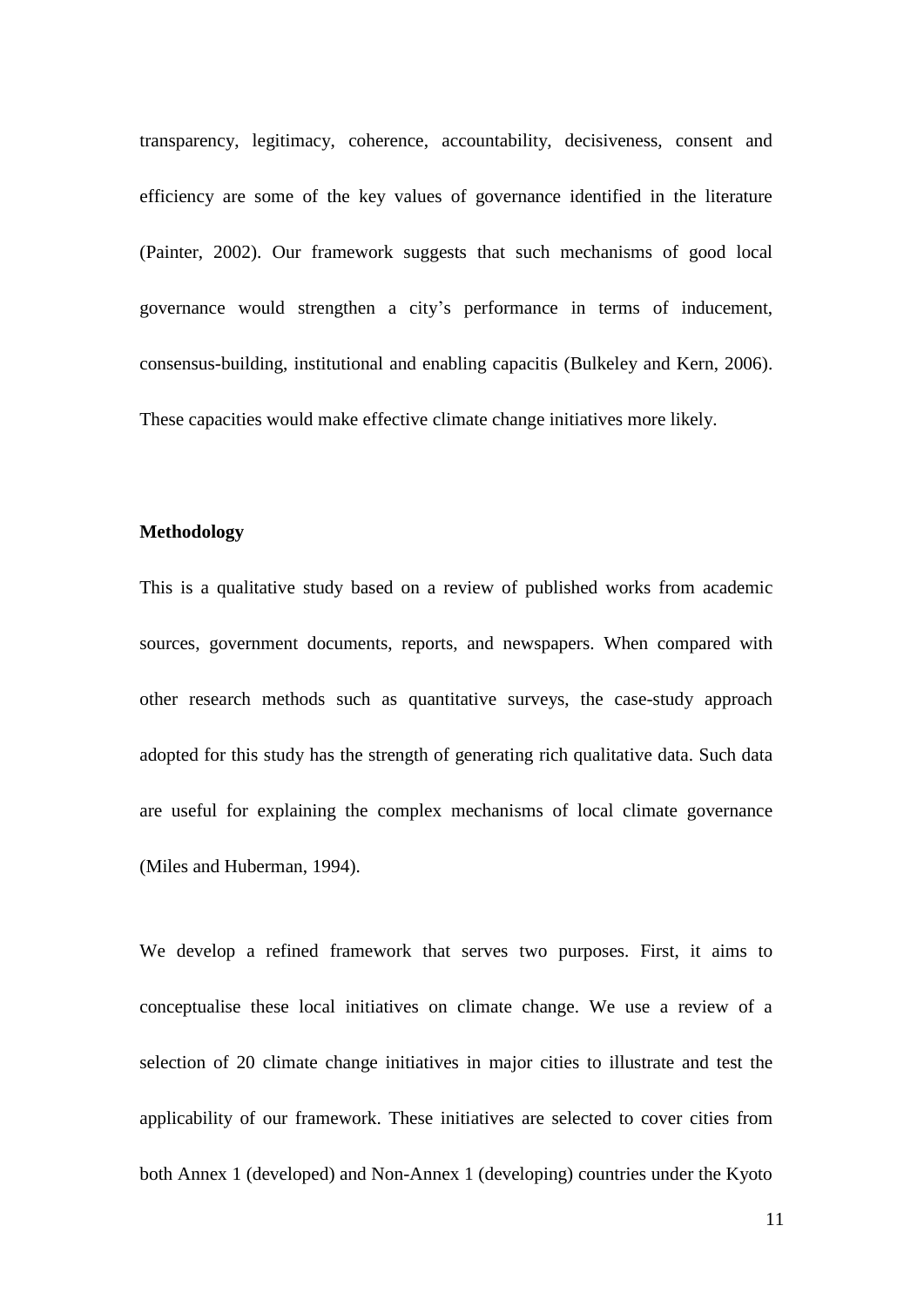transparency, legitimacy, coherence, accountability, decisiveness, consent and efficiency are some of the key values of governance identified in the literature (Painter, 2002). Our framework suggests that such mechanisms of good local governance would strengthen a city's performance in terms of inducement, consensus-building, institutional and enabling capacitis (Bulkeley and Kern, 2006). These capacities would make effective climate change initiatives more likely.

**Methodology**

This is a qualitative study based on a review of published works from academic sources, government documents, reports, and newspapers. When compared with other research methods such as quantitative surveys, the case-study approach adopted for this study has the strength of generating rich qualitative data. Such data are useful for explaining the complex mechanisms of local climate governance (Miles and Huberman, 1994).

We develop a refined framework that serves two purposes. First, it aims to conceptualise these local initiatives on climate change. We use a review of a selection of 20 climate change initiatives in major cities to illustrate and test the applicability of our framework. These initiatives are selected to cover cities from both Annex 1 (developed) and Non-Annex 1 (developing) countries under the Kyoto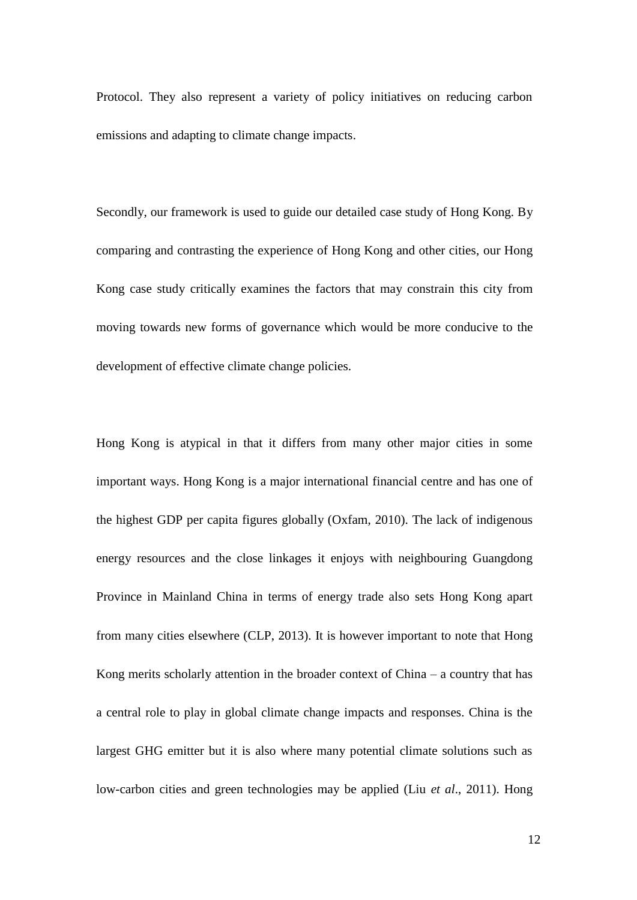Protocol. They also represent a variety of policy initiatives on reducing carbon emissions and adapting to climate change impacts.

Secondly, our framework is used to guide our detailed case study of Hong Kong. By comparing and contrasting the experience of Hong Kong and other cities, our Hong Kong case study critically examines the factors that may constrain this city from moving towards new forms of governance which would be more conducive to the development of effective climate change policies.

Hong Kong is atypical in that it differs from many other major cities in some important ways. Hong Kong is a major international financial centre and has one of the highest GDP per capita figures globally (Oxfam, 2010). The lack of indigenous energy resources and the close linkages it enjoys with neighbouring Guangdong Province in Mainland China in terms of energy trade also sets Hong Kong apart from many cities elsewhere (CLP, 2013). It is however important to note that Hong Kong merits scholarly attention in the broader context of China – a country that has a central role to play in global climate change impacts and responses. China is the largest GHG emitter but it is also where many potential climate solutions such as low-carbon cities and green technologies may be applied (Liu *et al*., 2011). Hong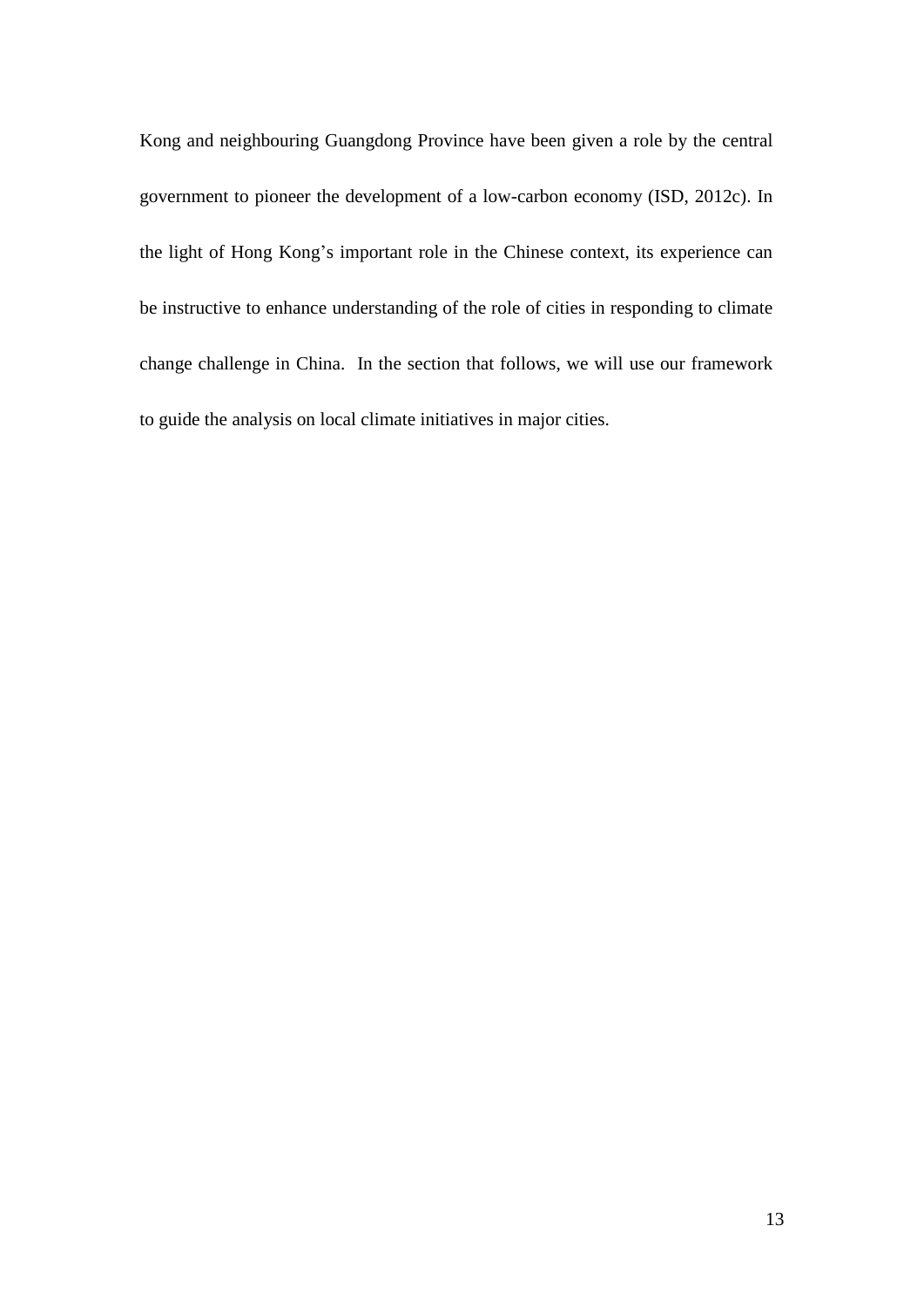Kong and neighbouring Guangdong Province have been given a role by the central government to pioneer the development of a low-carbon economy (ISD, 2012c). In the light of Hong Kong's important role in the Chinese context, its experience can be instructive to enhance understanding of the role of cities in responding to climate change challenge in China. In the section that follows, we will use our framework to guide the analysis on local climate initiatives in major cities.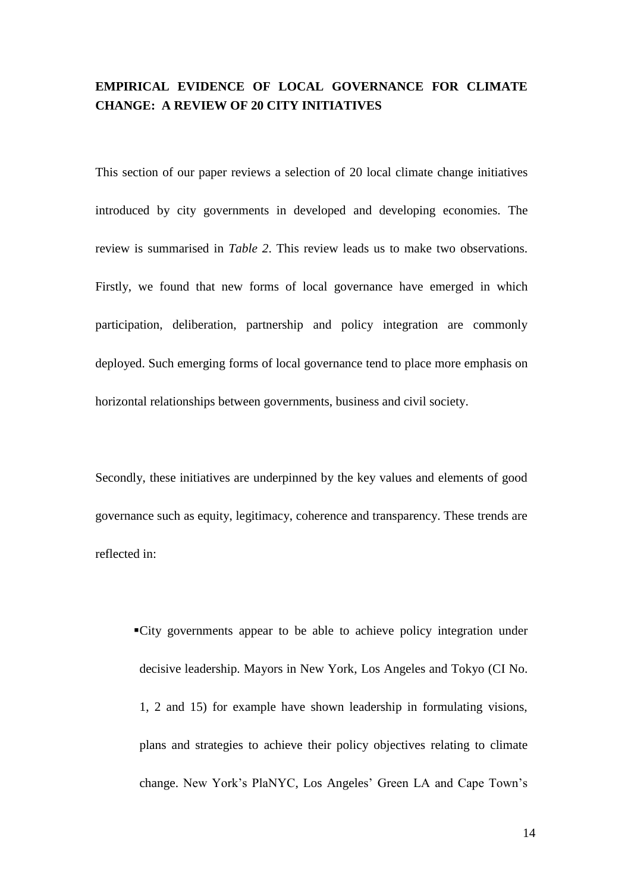## EMPIRICAL EVIDENCE OF LOCAL GOVERNANCE FOR CLIMATE CHANGE: A REVIEW OF 20 CITY INITIATIVES

This section of our paper reviews a selection of 20 local climate change initiatives introduced by city governments in developed and developing economies. The review is summarised in *Table 2*. This review leads us to make two observations. Firstly, we found that new forms of local governance have emerged in which participation, deliberation, partnership and policy integration are commonly deployed. Such emerging forms of local governance tend to place more emphasis on horizontal relationships between governments, business and civil society.

Secondly, these initiatives are underpinned by the key values and elements of good governance such as equity, legitimacy, coherence and transparency. These trends are reflected in:

- City governments appear to be able to achieve policy integration under decisive leadership. Mayors in New York, Los Angeles and Tokyo (CI No. 1, 2 and 15) for example have shown leadership in formulating visions, plans and strategies to achieve their policy objectives relating to climate change. New York's PlaNYC, Los Angeles' Green LA and Cape Town's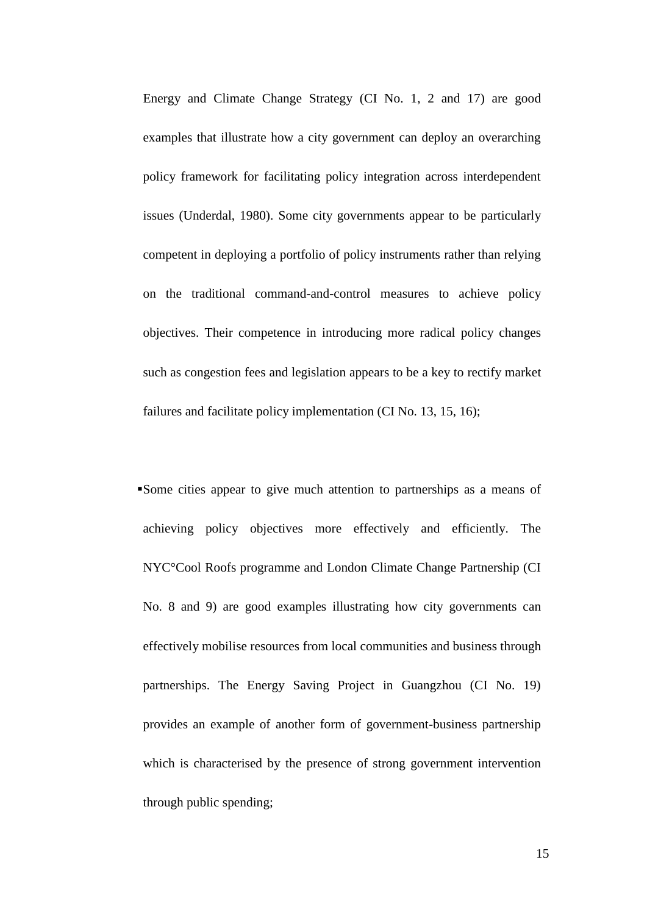Energy and Climate Change Strategy (CI No. 1, 2 and 17) are good examples that illustrate how a city government can deploy an overarching policy framework for facilitating policy integration across interdependent issues (Underdal, 1980). Some city governments appear to be particularly competent in deploying a portfolio of policy instruments rather than relying on the traditional command-and-control measures to achieve policy objectives. Their competence in introducing more radical policy changes such as congestion fees and legislation appears to be a key to rectify market failures and facilitate policy implementation (CI No. 13, 15, 16);

- Some cities appear to give much attention to partnerships as a means of achieving policy objectives more effectively and efficiently. The NYC°Cool Roofs programme and London Climate Change Partnership (CI No. 8 and 9) are good examples illustrating how city governments can effectively mobilise resources from local communities and business through partnerships. The Energy Saving Project in Guangzhou (CI No. 19) provides an example of another form of government-business partnership which is characterised by the presence of strong government intervention through public spending;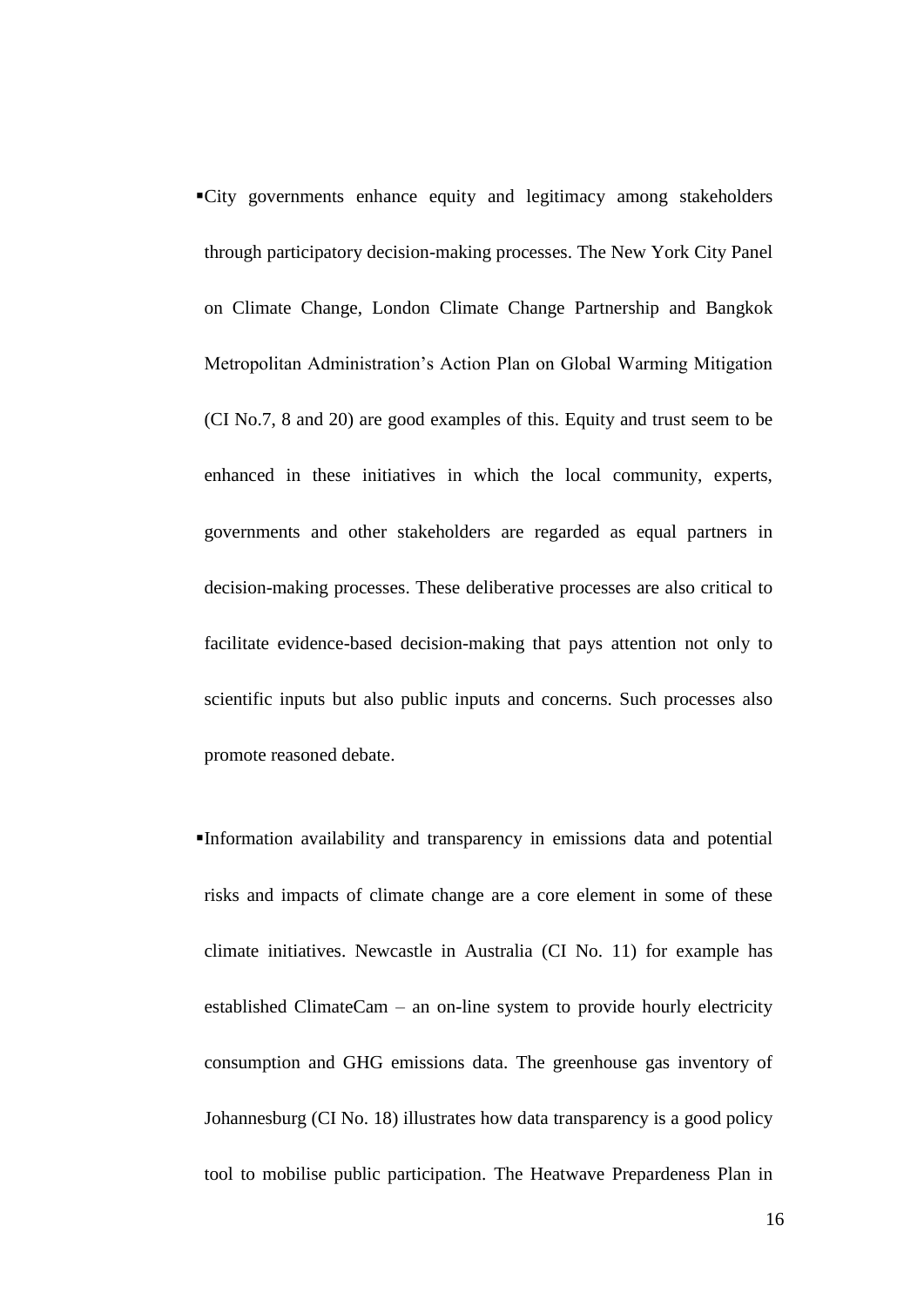- City governments enhance equity and legitimacy among stakeholders through participatory decision-making processes. The New York City Panel on Climate Change, London Climate Change Partnership and Bangkok Metropolitan Administration's Action Plan on Global Warming Mitigation (CI No.7, 8 and 20) are good examples of this. Equity and trust seem to be enhanced in these initiatives in which the local community, experts, governments and other stakeholders are regarded as equal partners in decision-making processes. These deliberative processes are also critical to facilitate evidence-based decision-making that pays attention not only to scientific inputs but also public inputs and concerns. Such processes also promote reasoned debate.

- Information availability and transparency in emissions data and potential risks and impacts of climate change are a core element in some of these climate initiatives. Newcastle in Australia (CI No. 11) for example has established ClimateCam – an on-line system to provide hourly electricity consumption and GHG emissions data. The greenhouse gas inventory of Johannesburg (CI No. 18) illustrates how data transparency is a good policy tool to mobilise public participation. The Heatwave Prepardeness Plan in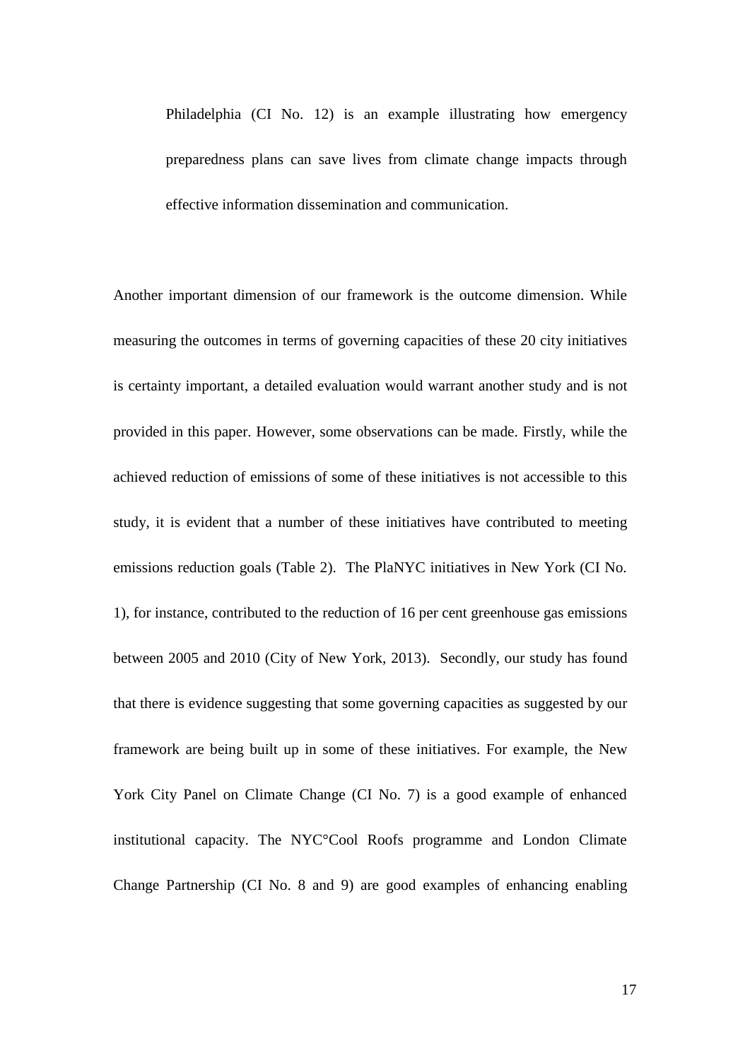Philadelphia (CI No. 12) is an example illustrating how emergency preparedness plans can save lives from climate change impacts through effective information dissemination and communication.

Another important dimension of our framework is the outcome dimension. While measuring the outcomes in terms of governing capacities of these 20 city initiatives is certainty important, a detailed evaluation would warrant another study and is not provided in this paper. However, some observations can be made. Firstly, while the achieved reduction of emissions of some of these initiatives is not accessible to this study, it is evident that a number of these initiatives have contributed to meeting emissions reduction goals (Table 2). The PlaNYC initiatives in New York (CI No. 1), for instance, contributed to the reduction of 16 per cent greenhouse gas emissions between 2005 and 2010 (City of New York, 2013). Secondly, our study has found that there is evidence suggesting that some governing capacities as suggested by our framework are being built up in some of these initiatives. For example, the New York City Panel on Climate Change (CI No. 7) is a good example of enhanced institutional capacity. The NYC°Cool Roofs programme and London Climate Change Partnership (CI No. 8 and 9) are good examples of enhancing enabling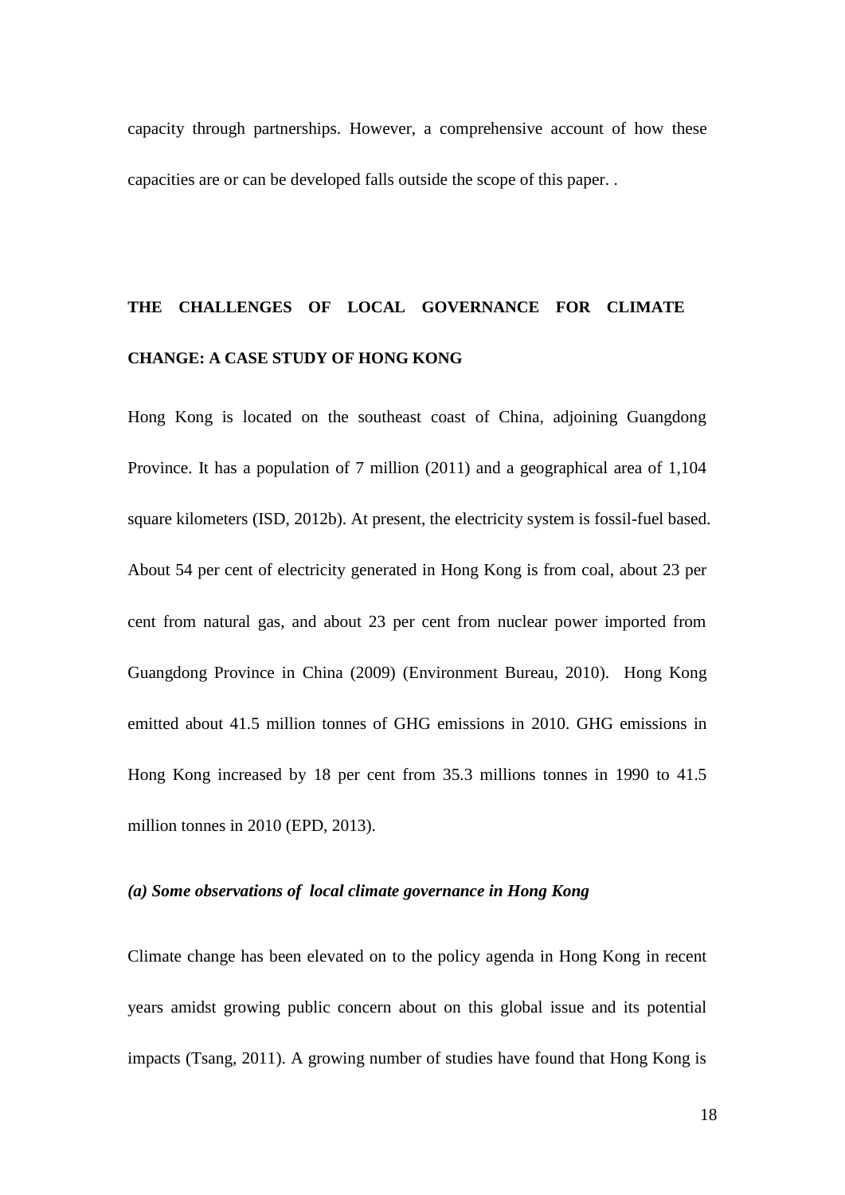capacity through partnerships. However, a comprehensive account of how these capacities are or can be developed falls outside the scope of this paper. .

## THE CHALLENGES OF LOCAL GOVERNANCE FOR CLIMATE CHANGE: A CASE STUDY OF HONG KONG

Hong Kong is located on the southeast coast of China, adjoining Guangdong Province. It has a population of 7 million (2011) and a geographical area of 1,104 square kilometers (ISD, 2012b). At present, the electricity system is fossil-fuel based. About 54 per cent of electricity generated in Hong Kong is from coal, about 23 per cent from natural gas, and about 23 per cent from nuclear power imported from Guangdong Province in China (2009) (Environment Bureau, 2010). Hong Kong emitted about 41.5 million tonnes of GHG emissions in 2010. GHG emissions in Hong Kong increased by 18 per cent from 35.3 millions tonnes in 1990 to 41.5 million tonnes in 2010 (EPD, 2013).

### *(a) Some observations of local climate governance in Hong Kong*

Climate change has been elevated on to the policy agenda in Hong Kong in recent years amidst growing public concern about on this global issue and its potential impacts (Tsang, 2011). A growing number of studies have found that Hong Kong is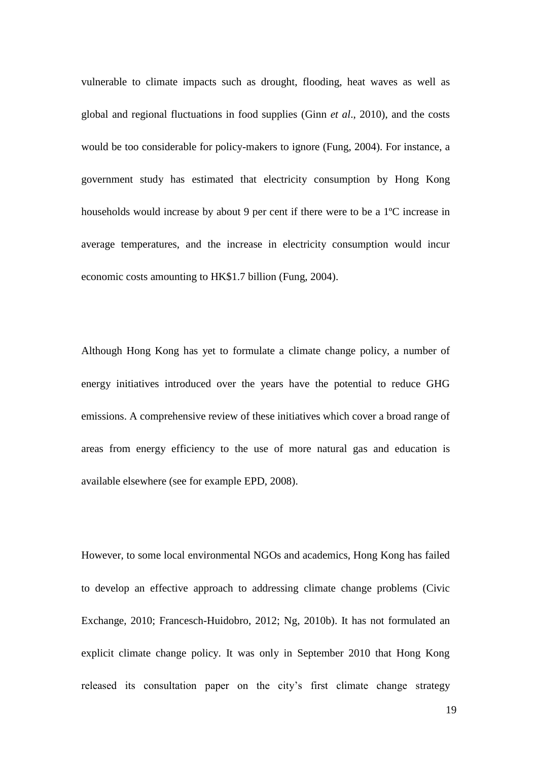vulnerable to climate impacts such as drought, flooding, heat waves as well as global and regional fluctuations in food supplies (Ginn *et al*., 2010), and the costs would be too considerable for policy-makers to ignore (Fung, 2004). For instance, a government study has estimated that electricity consumption by Hong Kong households would increase by about 9 per cent if there were to be a 1ºC increase in average temperatures, and the increase in electricity consumption would incur economic costs amounting to HK$1.7 billion (Fung, 2004).

Although Hong Kong has yet to formulate a climate change policy, a number of energy initiatives introduced over the years have the potential to reduce GHG emissions. A comprehensive review of these initiatives which cover a broad range of areas from energy efficiency to the use of more natural gas and education is available elsewhere (see for example EPD, 2008).

However, to some local environmental NGOs and academics, Hong Kong has failed to develop an effective approach to addressing climate change problems (Civic Exchange, 2010; Francesch-Huidobro, 2012; Ng, 2010b). It has not formulated an explicit climate change policy. It was only in September 2010 that Hong Kong released its consultation paper on the city's first climate change strategy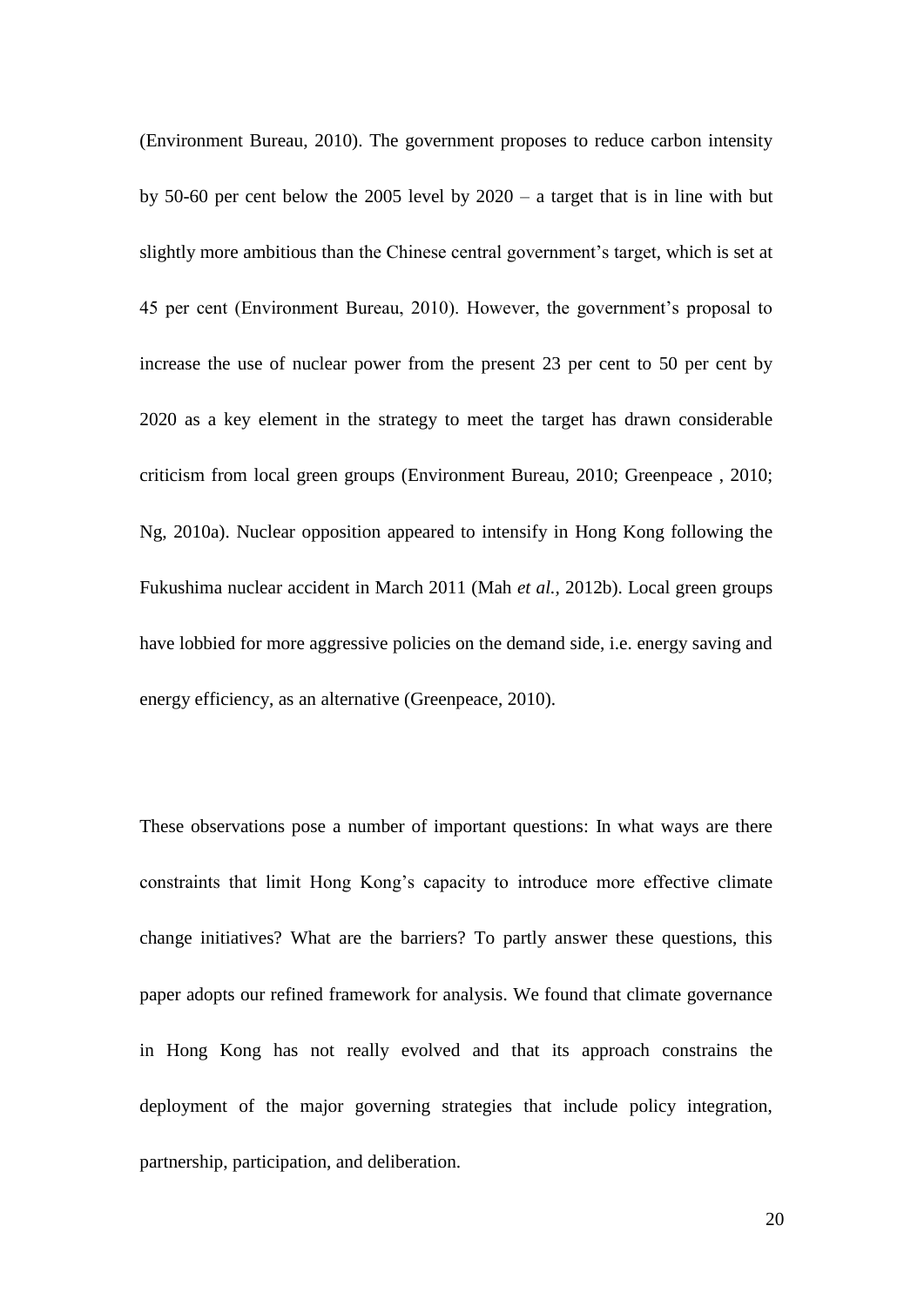(Environment Bureau, 2010). The government proposes to reduce carbon intensity by 50-60 per cent below the 2005 level by 2020 – a target that is in line with but slightly more ambitious than the Chinese central government's target, which is set at 45 per cent (Environment Bureau, 2010). However, the government's proposal to increase the use of nuclear power from the present 23 per cent to 50 per cent by 2020 as a key element in the strategy to meet the target has drawn considerable criticism from local green groups (Environment Bureau, 2010; Greenpeace , 2010; Ng, 2010a). Nuclear opposition appeared to intensify in Hong Kong following the Fukushima nuclear accident in March 2011 (Mah *et al.*, 2012b). Local green groups have lobbied for more aggressive policies on the demand side, i.e. energy saving and energy efficiency, as an alternative (Greenpeace, 2010).

These observations pose a number of important questions: In what ways are there constraints that limit Hong Kong's capacity to introduce more effective climate change initiatives? What are the barriers? To partly answer these questions, this paper adopts our refined framework for analysis. We found that climate governance in Hong Kong has not really evolved and that its approach constrains the deployment of the major governing strategies that include policy integration, partnership, participation, and deliberation.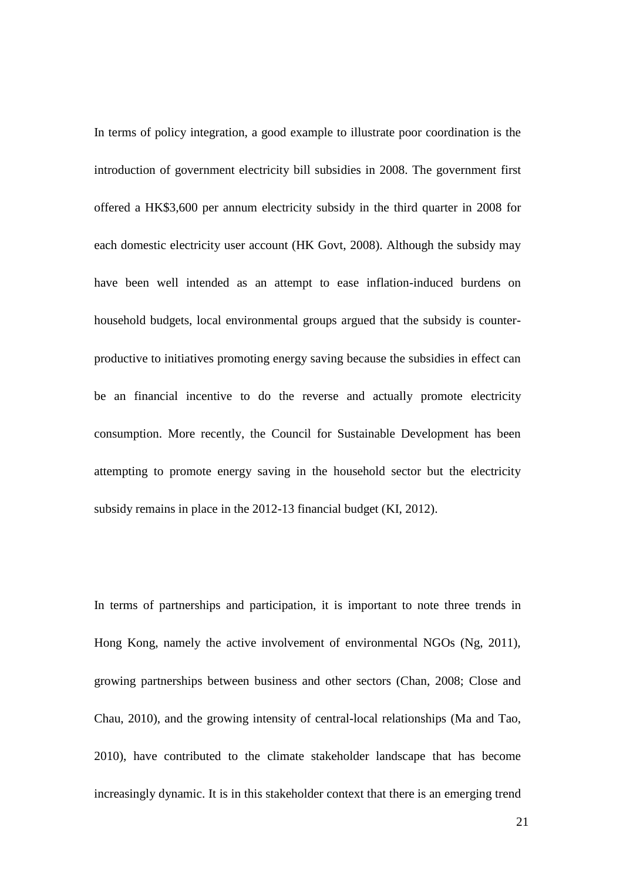In terms of policy integration, a good example to illustrate poor coordination is the introduction of government electricity bill subsidies in 2008. The government first offered a HK$3,600 per annum electricity subsidy in the third quarter in 2008 for each domestic electricity user account (HK Govt, 2008). Although the subsidy may have been well intended as an attempt to ease inflation-induced burdens on household budgets, local environmental groups argued that the subsidy is counter-productive to initiatives promoting energy saving because the subsidies in effect can be an financial incentive to do the reverse and actually promote electricity consumption. More recently, the Council for Sustainable Development has been attempting to promote energy saving in the household sector but the electricity subsidy remains in place in the 2012-13 financial budget (KI, 2012).

In terms of partnerships and participation, it is important to note three trends in Hong Kong, namely the active involvement of environmental NGOs (Ng, 2011), growing partnerships between business and other sectors (Chan, 2008; Close and Chau, 2010), and the growing intensity of central-local relationships (Ma and Tao, 2010), have contributed to the climate stakeholder landscape that has become increasingly dynamic. It is in this stakeholder context that there is an emerging trend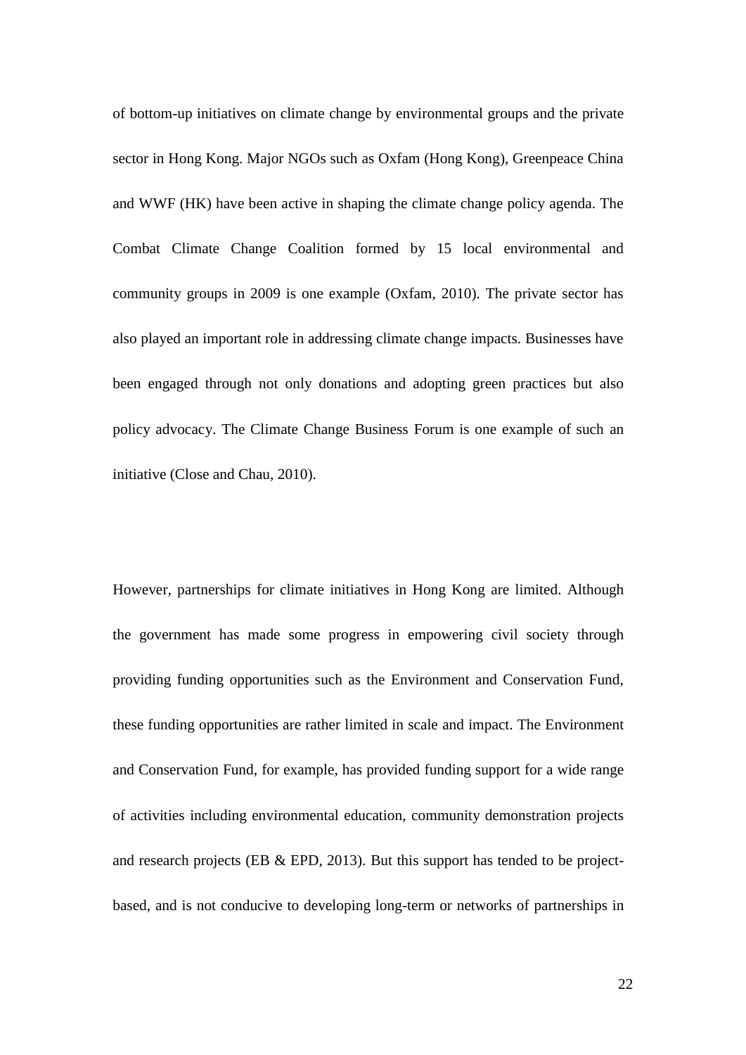of bottom-up initiatives on climate change by environmental groups and the private sector in Hong Kong. Major NGOs such as Oxfam (Hong Kong), Greenpeace China and WWF (HK) have been active in shaping the climate change policy agenda. The Combat Climate Change Coalition formed by 15 local environmental and community groups in 2009 is one example (Oxfam, 2010). The private sector has also played an important role in addressing climate change impacts. Businesses have been engaged through not only donations and adopting green practices but also policy advocacy. The Climate Change Business Forum is one example of such an initiative (Close and Chau, 2010).

However, partnerships for climate initiatives in Hong Kong are limited. Although the government has made some progress in empowering civil society through providing funding opportunities such as the Environment and Conservation Fund, these funding opportunities are rather limited in scale and impact. The Environment and Conservation Fund, for example, has provided funding support for a wide range of activities including environmental education, community demonstration projects and research projects (EB & EPD, 2013). But this support has tended to be project-based, and is not conducive to developing long-term or networks of partnerships in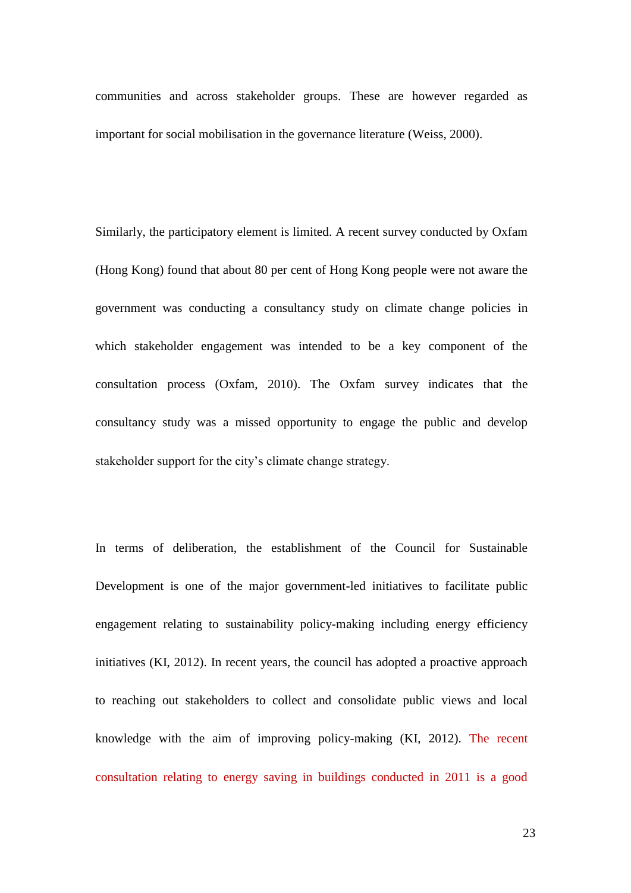communities and across stakeholder groups. These are however regarded as important for social mobilisation in the governance literature (Weiss, 2000).

Similarly, the participatory element is limited. A recent survey conducted by Oxfam (Hong Kong) found that about 80 per cent of Hong Kong people were not aware the government was conducting a consultancy study on climate change policies in which stakeholder engagement was intended to be a key component of the consultation process (Oxfam, 2010). The Oxfam survey indicates that the consultancy study was a missed opportunity to engage the public and develop stakeholder support for the city's climate change strategy.

In terms of deliberation, the establishment of the Council for Sustainable Development is one of the major government-led initiatives to facilitate public engagement relating to sustainability policy-making including energy efficiency initiatives (KI, 2012). In recent years, the council has adopted a proactive approach to reaching out stakeholders to collect and consolidate public views and local knowledge with the aim of improving policy-making (KI, 2012). The recent consultation relating to energy saving in buildings conducted in 2011 is a good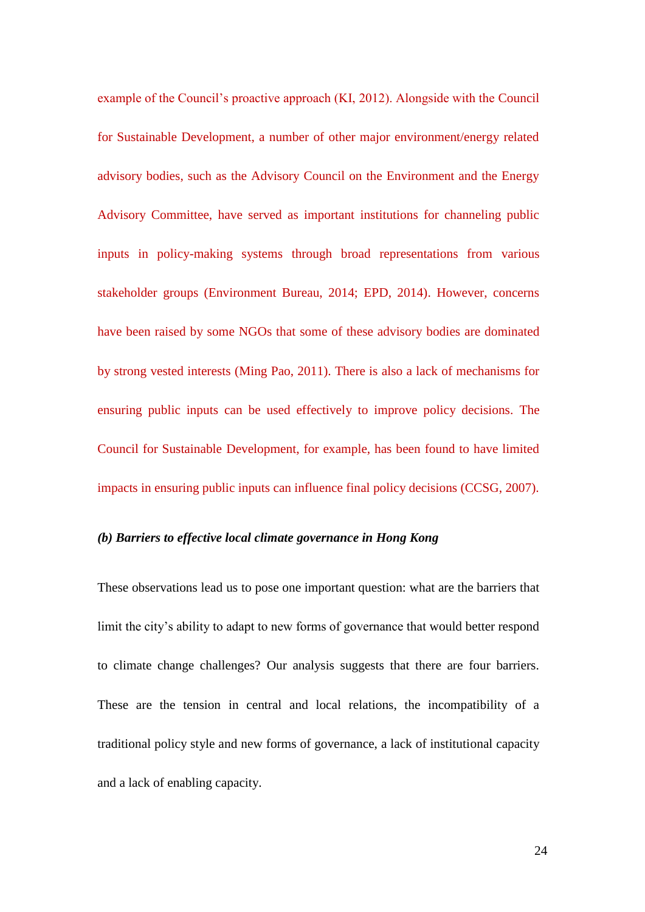example of the Council's proactive approach (KI, 2012). Alongside with the Council for Sustainable Development, a number of other major environment/energy related advisory bodies, such as the Advisory Council on the Environment and the Energy Advisory Committee, have served as important institutions for channeling public inputs in policy-making systems through broad representations from various stakeholder groups (Environment Bureau, 2014; EPD, 2014). However, concerns have been raised by some NGOs that some of these advisory bodies are dominated by strong vested interests (Ming Pao, 2011). There is also a lack of mechanisms for ensuring public inputs can be used effectively to improve policy decisions. The Council for Sustainable Development, for example, has been found to have limited impacts in ensuring public inputs can influence final policy decisions (CCSG, 2007).

***(b) Barriers to effective local climate governance in Hong Kong***

These observations lead us to pose one important question: what are the barriers that limit the city's ability to adapt to new forms of governance that would better respond to climate change challenges? Our analysis suggests that there are four barriers. These are the tension in central and local relations, the incompatibility of a traditional policy style and new forms of governance, a lack of institutional capacity and a lack of enabling capacity.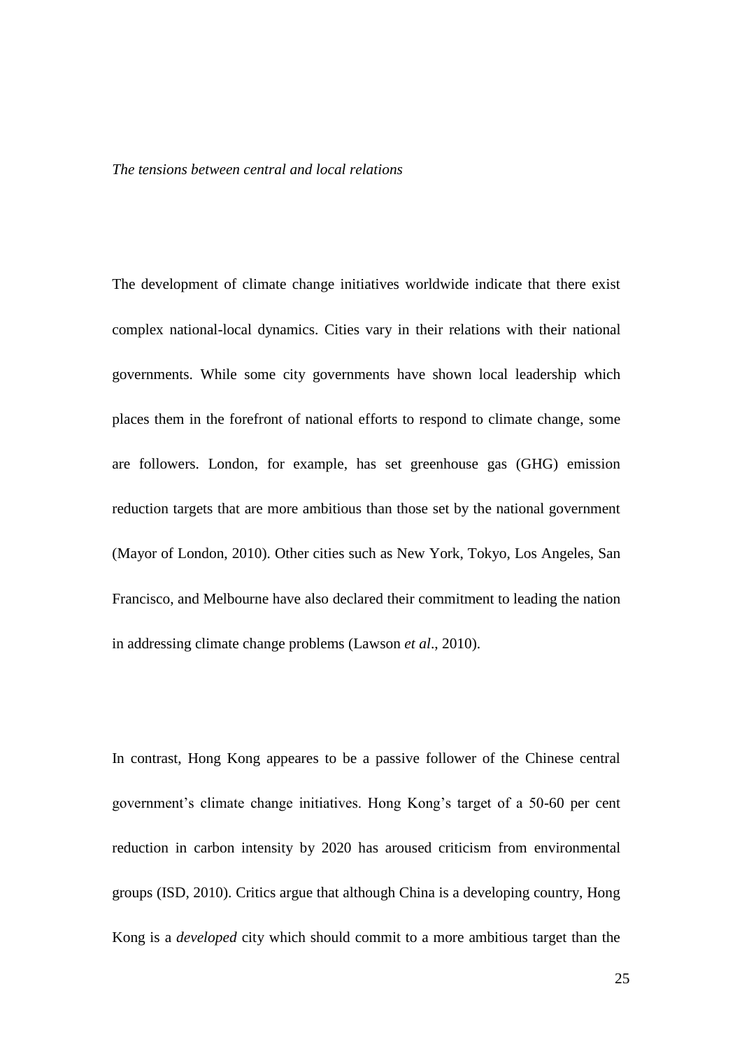*The tensions between central and local relations*

The development of climate change initiatives worldwide indicate that there exist complex national-local dynamics. Cities vary in their relations with their national governments. While some city governments have shown local leadership which places them in the forefront of national efforts to respond to climate change, some are followers. London, for example, has set greenhouse gas (GHG) emission reduction targets that are more ambitious than those set by the national government (Mayor of London, 2010). Other cities such as New York, Tokyo, Los Angeles, San Francisco, and Melbourne have also declared their commitment to leading the nation in addressing climate change problems (Lawson *et al*., 2010).

In contrast, Hong Kong appeares to be a passive follower of the Chinese central government's climate change initiatives. Hong Kong's target of a 50-60 per cent reduction in carbon intensity by 2020 has aroused criticism from environmental groups (ISD, 2010). Critics argue that although China is a developing country, Hong Kong is a *developed* city which should commit to a more ambitious target than the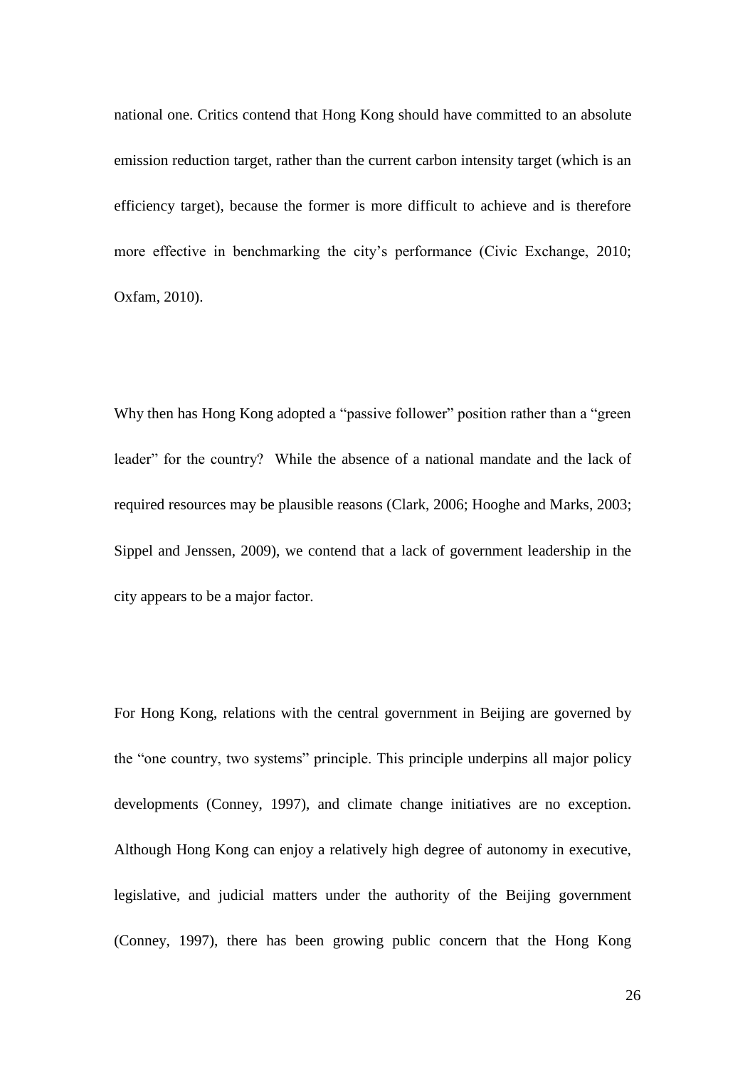national one. Critics contend that Hong Kong should have committed to an absolute emission reduction target, rather than the current carbon intensity target (which is an efficiency target), because the former is more difficult to achieve and is therefore more effective in benchmarking the city's performance (Civic Exchange, 2010; Oxfam, 2010).

Why then has Hong Kong adopted a "passive follower" position rather than a "green leader" for the country? While the absence of a national mandate and the lack of required resources may be plausible reasons (Clark, 2006; Hooghe and Marks, 2003; Sippel and Jenssen, 2009), we contend that a lack of government leadership in the city appears to be a major factor.

For Hong Kong, relations with the central government in Beijing are governed by the "one country, two systems" principle. This principle underpins all major policy developments (Conney, 1997), and climate change initiatives are no exception. Although Hong Kong can enjoy a relatively high degree of autonomy in executive, legislative, and judicial matters under the authority of the Beijing government (Conney, 1997), there has been growing public concern that the Hong Kong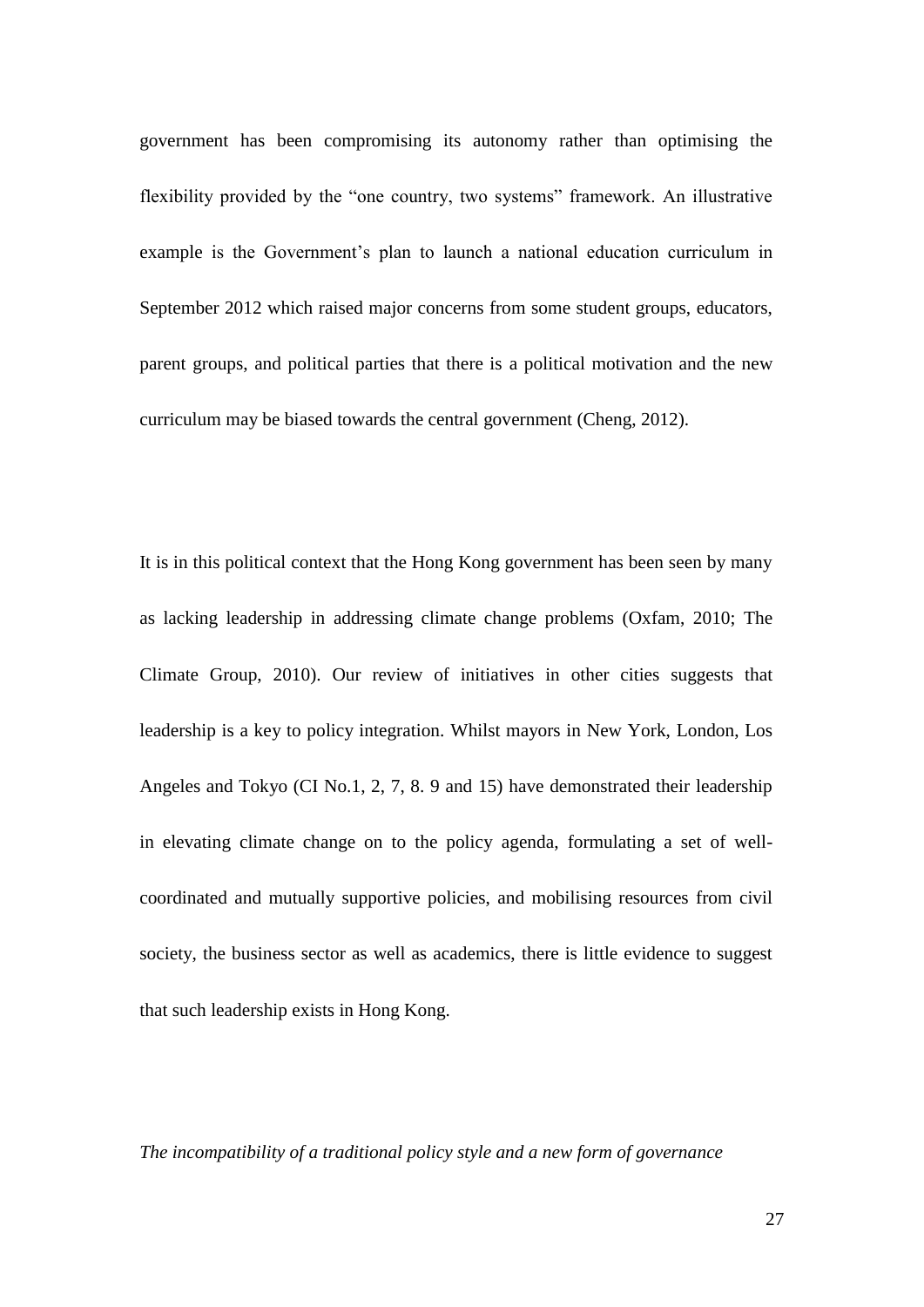government has been compromising its autonomy rather than optimising the flexibility provided by the "one country, two systems" framework. An illustrative example is the Government's plan to launch a national education curriculum in September 2012 which raised major concerns from some student groups, educators, parent groups, and political parties that there is a political motivation and the new curriculum may be biased towards the central government (Cheng, 2012).

It is in this political context that the Hong Kong government has been seen by many as lacking leadership in addressing climate change problems (Oxfam, 2010; The Climate Group, 2010). Our review of initiatives in other cities suggests that leadership is a key to policy integration. Whilst mayors in New York, London, Los Angeles and Tokyo (CI No.1, 2, 7, 8. 9 and 15) have demonstrated their leadership in elevating climate change on to the policy agenda, formulating a set of well-coordinated and mutually supportive policies, and mobilising resources from civil society, the business sector as well as academics, there is little evidence to suggest that such leadership exists in Hong Kong.

*The incompatibility of a traditional policy style and a new form of governance*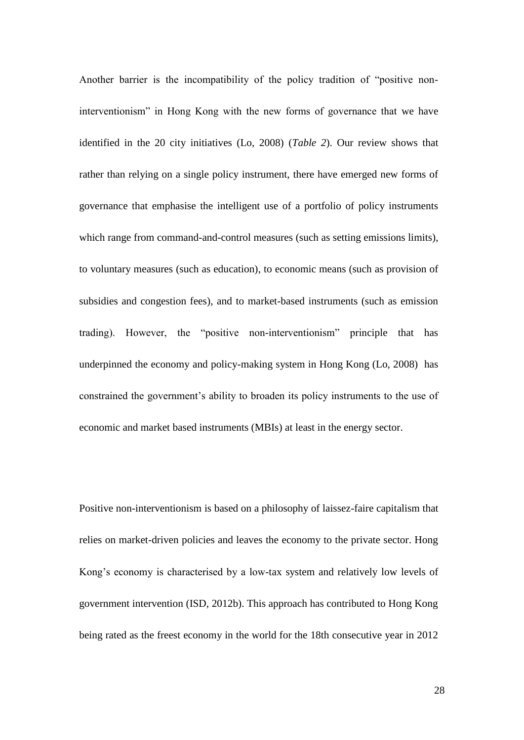Another barrier is the incompatibility of the policy tradition of "positive non-interventionism" in Hong Kong with the new forms of governance that we have identified in the 20 city initiatives (Lo, 2008) (*Table 2*). Our review shows that rather than relying on a single policy instrument, there have emerged new forms of governance that emphasise the intelligent use of a portfolio of policy instruments which range from command-and-control measures (such as setting emissions limits), to voluntary measures (such as education), to economic means (such as provision of subsidies and congestion fees), and to market-based instruments (such as emission trading). However, the "positive non-interventionism" principle that has underpinned the economy and policy-making system in Hong Kong (Lo, 2008) has constrained the government's ability to broaden its policy instruments to the use of economic and market based instruments (MBIs) at least in the energy sector.

Positive non-interventionism is based on a philosophy of laissez-faire capitalism that relies on market-driven policies and leaves the economy to the private sector. Hong Kong's economy is characterised by a low-tax system and relatively low levels of government intervention (ISD, 2012b). This approach has contributed to Hong Kong being rated as the freest economy in the world for the 18th consecutive year in 2012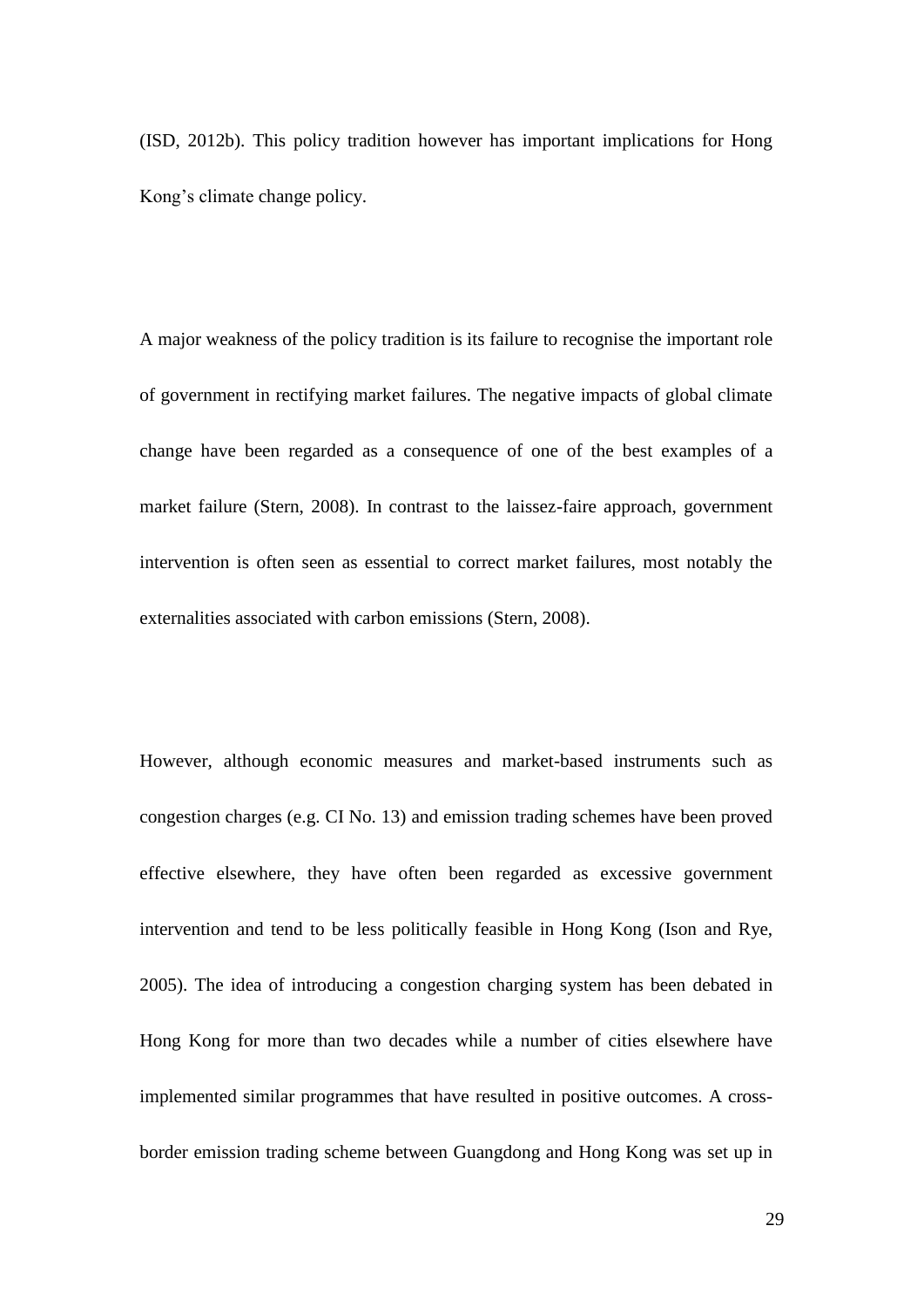(ISD, 2012b). This policy tradition however has important implications for Hong Kong's climate change policy.

A major weakness of the policy tradition is its failure to recognise the important role of government in rectifying market failures. The negative impacts of global climate change have been regarded as a consequence of one of the best examples of a market failure (Stern, 2008). In contrast to the laissez-faire approach, government intervention is often seen as essential to correct market failures, most notably the externalities associated with carbon emissions (Stern, 2008).

However, although economic measures and market-based instruments such as congestion charges (e.g. CI No. 13) and emission trading schemes have been proved effective elsewhere, they have often been regarded as excessive government intervention and tend to be less politically feasible in Hong Kong (Ison and Rye, 2005). The idea of introducing a congestion charging system has been debated in Hong Kong for more than two decades while a number of cities elsewhere have implemented similar programmes that have resulted in positive outcomes. A cross-border emission trading scheme between Guangdong and Hong Kong was set up in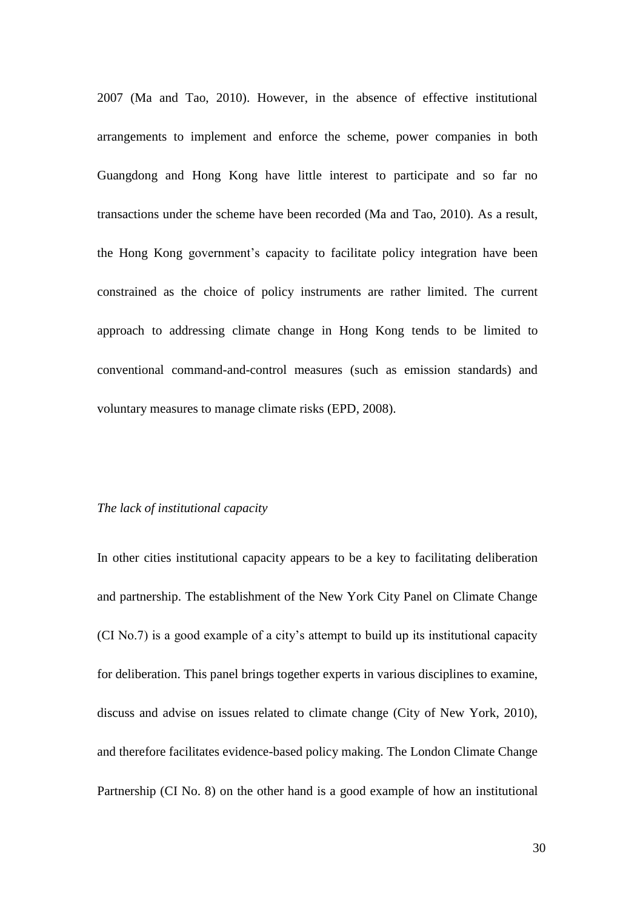2007 (Ma and Tao, 2010). However, in the absence of effective institutional arrangements to implement and enforce the scheme, power companies in both Guangdong and Hong Kong have little interest to participate and so far no transactions under the scheme have been recorded (Ma and Tao, 2010). As a result, the Hong Kong government's capacity to facilitate policy integration have been constrained as the choice of policy instruments are rather limited. The current approach to addressing climate change in Hong Kong tends to be limited to conventional command-and-control measures (such as emission standards) and voluntary measures to manage climate risks (EPD, 2008).

*The lack of institutional capacity*

In other cities institutional capacity appears to be a key to facilitating deliberation and partnership. The establishment of the New York City Panel on Climate Change (CI No.7) is a good example of a city's attempt to build up its institutional capacity for deliberation. This panel brings together experts in various disciplines to examine, discuss and advise on issues related to climate change (City of New York, 2010), and therefore facilitates evidence-based policy making. The London Climate Change Partnership (CI No. 8) on the other hand is a good example of how an institutional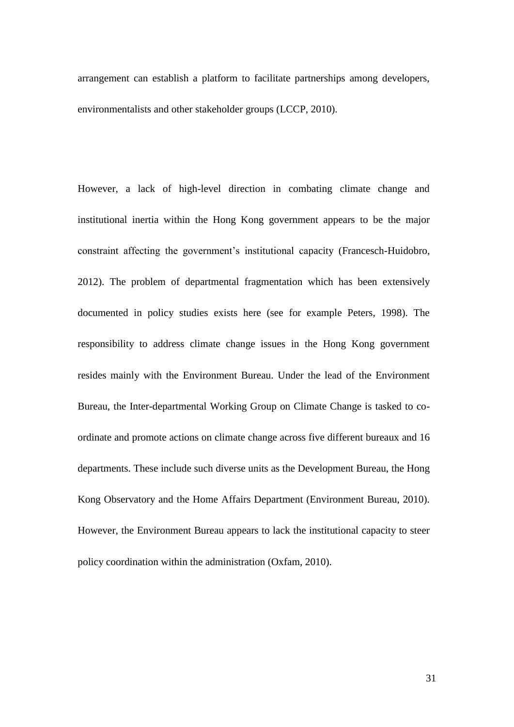arrangement can establish a platform to facilitate partnerships among developers, environmentalists and other stakeholder groups (LCCP, 2010).

However, a lack of high-level direction in combating climate change and institutional inertia within the Hong Kong government appears to be the major constraint affecting the government's institutional capacity (Francesch-Huidobro, 2012). The problem of departmental fragmentation which has been extensively documented in policy studies exists here (see for example Peters, 1998). The responsibility to address climate change issues in the Hong Kong government resides mainly with the Environment Bureau. Under the lead of the Environment Bureau, the Inter-departmental Working Group on Climate Change is tasked to co-ordinate and promote actions on climate change across five different bureaux and 16 departments. These include such diverse units as the Development Bureau, the Hong Kong Observatory and the Home Affairs Department (Environment Bureau, 2010). However, the Environment Bureau appears to lack the institutional capacity to steer policy coordination within the administration (Oxfam, 2010).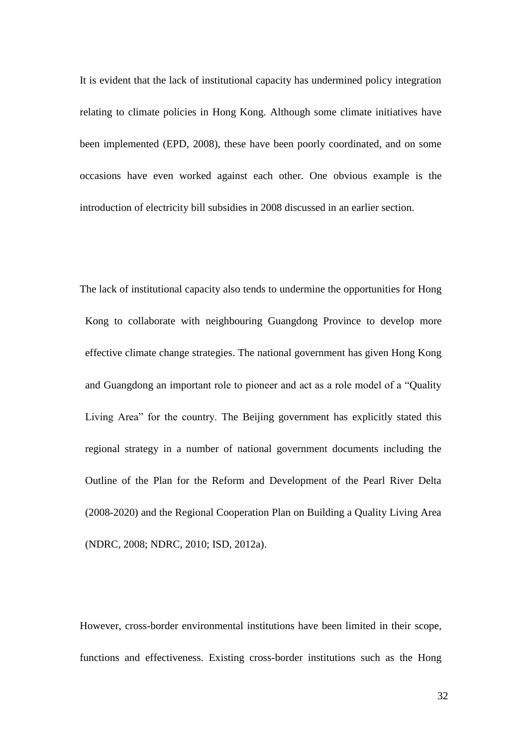It is evident that the lack of institutional capacity has undermined policy integration relating to climate policies in Hong Kong. Although some climate initiatives have been implemented (EPD, 2008), these have been poorly coordinated, and on some occasions have even worked against each other. One obvious example is the introduction of electricity bill subsidies in 2008 discussed in an earlier section.

The lack of institutional capacity also tends to undermine the opportunities for Hong Kong to collaborate with neighbouring Guangdong Province to develop more effective climate change strategies. The national government has given Hong Kong and Guangdong an important role to pioneer and act as a role model of a "Quality Living Area" for the country. The Beijing government has explicitly stated this regional strategy in a number of national government documents including the Outline of the Plan for the Reform and Development of the Pearl River Delta (2008-2020) and the Regional Cooperation Plan on Building a Quality Living Area (NDRC, 2008; NDRC, 2010; ISD, 2012a).

However, cross-border environmental institutions have been limited in their scope, functions and effectiveness. Existing cross-border institutions such as the Hong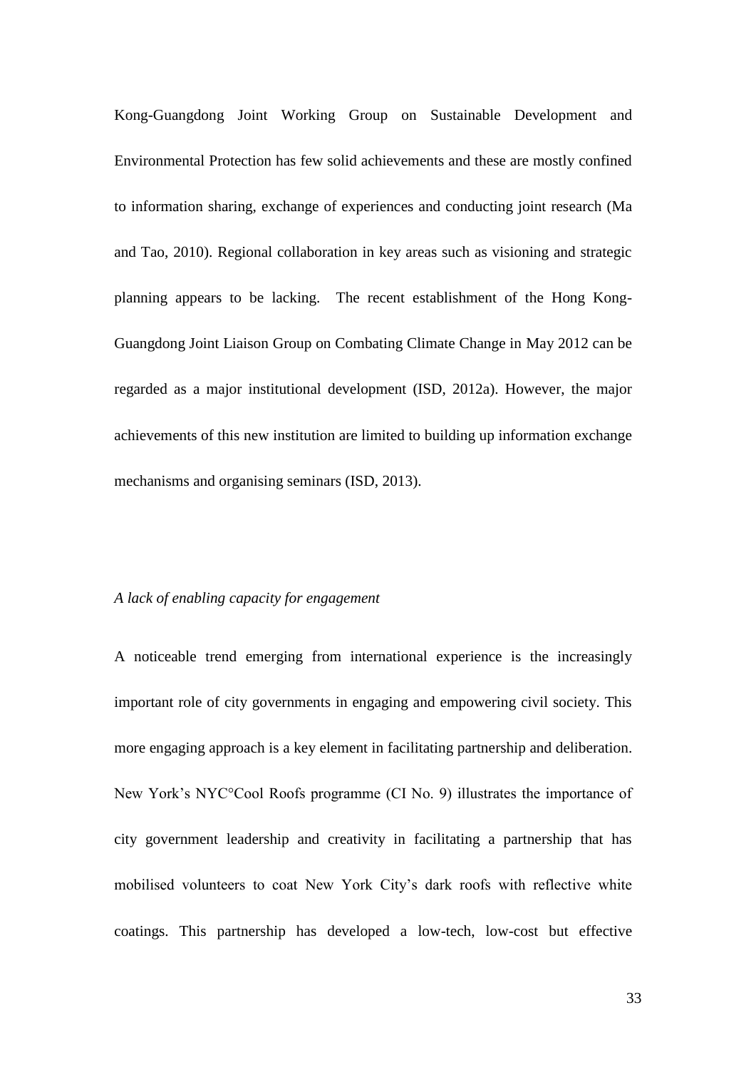Kong-Guangdong Joint Working Group on Sustainable Development and Environmental Protection has few solid achievements and these are mostly confined to information sharing, exchange of experiences and conducting joint research (Ma and Tao, 2010). Regional collaboration in key areas such as visioning and strategic planning appears to be lacking. The recent establishment of the Hong Kong-Guangdong Joint Liaison Group on Combating Climate Change in May 2012 can be regarded as a major institutional development (ISD, 2012a). However, the major achievements of this new institution are limited to building up information exchange mechanisms and organising seminars (ISD, 2013).

*A lack of enabling capacity for engagement*

A noticeable trend emerging from international experience is the increasingly important role of city governments in engaging and empowering civil society. This more engaging approach is a key element in facilitating partnership and deliberation. New York's NYC°Cool Roofs programme (CI No. 9) illustrates the importance of city government leadership and creativity in facilitating a partnership that has mobilised volunteers to coat New York City's dark roofs with reflective white coatings. This partnership has developed a low-tech, low-cost but effective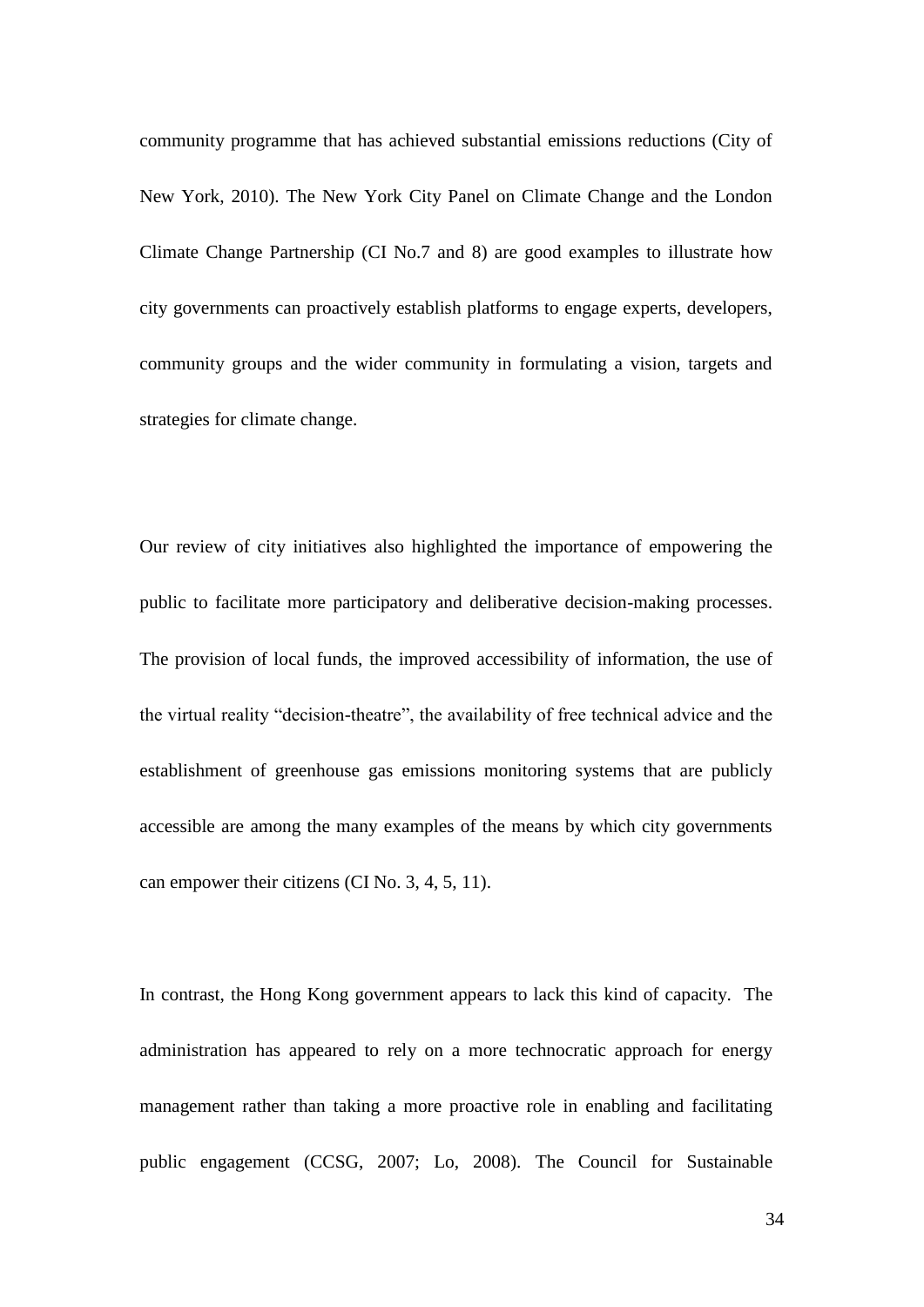community programme that has achieved substantial emissions reductions (City of New York, 2010). The New York City Panel on Climate Change and the London Climate Change Partnership (CI No.7 and 8) are good examples to illustrate how city governments can proactively establish platforms to engage experts, developers, community groups and the wider community in formulating a vision, targets and strategies for climate change.

Our review of city initiatives also highlighted the importance of empowering the public to facilitate more participatory and deliberative decision-making processes. The provision of local funds, the improved accessibility of information, the use of the virtual reality "decision-theatre", the availability of free technical advice and the establishment of greenhouse gas emissions monitoring systems that are publicly accessible are among the many examples of the means by which city governments can empower their citizens (CI No. 3, 4, 5, 11).

In contrast, the Hong Kong government appears to lack this kind of capacity. The administration has appeared to rely on a more technocratic approach for energy management rather than taking a more proactive role in enabling and facilitating public engagement (CCSG, 2007; Lo, 2008). The Council for Sustainable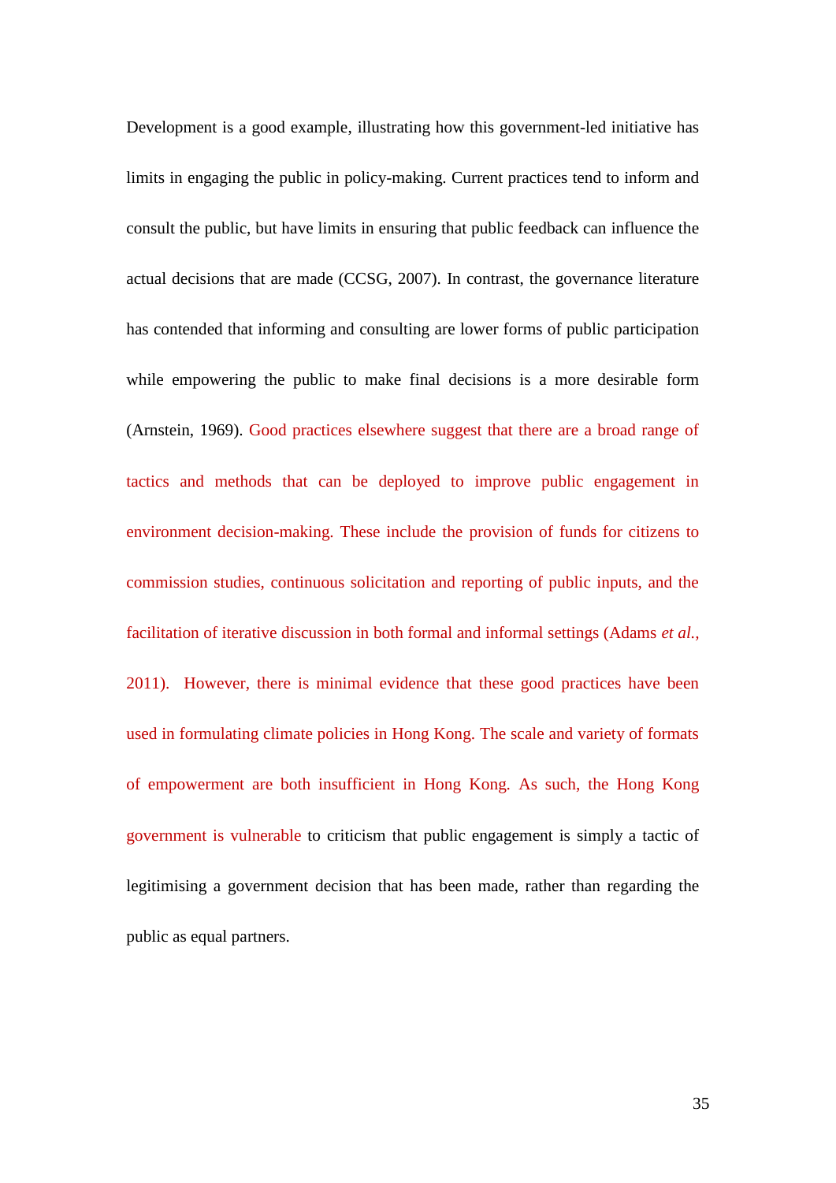Development is a good example, illustrating how this government-led initiative has limits in engaging the public in policy-making. Current practices tend to inform and consult the public, but have limits in ensuring that public feedback can influence the actual decisions that are made (CCSG, 2007). In contrast, the governance literature has contended that informing and consulting are lower forms of public participation while empowering the public to make final decisions is a more desirable form (Arnstein, 1969). Good practices elsewhere suggest that there are a broad range of tactics and methods that can be deployed to improve public engagement in environment decision-making. These include the provision of funds for citizens to commission studies, continuous solicitation and reporting of public inputs, and the facilitation of iterative discussion in both formal and informal settings (Adams *et al.*, 2011). However, there is minimal evidence that these good practices have been used in formulating climate policies in Hong Kong. The scale and variety of formats of empowerment are both insufficient in Hong Kong. As such, the Hong Kong government is vulnerable to criticism that public engagement is simply a tactic of legitimising a government decision that has been made, rather than regarding the public as equal partners.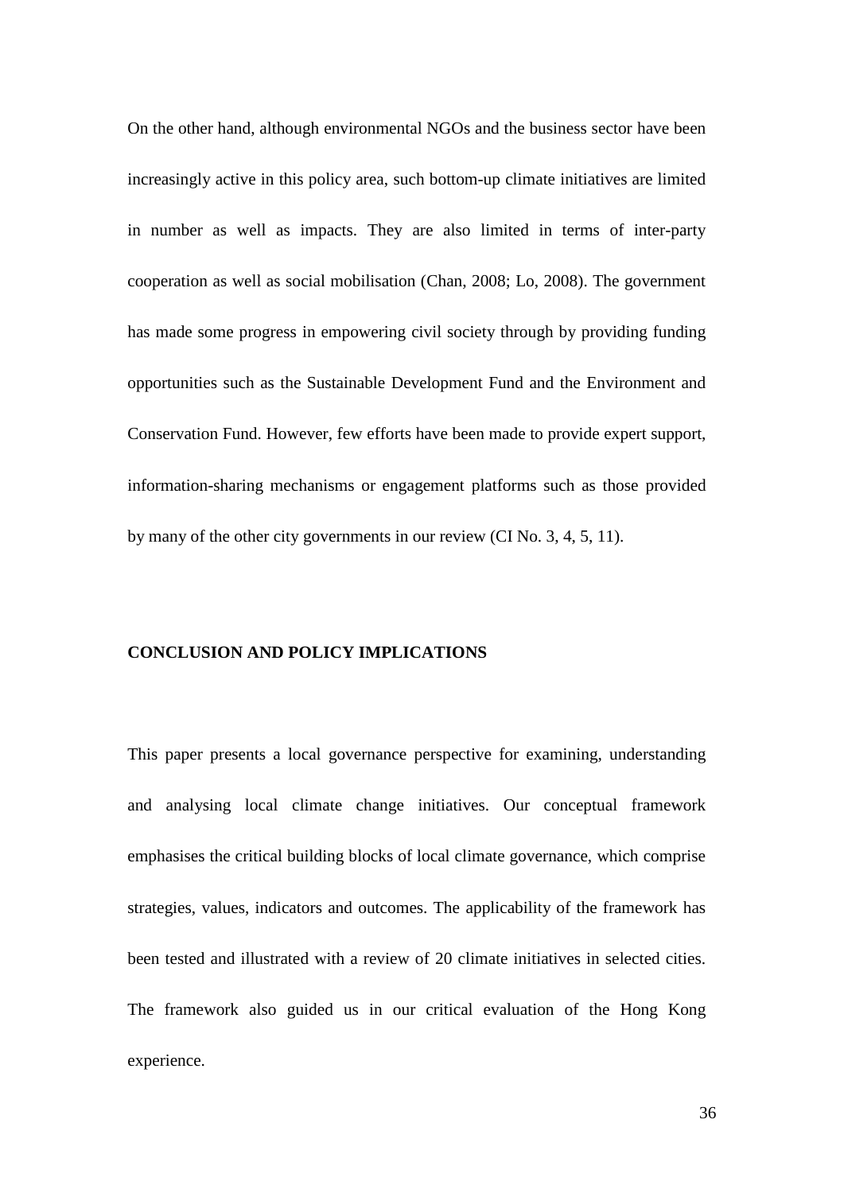On the other hand, although environmental NGOs and the business sector have been increasingly active in this policy area, such bottom-up climate initiatives are limited in number as well as impacts. They are also limited in terms of inter-party cooperation as well as social mobilisation (Chan, 2008; Lo, 2008). The government has made some progress in empowering civil society through by providing funding opportunities such as the Sustainable Development Fund and the Environment and Conservation Fund. However, few efforts have been made to provide expert support, information-sharing mechanisms or engagement platforms such as those provided by many of the other city governments in our review (CI No. 3, 4, 5, 11).

## CONCLUSION AND POLICY IMPLICATIONS

This paper presents a local governance perspective for examining, understanding and analysing local climate change initiatives. Our conceptual framework emphasises the critical building blocks of local climate governance, which comprise strategies, values, indicators and outcomes. The applicability of the framework has been tested and illustrated with a review of 20 climate initiatives in selected cities. The framework also guided us in our critical evaluation of the Hong Kong experience.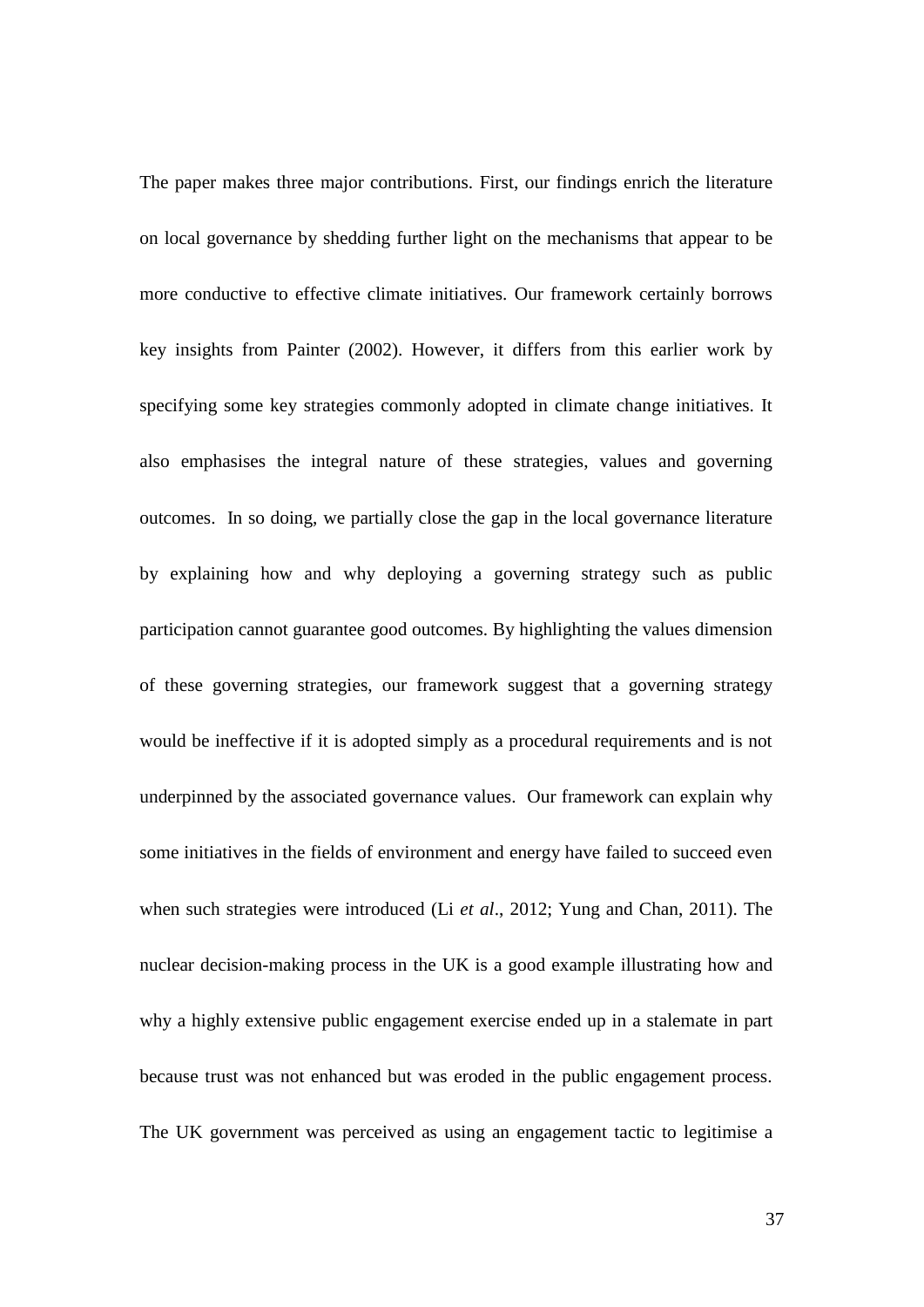The paper makes three major contributions. First, our findings enrich the literature on local governance by shedding further light on the mechanisms that appear to be more conductive to effective climate initiatives. Our framework certainly borrows key insights from Painter (2002). However, it differs from this earlier work by specifying some key strategies commonly adopted in climate change initiatives. It also emphasises the integral nature of these strategies, values and governing outcomes. In so doing, we partially close the gap in the local governance literature by explaining how and why deploying a governing strategy such as public participation cannot guarantee good outcomes. By highlighting the values dimension of these governing strategies, our framework suggest that a governing strategy would be ineffective if it is adopted simply as a procedural requirements and is not underpinned by the associated governance values. Our framework can explain why some initiatives in the fields of environment and energy have failed to succeed even when such strategies were introduced (Li *et al*., 2012; Yung and Chan, 2011). The nuclear decision-making process in the UK is a good example illustrating how and why a highly extensive public engagement exercise ended up in a stalemate in part because trust was not enhanced but was eroded in the public engagement process. The UK government was perceived as using an engagement tactic to legitimise a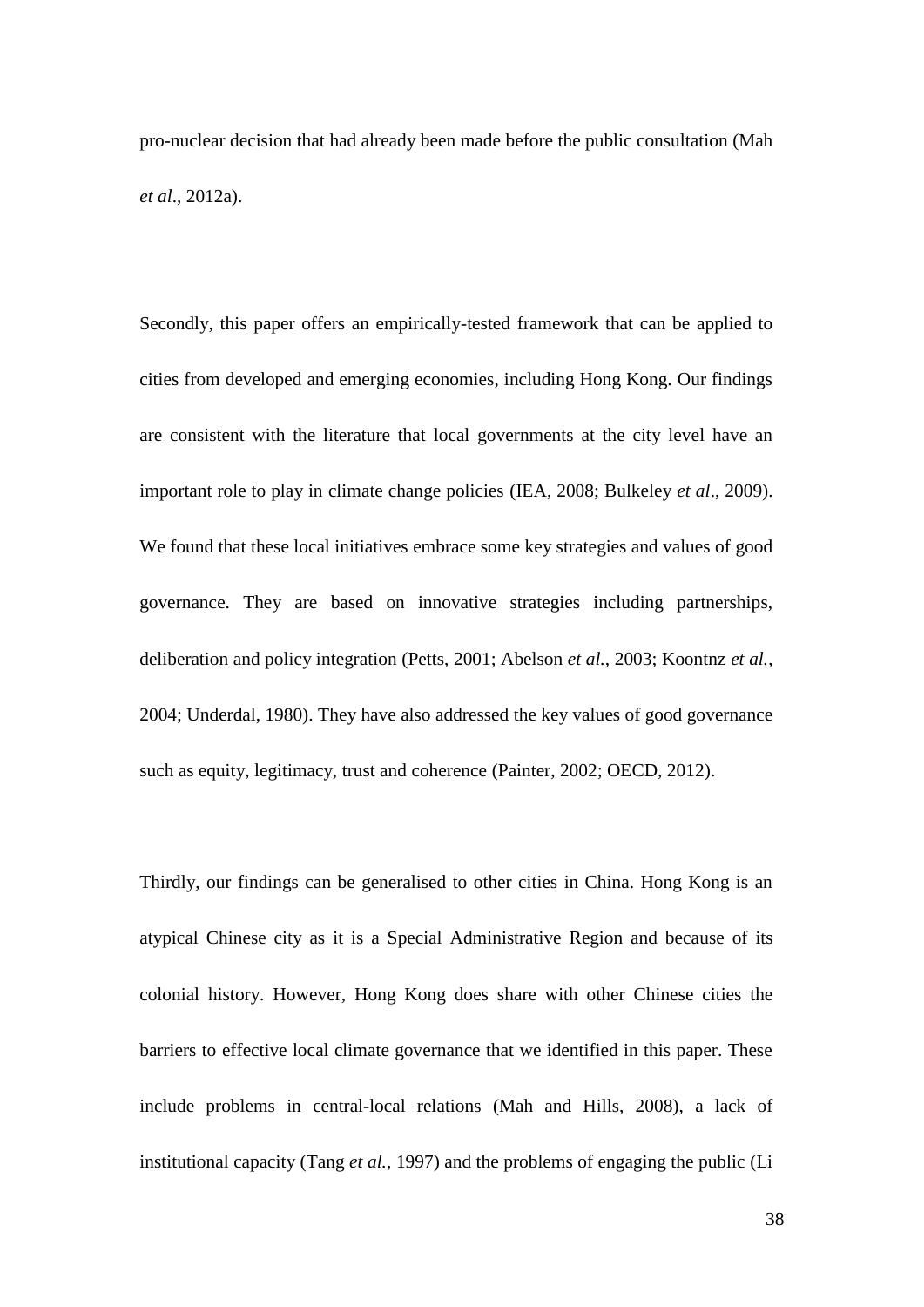pro-nuclear decision that had already been made before the public consultation (Mah *et al*., 2012a).

Secondly, this paper offers an empirically-tested framework that can be applied to cities from developed and emerging economies, including Hong Kong. Our findings are consistent with the literature that local governments at the city level have an important role to play in climate change policies (IEA, 2008; Bulkeley *et al*., 2009). We found that these local initiatives embrace some key strategies and values of good governance. They are based on innovative strategies including partnerships, deliberation and policy integration (Petts, 2001; Abelson *et al.*, 2003; Koontnz *et al.*, 2004; Underdal, 1980). They have also addressed the key values of good governance such as equity, legitimacy, trust and coherence (Painter, 2002; OECD, 2012).

Thirdly, our findings can be generalised to other cities in China. Hong Kong is an atypical Chinese city as it is a Special Administrative Region and because of its colonial history. However, Hong Kong does share with other Chinese cities the barriers to effective local climate governance that we identified in this paper. These include problems in central-local relations (Mah and Hills, 2008), a lack of institutional capacity (Tang *et al.*, 1997) and the problems of engaging the public (Li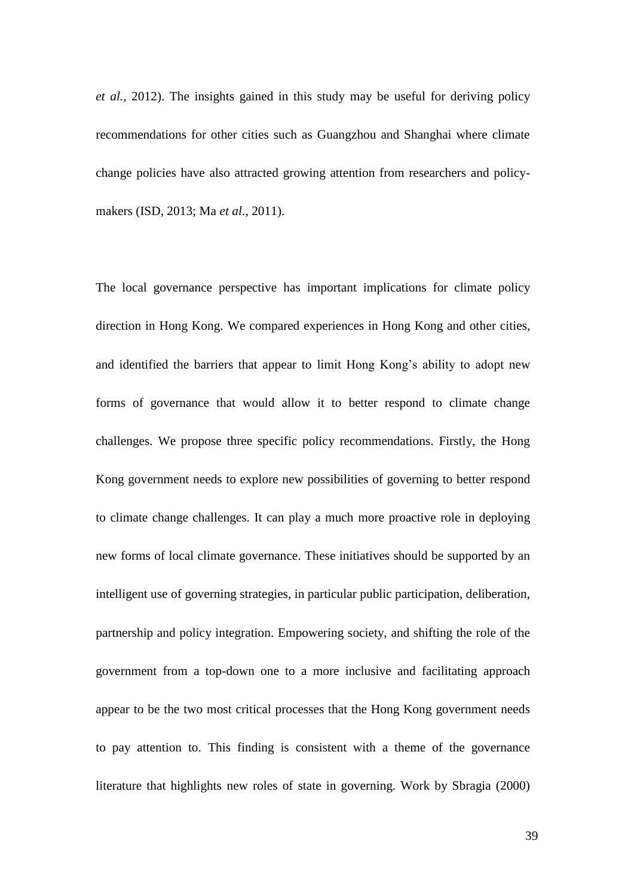*et al.,* 2012). The insights gained in this study may be useful for deriving policy recommendations for other cities such as Guangzhou and Shanghai where climate change policies have also attracted growing attention from researchers and policy-makers (ISD, 2013; Ma *et al*., 2011).

The local governance perspective has important implications for climate policy direction in Hong Kong. We compared experiences in Hong Kong and other cities, and identified the barriers that appear to limit Hong Kong's ability to adopt new forms of governance that would allow it to better respond to climate change challenges. We propose three specific policy recommendations. Firstly, the Hong Kong government needs to explore new possibilities of governing to better respond to climate change challenges. It can play a much more proactive role in deploying new forms of local climate governance. These initiatives should be supported by an intelligent use of governing strategies, in particular public participation, deliberation, partnership and policy integration. Empowering society, and shifting the role of the government from a top-down one to a more inclusive and facilitating approach appear to be the two most critical processes that the Hong Kong government needs to pay attention to. This finding is consistent with a theme of the governance literature that highlights new roles of state in governing. Work by Sbragia (2000)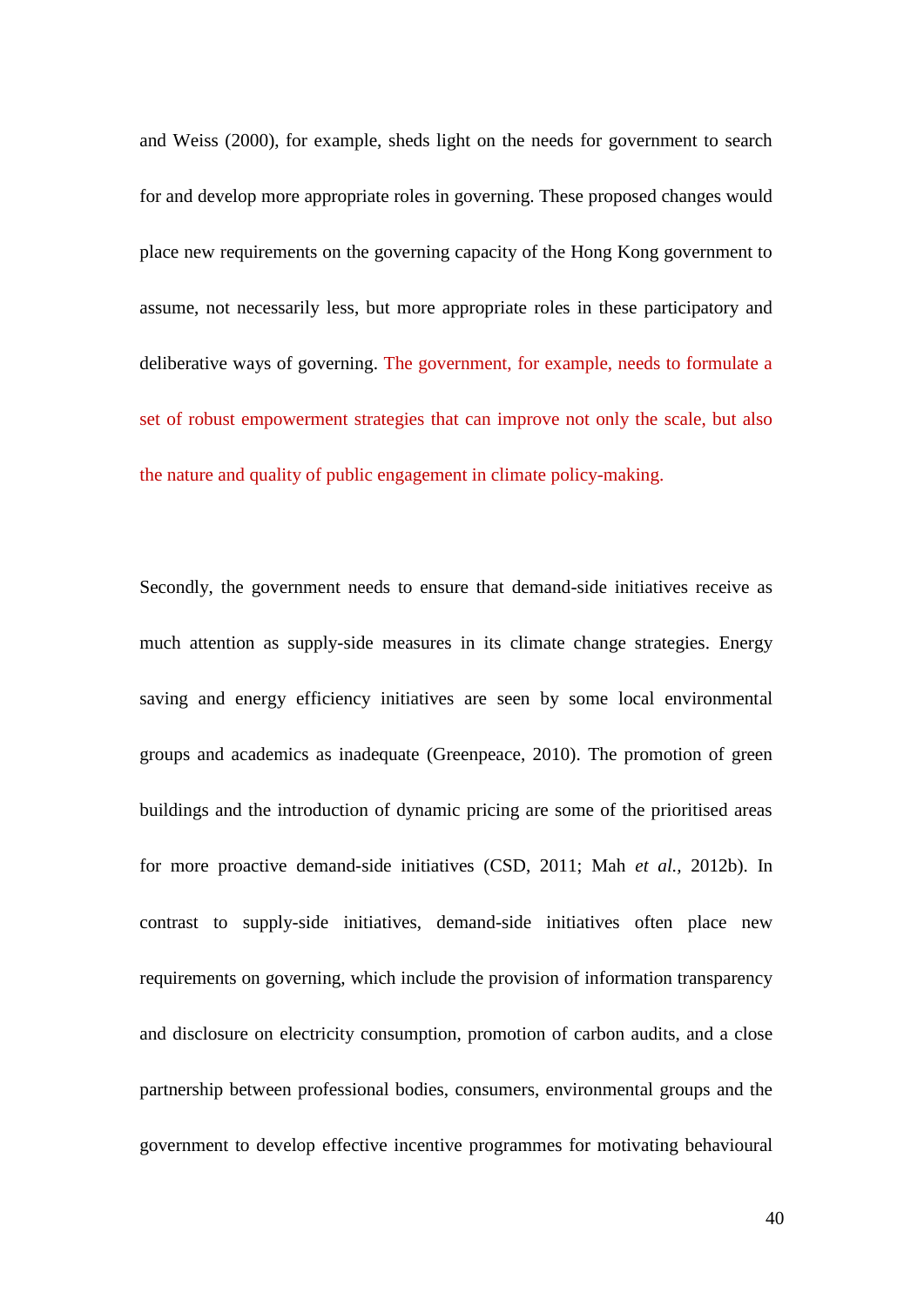and Weiss (2000), for example, sheds light on the needs for government to search for and develop more appropriate roles in governing. These proposed changes would place new requirements on the governing capacity of the Hong Kong government to assume, not necessarily less, but more appropriate roles in these participatory and deliberative ways of governing. The government, for example, needs to formulate a set of robust empowerment strategies that can improve not only the scale, but also the nature and quality of public engagement in climate policy-making.

Secondly, the government needs to ensure that demand-side initiatives receive as much attention as supply-side measures in its climate change strategies. Energy saving and energy efficiency initiatives are seen by some local environmental groups and academics as inadequate (Greenpeace, 2010). The promotion of green buildings and the introduction of dynamic pricing are some of the prioritised areas for more proactive demand-side initiatives (CSD, 2011; Mah *et al.,* 2012b). In contrast to supply-side initiatives, demand-side initiatives often place new requirements on governing, which include the provision of information transparency and disclosure on electricity consumption, promotion of carbon audits, and a close partnership between professional bodies, consumers, environmental groups and the government to develop effective incentive programmes for motivating behavioural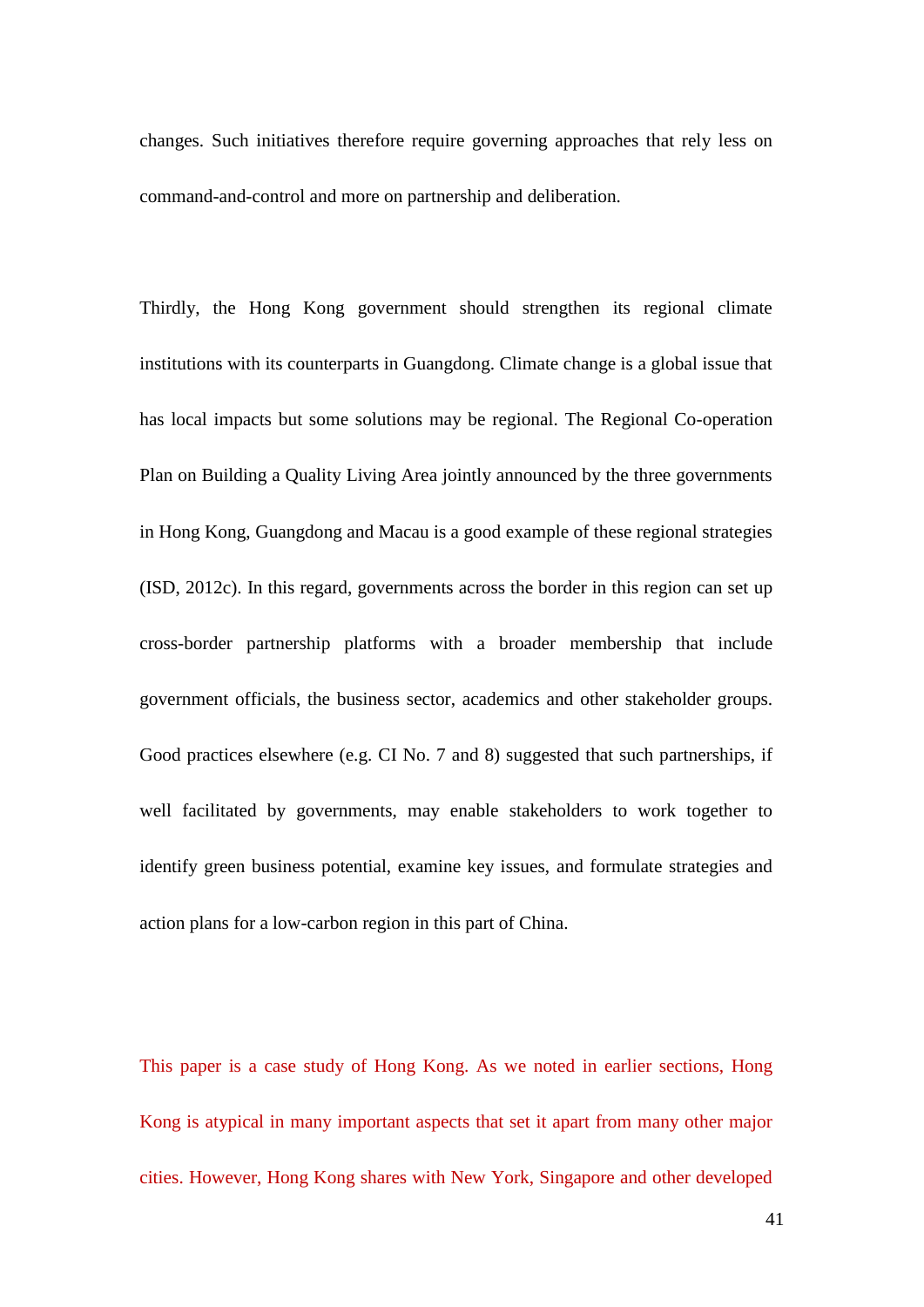changes. Such initiatives therefore require governing approaches that rely less on command-and-control and more on partnership and deliberation.

Thirdly, the Hong Kong government should strengthen its regional climate institutions with its counterparts in Guangdong. Climate change is a global issue that has local impacts but some solutions may be regional. The Regional Co-operation Plan on Building a Quality Living Area jointly announced by the three governments in Hong Kong, Guangdong and Macau is a good example of these regional strategies (ISD, 2012c). In this regard, governments across the border in this region can set up cross-border partnership platforms with a broader membership that include government officials, the business sector, academics and other stakeholder groups. Good practices elsewhere (e.g. CI No. 7 and 8) suggested that such partnerships, if well facilitated by governments, may enable stakeholders to work together to identify green business potential, examine key issues, and formulate strategies and action plans for a low-carbon region in this part of China.

This paper is a case study of Hong Kong. As we noted in earlier sections, Hong Kong is atypical in many important aspects that set it apart from many other major cities. However, Hong Kong shares with New York, Singapore and other developed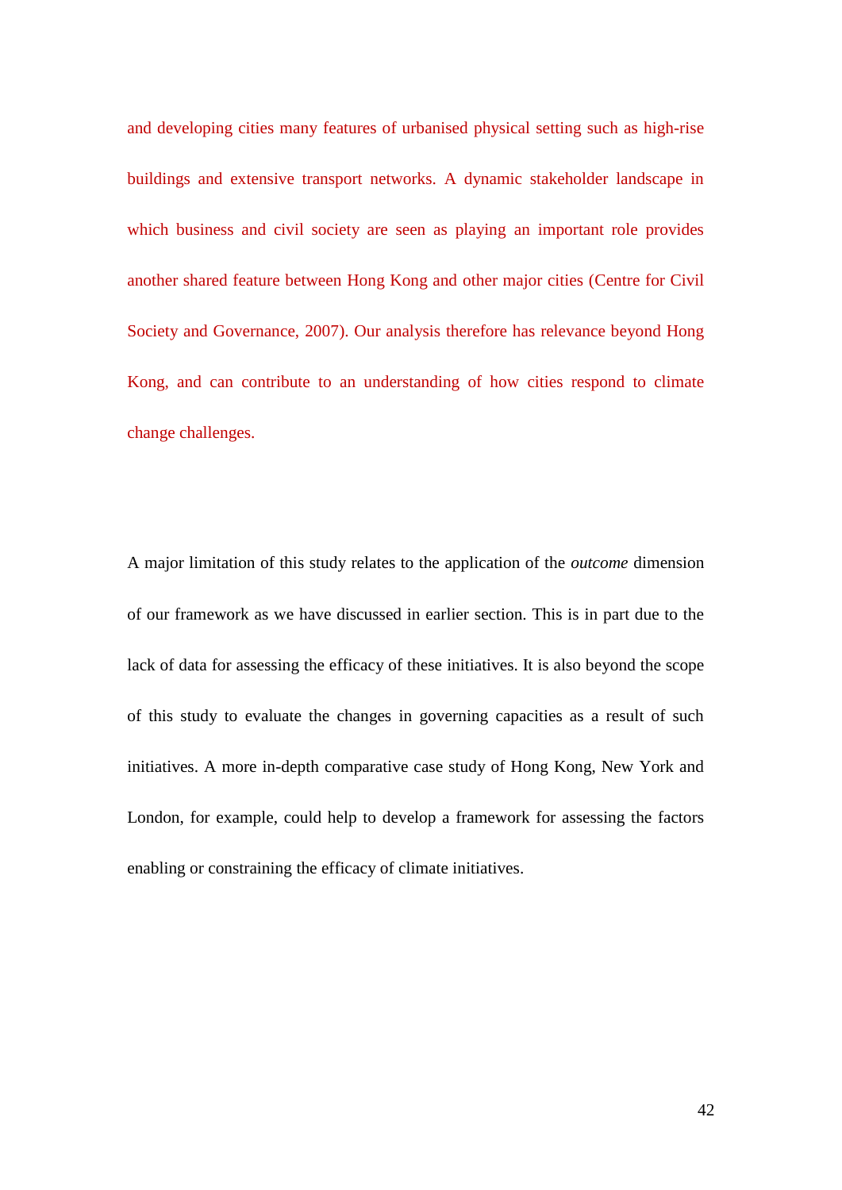and developing cities many features of urbanised physical setting such as high-rise buildings and extensive transport networks. A dynamic stakeholder landscape in which business and civil society are seen as playing an important role provides another shared feature between Hong Kong and other major cities (Centre for Civil Society and Governance, 2007). Our analysis therefore has relevance beyond Hong Kong, and can contribute to an understanding of how cities respond to climate change challenges.

A major limitation of this study relates to the application of the *outcome* dimension of our framework as we have discussed in earlier section. This is in part due to the lack of data for assessing the efficacy of these initiatives. It is also beyond the scope of this study to evaluate the changes in governing capacities as a result of such initiatives. A more in-depth comparative case study of Hong Kong, New York and London, for example, could help to develop a framework for assessing the factors enabling or constraining the efficacy of climate initiatives.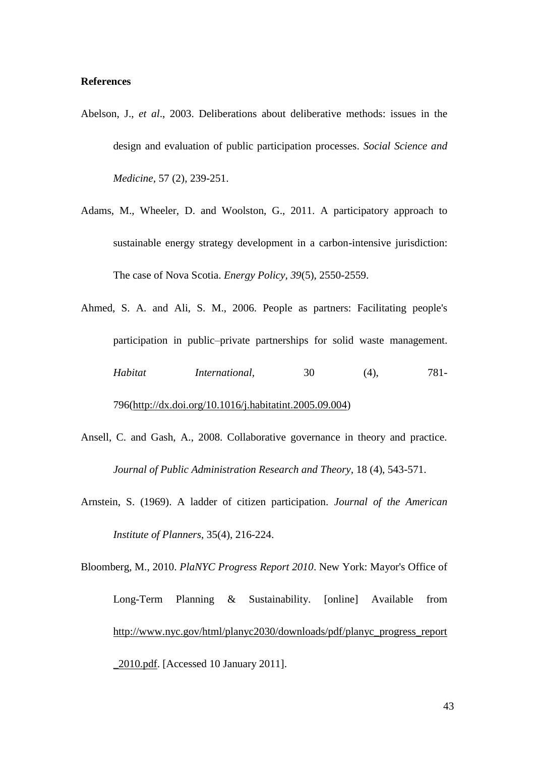**References**

Abelson, J., *et al*., 2003. Deliberations about deliberative methods: issues in the design and evaluation of public participation processes. *Social Science and Medicine*, 57 (2), 239-251.

Adams, M., Wheeler, D. and Woolston, G., 2011. A participatory approach to sustainable energy strategy development in a carbon-intensive jurisdiction: The case of Nova Scotia. *Energy Policy*, *39*(5), 2550-2559.

Ahmed, S. A. and Ali, S. M., 2006. People as partners: Facilitating people's participation in public–private partnerships for solid waste management. *Habitat International*, 30 (4), 781-796(http://dx.doi.org/10.1016/j.habitatint.2005.09.004)

Ansell, C. and Gash, A., 2008. Collaborative governance in theory and practice. *Journal of Public Administration Research and Theory*, 18 (4), 543-571.

Arnstein, S. (1969). A ladder of citizen participation. *Journal of the American Institute of Planners*, 35(4), 216-224.

Bloomberg, M., 2010. *PlaNYC Progress Report 2010*. New York: Mayor's Office of Long-Term Planning & Sustainability. [online] Available from http://www.nyc.gov/html/planyc2030/downloads/pdf/planyc_progress_report_2010.pdf. [Accessed 10 January 2011].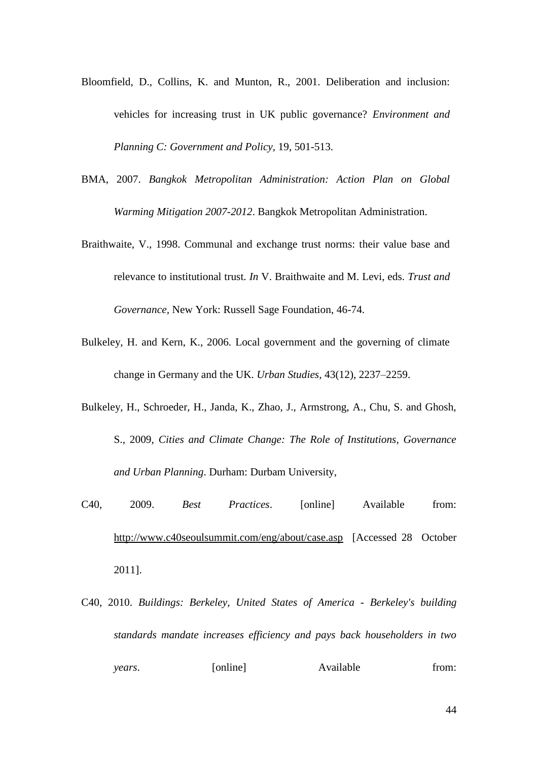Bloomfield, D., Collins, K. and Munton, R., 2001. Deliberation and inclusion: vehicles for increasing trust in UK public governance? *Environment and Planning C: Government and Policy*, 19, 501-513.

BMA, 2007. *Bangkok Metropolitan Administration: Action Plan on Global Warming Mitigation 2007-2012*. Bangkok Metropolitan Administration.

Braithwaite, V., 1998. Communal and exchange trust norms: their value base and relevance to institutional trust. *In* V. Braithwaite and M. Levi, eds. *Trust and Governance*, New York: Russell Sage Foundation, 46-74.

Bulkeley, H. and Kern, K., 2006. Local government and the governing of climate change in Germany and the UK. *Urban Studies*, 43(12), 2237–2259.

Bulkeley, H., Schroeder, H., Janda, K., Zhao, J., Armstrong, A., Chu, S. and Ghosh, S., 2009, *Cities and Climate Change: The Role of Institutions, Governance and Urban Planning*. Durham: Durbam University,

C40, 2009. *Best Practices*. [online] Available from: http://www.c40seoulsummit.com/eng/about/case.asp [Accessed 28 October 2011].

C40, 2010. *Buildings: Berkeley, United States of America - Berkeley's building standards mandate increases efficiency and pays back householders in two years*. [online] Available from: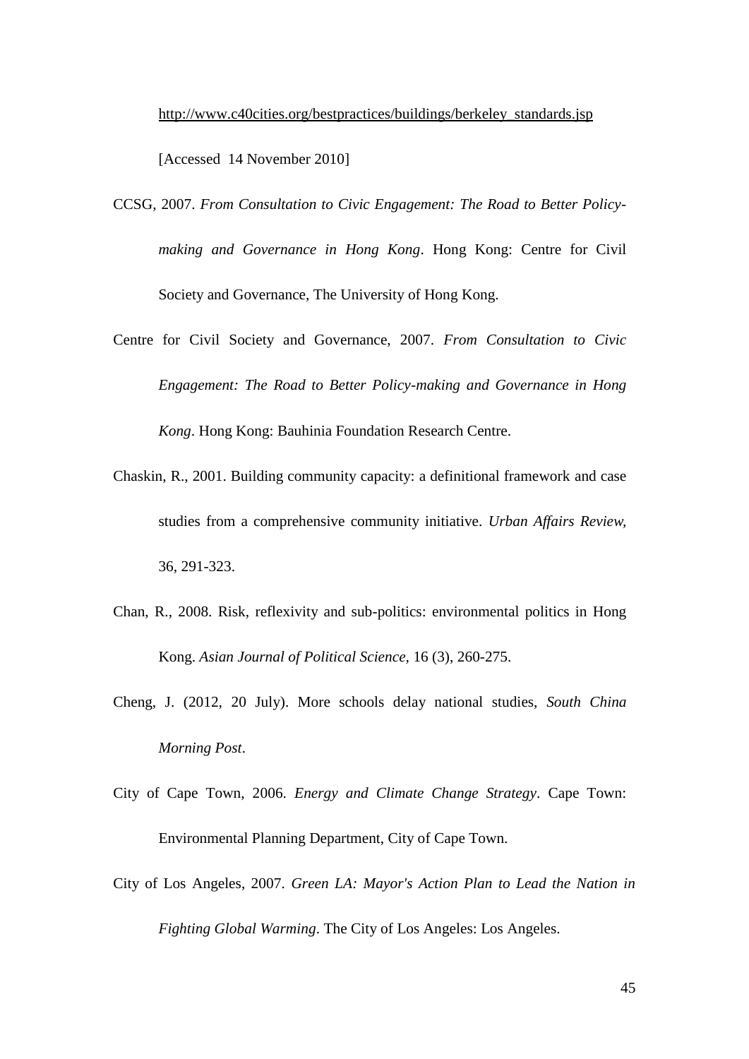http://www.c40cities.org/bestpractices/buildings/berkeley_standards.jsp [Accessed 14 November 2010]

CCSG, 2007. *From Consultation to Civic Engagement: The Road to Better Policy-making and Governance in Hong Kong*. Hong Kong: Centre for Civil Society and Governance, The University of Hong Kong.

Centre for Civil Society and Governance, 2007. *From Consultation to Civic Engagement: The Road to Better Policy-making and Governance in Hong Kong*. Hong Kong: Bauhinia Foundation Research Centre.

Chaskin, R., 2001. Building community capacity: a definitional framework and case studies from a comprehensive community initiative. *Urban Affairs Review,* 36, 291-323.

Chan, R., 2008. Risk, reflexivity and sub-politics: environmental politics in Hong Kong. *Asian Journal of Political Science,* 16 (3), 260-275.

Cheng, J. (2012, 20 July). More schools delay national studies, *South China Morning Post*.

City of Cape Town, 2006. *Energy and Climate Change Strategy*. Cape Town: Environmental Planning Department, City of Cape Town.

City of Los Angeles, 2007. *Green LA: Mayor's Action Plan to Lead the Nation in Fighting Global Warming*. The City of Los Angeles: Los Angeles.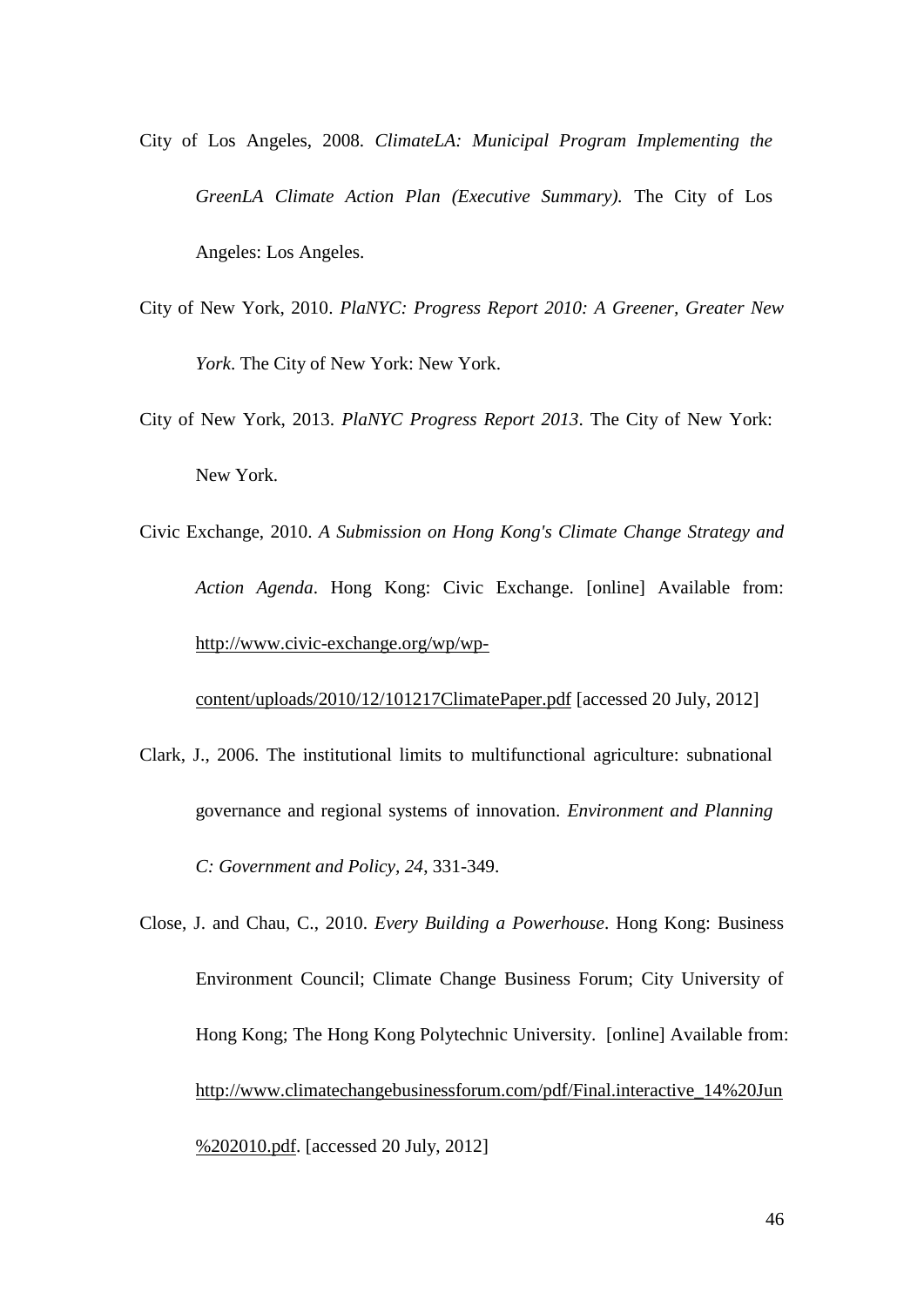City of Los Angeles, 2008. *ClimateLA: Municipal Program Implementing the GreenLA Climate Action Plan (Executive Summary).* The City of Los Angeles: Los Angeles.

City of New York, 2010. *PlaNYC: Progress Report 2010: A Greener, Greater New York*. The City of New York: New York.

City of New York, 2013. *PlaNYC Progress Report 2013*. The City of New York: New York.

Civic Exchange, 2010. *A Submission on Hong Kong's Climate Change Strategy and Action Agenda*. Hong Kong: Civic Exchange. [online] Available from: http://www.civic-exchange.org/wp/wp-content/uploads/2010/12/101217ClimatePaper.pdf [accessed 20 July, 2012]

Clark, J., 2006. The institutional limits to multifunctional agriculture: subnational governance and regional systems of innovation. *Environment and Planning C: Government and Policy*, *24*, 331-349.

Close, J. and Chau, C., 2010. *Every Building a Powerhouse*. Hong Kong: Business Environment Council; Climate Change Business Forum; City University of Hong Kong; The Hong Kong Polytechnic University. [online] Available from: http://www.climatechangebusinessforum.com/pdf/Final.interactive_14%20Jun%202010.pdf. [accessed 20 July, 2012]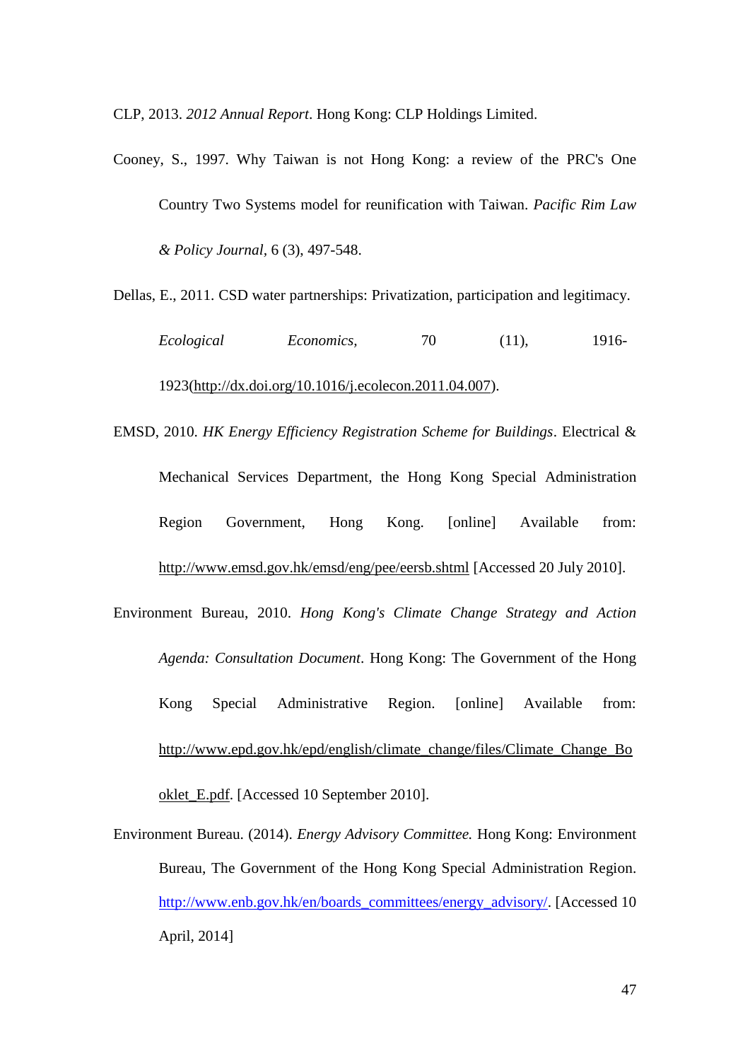CLP, 2013. *2012 Annual Report*. Hong Kong: CLP Holdings Limited.

Cooney, S., 1997. Why Taiwan is not Hong Kong: a review of the PRC's One Country Two Systems model for reunification with Taiwan. *Pacific Rim Law & Policy Journal*, 6 (3), 497-548.

Dellas, E., 2011. CSD water partnerships: Privatization, participation and legitimacy. *Ecological Economics*, 70 (11), 1916-1923(http://dx.doi.org/10.1016/j.ecolecon.2011.04.007).

EMSD, 2010. *HK Energy Efficiency Registration Scheme for Buildings*. Electrical & Mechanical Services Department, the Hong Kong Special Administration Region Government, Hong Kong. [online] Available from: http://www.emsd.gov.hk/emsd/eng/pee/eersb.shtml [Accessed 20 July 2010].

Environment Bureau, 2010. *Hong Kong's Climate Change Strategy and Action Agenda: Consultation Document*. Hong Kong: The Government of the Hong Kong Special Administrative Region. [online] Available from: http://www.epd.gov.hk/epd/english/climate_change/files/Climate_Change_Booklet_E.pdf. [Accessed 10 September 2010].

Environment Bureau. (2014). *Energy Advisory Committee.* Hong Kong: Environment Bureau, The Government of the Hong Kong Special Administration Region. http://www.enb.gov.hk/en/boards_committees/energy_advisory/. [Accessed 10 April, 2014]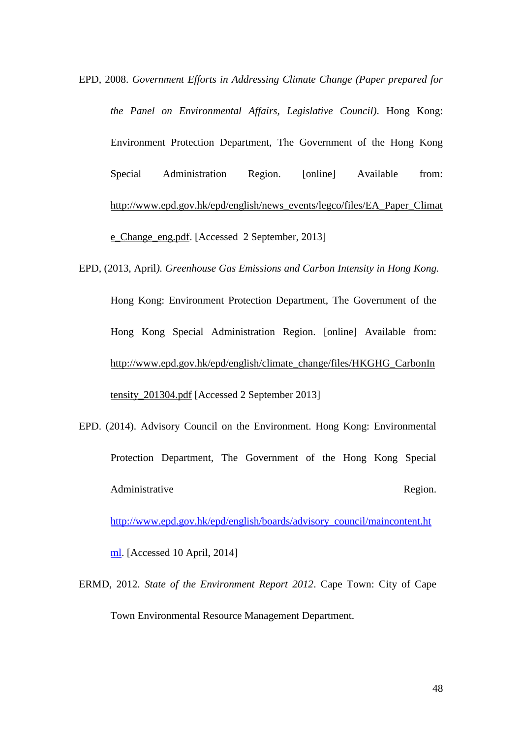EPD, 2008. *Government Efforts in Addressing Climate Change (Paper prepared for the Panel on Environmental Affairs, Legislative Council)*. Hong Kong: Environment Protection Department, The Government of the Hong Kong Special Administration Region. [online] Available from: http://www.epd.gov.hk/epd/english/news_events/legco/files/EA_Paper_Climate_Change_eng.pdf. [Accessed 2 September, 2013]

EPD, (2013, April*). Greenhouse Gas Emissions and Carbon Intensity in Hong Kong.* Hong Kong: Environment Protection Department, The Government of the Hong Kong Special Administration Region. [online] Available from: http://www.epd.gov.hk/epd/english/climate_change/files/HKGHG_CarbonIntensity_201304.pdf [Accessed 2 September 2013]

EPD. (2014). Advisory Council on the Environment. Hong Kong: Environmental Protection Department, The Government of the Hong Kong Special Administrative Region. http://www.epd.gov.hk/epd/english/boards/advisory_council/maincontent.html. [Accessed 10 April, 2014]

ERMD, 2012. *State of the Environment Report 2012*. Cape Town: City of Cape Town Environmental Resource Management Department.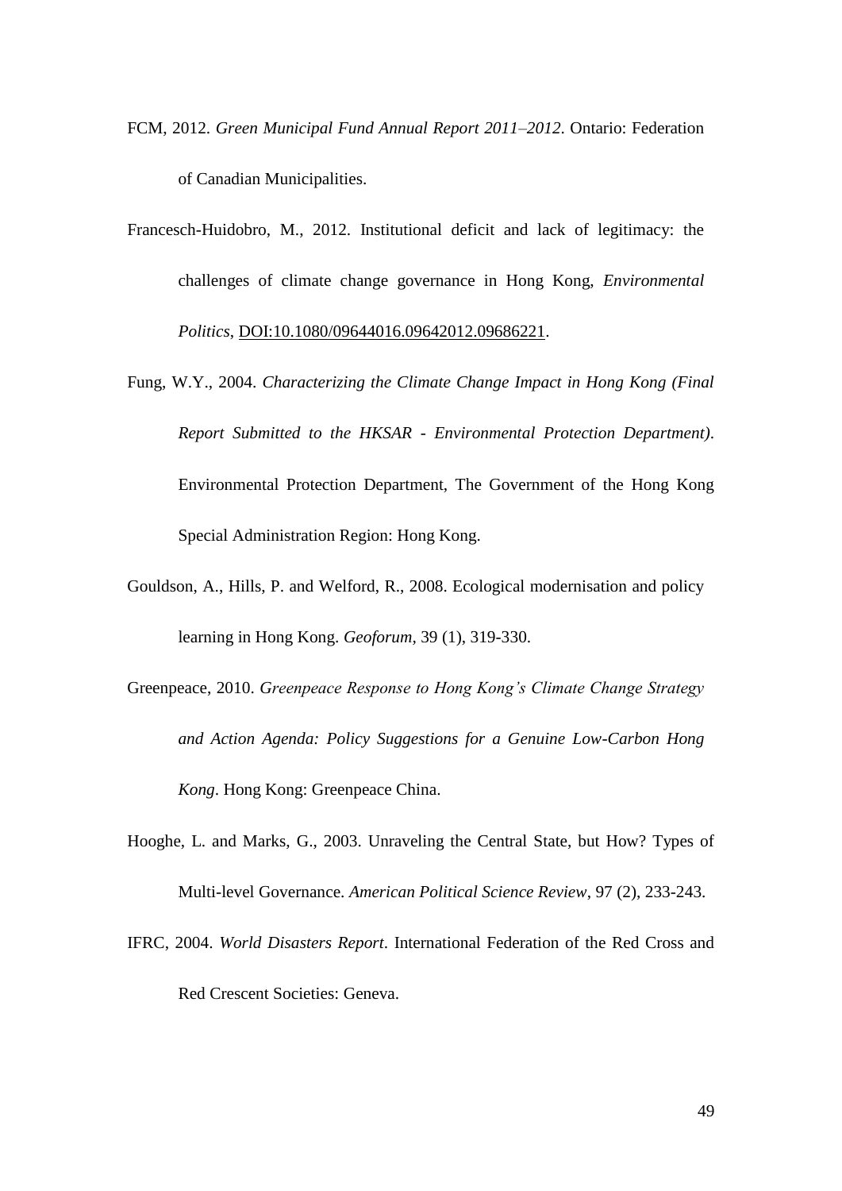FCM, 2012. *Green Municipal Fund Annual Report 2011–2012*. Ontario: Federation of Canadian Municipalities.

Francesch-Huidobro, M., 2012. Institutional deficit and lack of legitimacy: the challenges of climate change governance in Hong Kong, *Environmental Politics*, DOI:10.1080/09644016.09642012.09686221.

Fung, W.Y., 2004. *Characterizing the Climate Change Impact in Hong Kong (Final Report Submitted to the HKSAR - Environmental Protection Department)*. Environmental Protection Department, The Government of the Hong Kong Special Administration Region: Hong Kong.

Gouldson, A., Hills, P. and Welford, R., 2008. Ecological modernisation and policy learning in Hong Kong. *Geoforum*, 39 (1), 319-330.

Greenpeace, 2010. *Greenpeace Response to Hong Kong's Climate Change Strategy and Action Agenda: Policy Suggestions for a Genuine Low-Carbon Hong Kong*. Hong Kong: Greenpeace China.

Hooghe, L. and Marks, G., 2003. Unraveling the Central State, but How? Types of Multi-level Governance. *American Political Science Review*, 97 (2), 233-243.

IFRC, 2004. *World Disasters Report*. International Federation of the Red Cross and Red Crescent Societies: Geneva.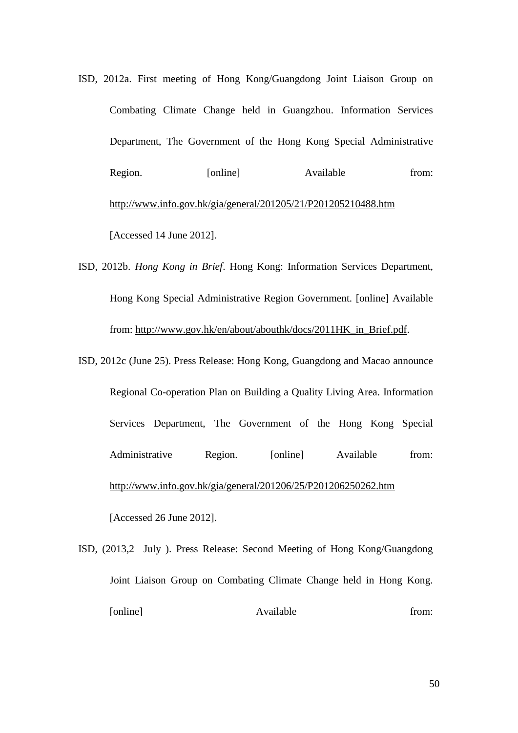ISD, 2012a. First meeting of Hong Kong/Guangdong Joint Liaison Group on Combating Climate Change held in Guangzhou. Information Services Department, The Government of the Hong Kong Special Administrative Region. [online] Available from: http://www.info.gov.hk/gia/general/201205/21/P201205210488.htm [Accessed 14 June 2012].

ISD, 2012b. *Hong Kong in Brief*. Hong Kong: Information Services Department, Hong Kong Special Administrative Region Government. [online] Available from: http://www.gov.hk/en/about/abouthk/docs/2011HK_in_Brief.pdf.

ISD, 2012c (June 25). Press Release: Hong Kong, Guangdong and Macao announce Regional Co-operation Plan on Building a Quality Living Area. Information Services Department, The Government of the Hong Kong Special Administrative Region. [online] Available from: http://www.info.gov.hk/gia/general/201206/25/P201206250262.htm [Accessed 26 June 2012].

ISD, (2013,2 July ). Press Release: Second Meeting of Hong Kong/Guangdong Joint Liaison Group on Combating Climate Change held in Hong Kong. [online] Available from: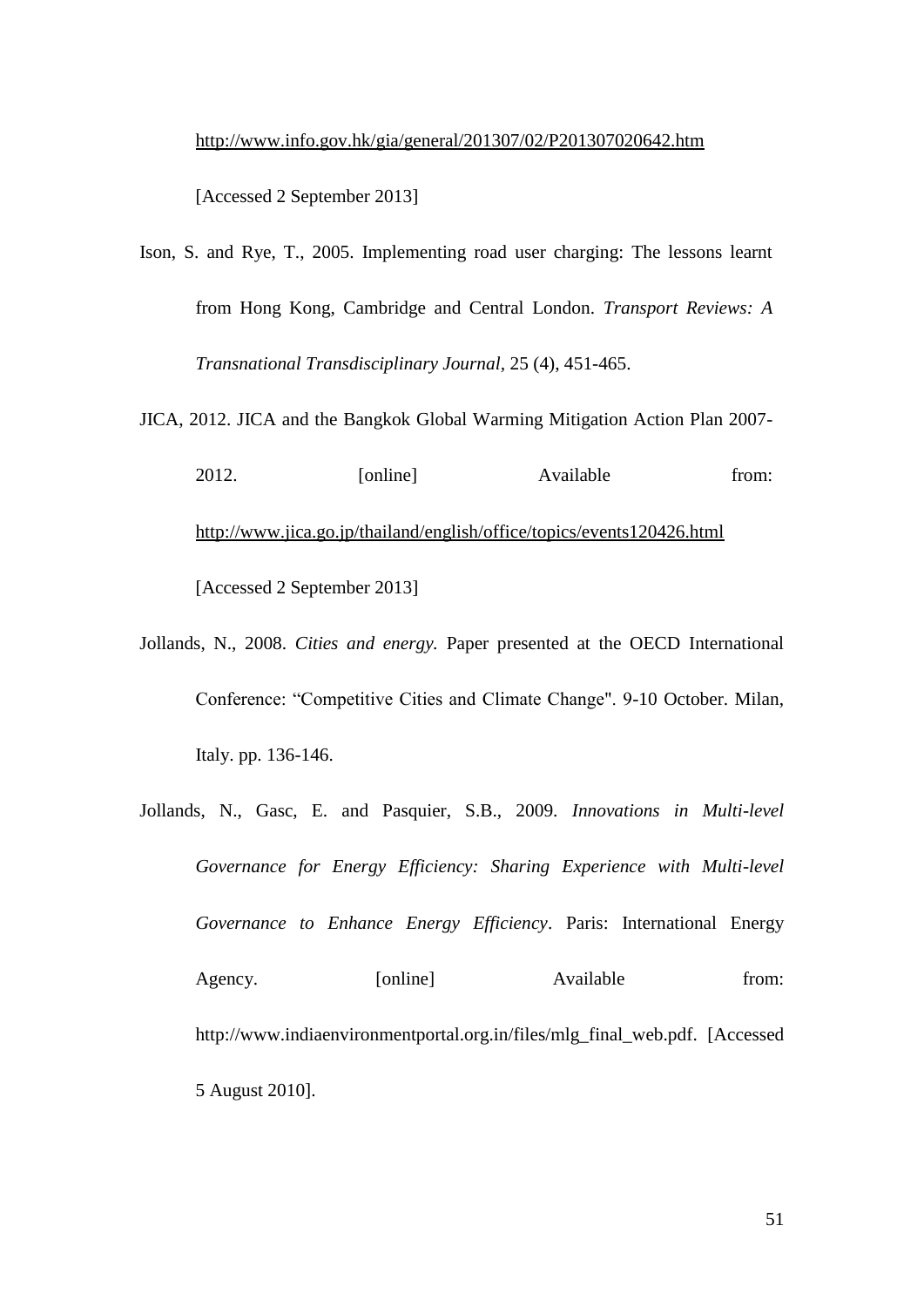http://www.info.gov.hk/gia/general/201307/02/P201307020642.htm [Accessed 2 September 2013]

Ison, S. and Rye, T., 2005. Implementing road user charging: The lessons learnt from Hong Kong, Cambridge and Central London. *Transport Reviews: A Transnational Transdisciplinary Journal*, 25 (4), 451-465.

JICA, 2012. JICA and the Bangkok Global Warming Mitigation Action Plan 2007-2012. [online] Available from: http://www.jica.go.jp/thailand/english/office/topics/events120426.html [Accessed 2 September 2013]

Jollands, N., 2008. *Cities and energy.* Paper presented at the OECD International Conference: "Competitive Cities and Climate Change". 9-10 October. Milan, Italy. pp. 136-146.

Jollands, N., Gasc, E. and Pasquier, S.B., 2009. *Innovations in Multi-level Governance for Energy Efficiency: Sharing Experience with Multi-level Governance to Enhance Energy Efficiency*. Paris: International Energy Agency. [online] Available from: http://www.indiaenvironmentportal.org.in/files/mlg_final_web.pdf. [Accessed 5 August 2010].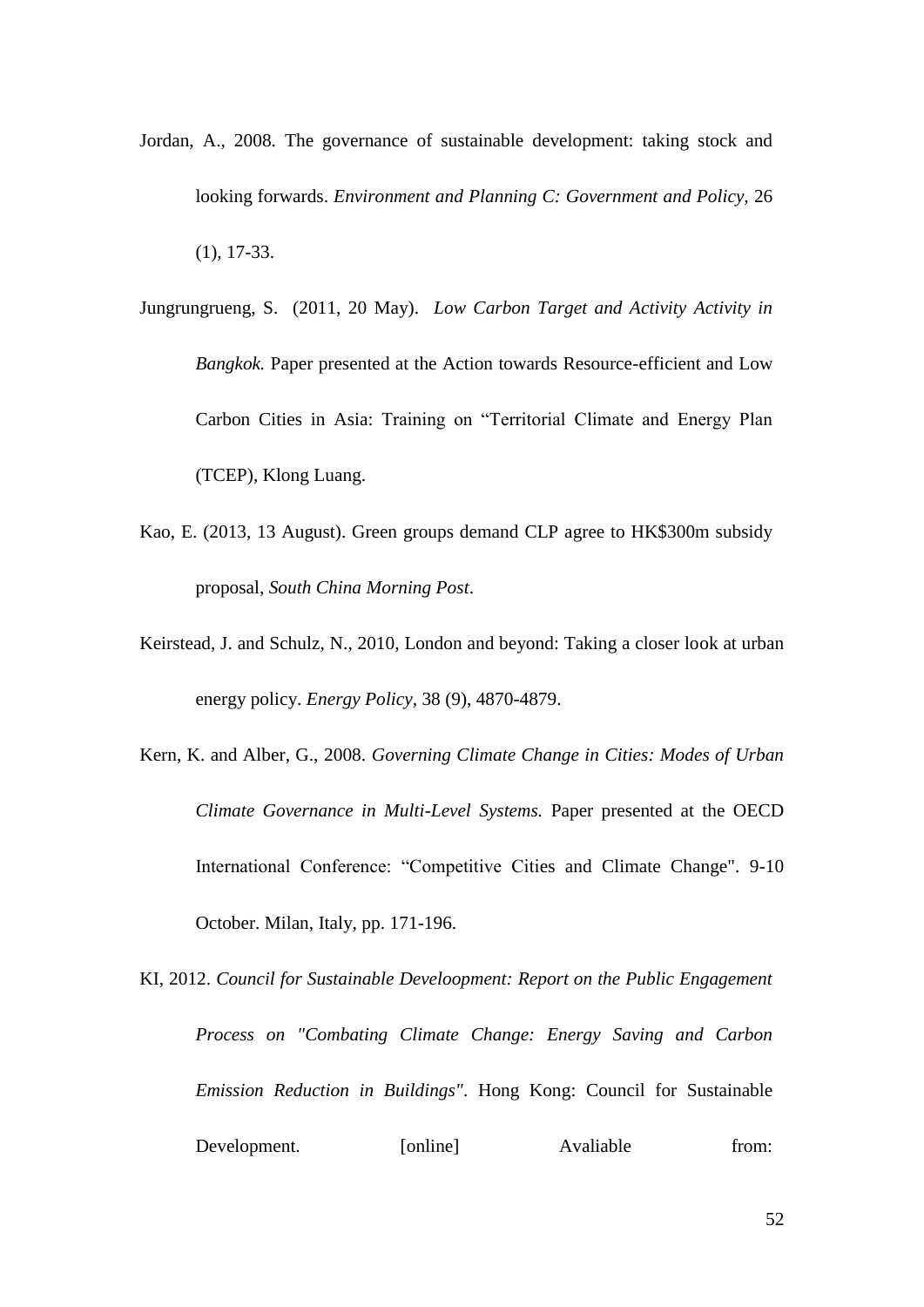Jordan, A., 2008. The governance of sustainable development: taking stock and looking forwards. *Environment and Planning C: Government and Policy*, 26 (1), 17-33.

Jungrungrueng, S. (2011, 20 May). *Low Carbon Target and Activity Activity in Bangkok.* Paper presented at the Action towards Resource-efficient and Low Carbon Cities in Asia: Training on "Territorial Climate and Energy Plan (TCEP), Klong Luang.

Kao, E. (2013, 13 August). Green groups demand CLP agree to HK$300m subsidy proposal, *South China Morning Post*.

Keirstead, J. and Schulz, N., 2010, London and beyond: Taking a closer look at urban energy policy. *Energy Policy*, 38 (9), 4870-4879.

Kern, K. and Alber, G., 2008. *Governing Climate Change in Cities: Modes of Urban Climate Governance in Multi-Level Systems.* Paper presented at the OECD International Conference: "Competitive Cities and Climate Change". 9-10 October. Milan, Italy, pp. 171-196.

KI, 2012. *Council for Sustainable Develoopment: Report on the Public Engagement Process on "Combating Climate Change: Energy Saving and Carbon Emission Reduction in Buildings"*. Hong Kong: Council for Sustainable Development. [online] Avaliable from: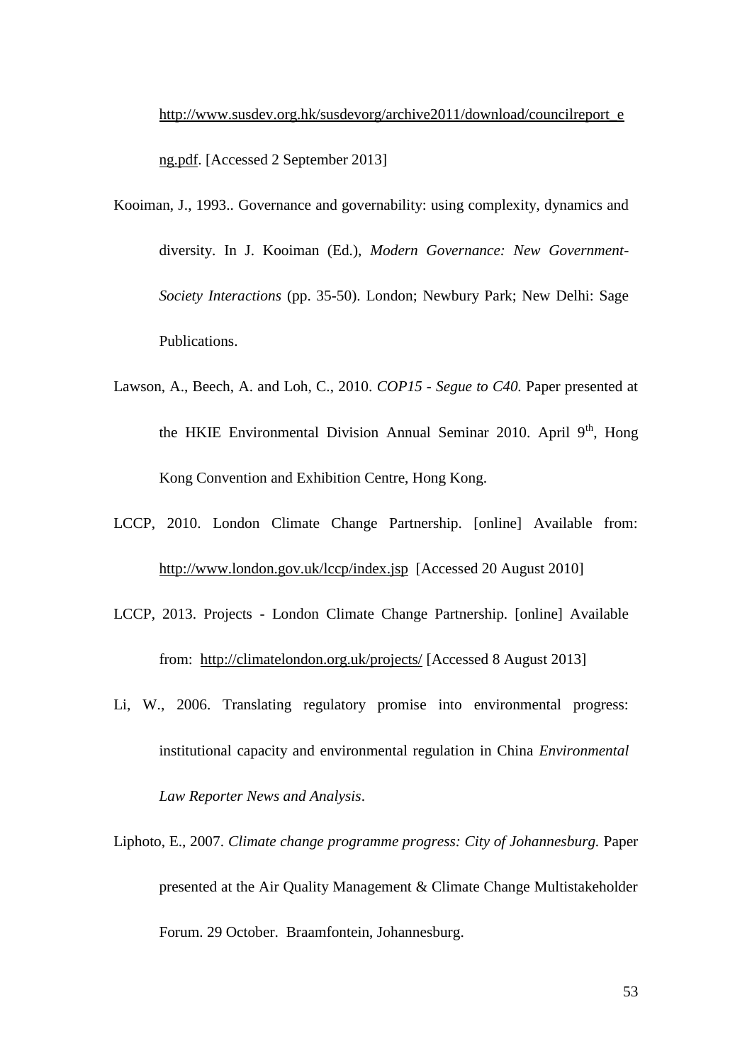http://www.susdev.org.hk/susdevorg/archive2011/download/councilreport_eng.pdf. [Accessed 2 September 2013]

Kooiman, J., 1993.. Governance and governability: using complexity, dynamics and diversity. In J. Kooiman (Ed.), *Modern Governance: New Government-Society Interactions* (pp. 35-50). London; Newbury Park; New Delhi: Sage Publications.

Lawson, A., Beech, A. and Loh, C., 2010. *COP15 - Segue to C40.* Paper presented at the HKIE Environmental Division Annual Seminar 2010. April 9th, Hong Kong Convention and Exhibition Centre, Hong Kong.

LCCP, 2010. London Climate Change Partnership. [online] Available from: http://www.london.gov.uk/lccp/index.jsp [Accessed 20 August 2010]

LCCP, 2013. Projects - London Climate Change Partnership. [online] Available from: http://climatelondon.org.uk/projects/ [Accessed 8 August 2013]

Li, W., 2006. Translating regulatory promise into environmental progress: institutional capacity and environmental regulation in China *Environmental Law Reporter News and Analysis*.

Liphoto, E., 2007. *Climate change programme progress: City of Johannesburg.* Paper presented at the Air Quality Management & Climate Change Multistakeholder Forum. 29 October. Braamfontein, Johannesburg.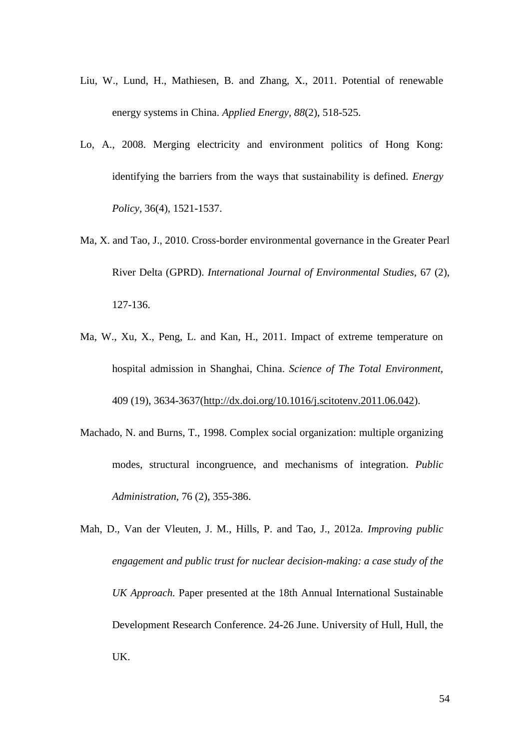Liu, W., Lund, H., Mathiesen, B. and Zhang, X., 2011. Potential of renewable energy systems in China. *Applied Energy*, *88*(2), 518-525.

Lo, A., 2008. Merging electricity and environment politics of Hong Kong: identifying the barriers from the ways that sustainability is defined. *Energy Policy*, 36(4), 1521-1537.

Ma, X. and Tao, J., 2010. Cross-border environmental governance in the Greater Pearl River Delta (GPRD). *International Journal of Environmental Studies*, 67 (2), 127-136.

Ma, W., Xu, X., Peng, L. and Kan, H., 2011. Impact of extreme temperature on hospital admission in Shanghai, China. *Science of The Total Environment*, 409 (19), 3634-3637(http://dx.doi.org/10.1016/j.scitotenv.2011.06.042).

Machado, N. and Burns, T., 1998. Complex social organization: multiple organizing modes, structural incongruence, and mechanisms of integration. *Public Administration*, 76 (2), 355-386.

Mah, D., Van der Vleuten, J. M., Hills, P. and Tao, J., 2012a. *Improving public engagement and public trust for nuclear decision-making: a case study of the UK Approach.* Paper presented at the 18th Annual International Sustainable Development Research Conference. 24-26 June. University of Hull, Hull, the UK.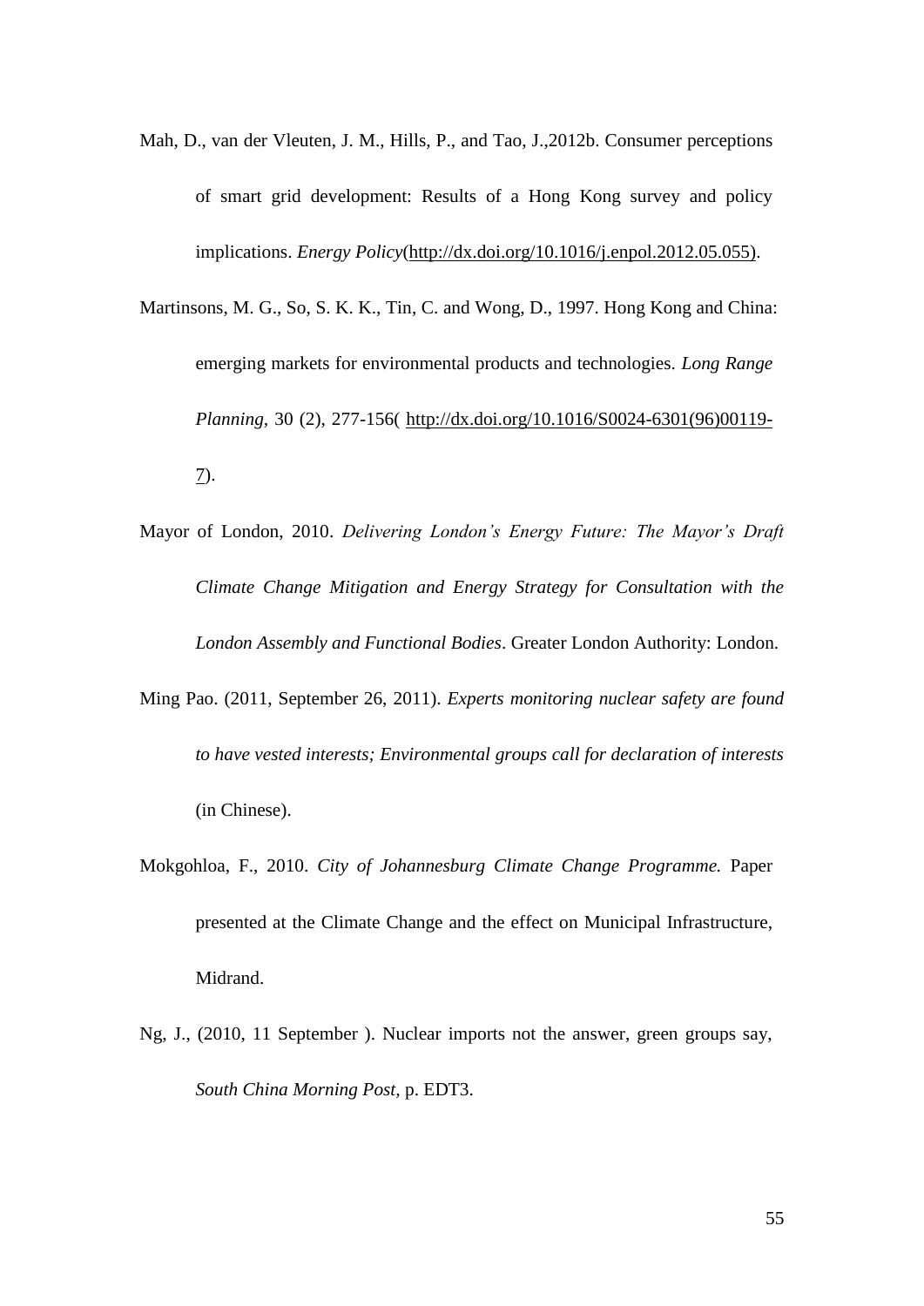Mah, D., van der Vleuten, J. M., Hills, P., and Tao, J.,2012b. Consumer perceptions of smart grid development: Results of a Hong Kong survey and policy implications. *Energy Policy*(http://dx.doi.org/10.1016/j.enpol.2012.05.055).

Martinsons, M. G., So, S. K. K., Tin, C. and Wong, D., 1997. Hong Kong and China: emerging markets for environmental products and technologies. *Long Range Planning*, 30 (2), 277-156( http://dx.doi.org/10.1016/S0024-6301(96)00119-7).

Mayor of London, 2010. *Delivering London's Energy Future: The Mayor's Draft Climate Change Mitigation and Energy Strategy for Consultation with the London Assembly and Functional Bodies*. Greater London Authority: London.

Ming Pao. (2011, September 26, 2011). *Experts monitoring nuclear safety are found to have vested interests; Environmental groups call for declaration of interests* (in Chinese).

Mokgohloa, F., 2010. *City of Johannesburg Climate Change Programme.* Paper presented at the Climate Change and the effect on Municipal Infrastructure, Midrand.

Ng, J., (2010, 11 September ). Nuclear imports not the answer, green groups say, *South China Morning Post*, p. EDT3.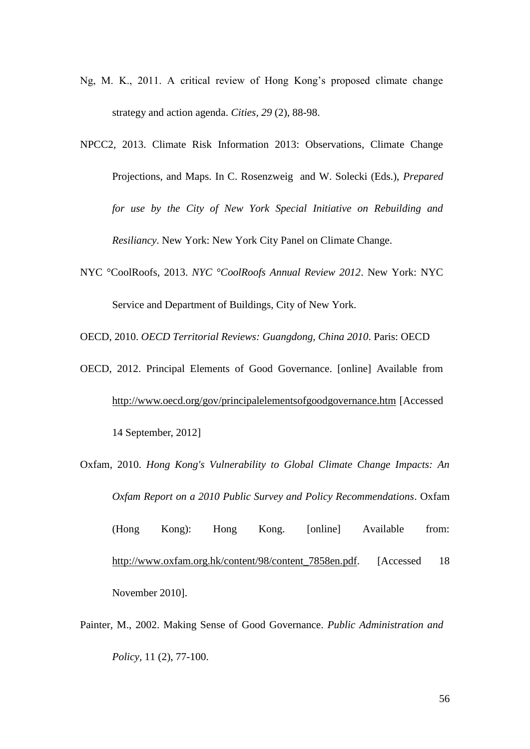Ng, M. K., 2011. A critical review of Hong Kong's proposed climate change strategy and action agenda. *Cities*, *29* (2), 88-98.

NPCC2, 2013. Climate Risk Information 2013: Observations, Climate Change Projections, and Maps. In C. Rosenzweig and W. Solecki (Eds.), *Prepared for use by the City of New York Special Initiative on Rebuilding and Resiliancy*. New York: New York City Panel on Climate Change.

NYC °CoolRoofs, 2013. *NYC °CoolRoofs Annual Review 2012*. New York: NYC Service and Department of Buildings, City of New York.

OECD, 2010. *OECD Territorial Reviews: Guangdong, China 2010*. Paris: OECD

OECD, 2012. Principal Elements of Good Governance. [online] Available from http://www.oecd.org/gov/principalelementsofgoodgovernance.htm [Accessed 14 September, 2012]

Oxfam, 2010. *Hong Kong's Vulnerability to Global Climate Change Impacts: An Oxfam Report on a 2010 Public Survey and Policy Recommendations*. Oxfam (Hong Kong): Hong Kong. [online] Available from: http://www.oxfam.org.hk/content/98/content_7858en.pdf. [Accessed 18 November 2010].

Painter, M., 2002. Making Sense of Good Governance. *Public Administration and Policy*, 11 (2), 77-100.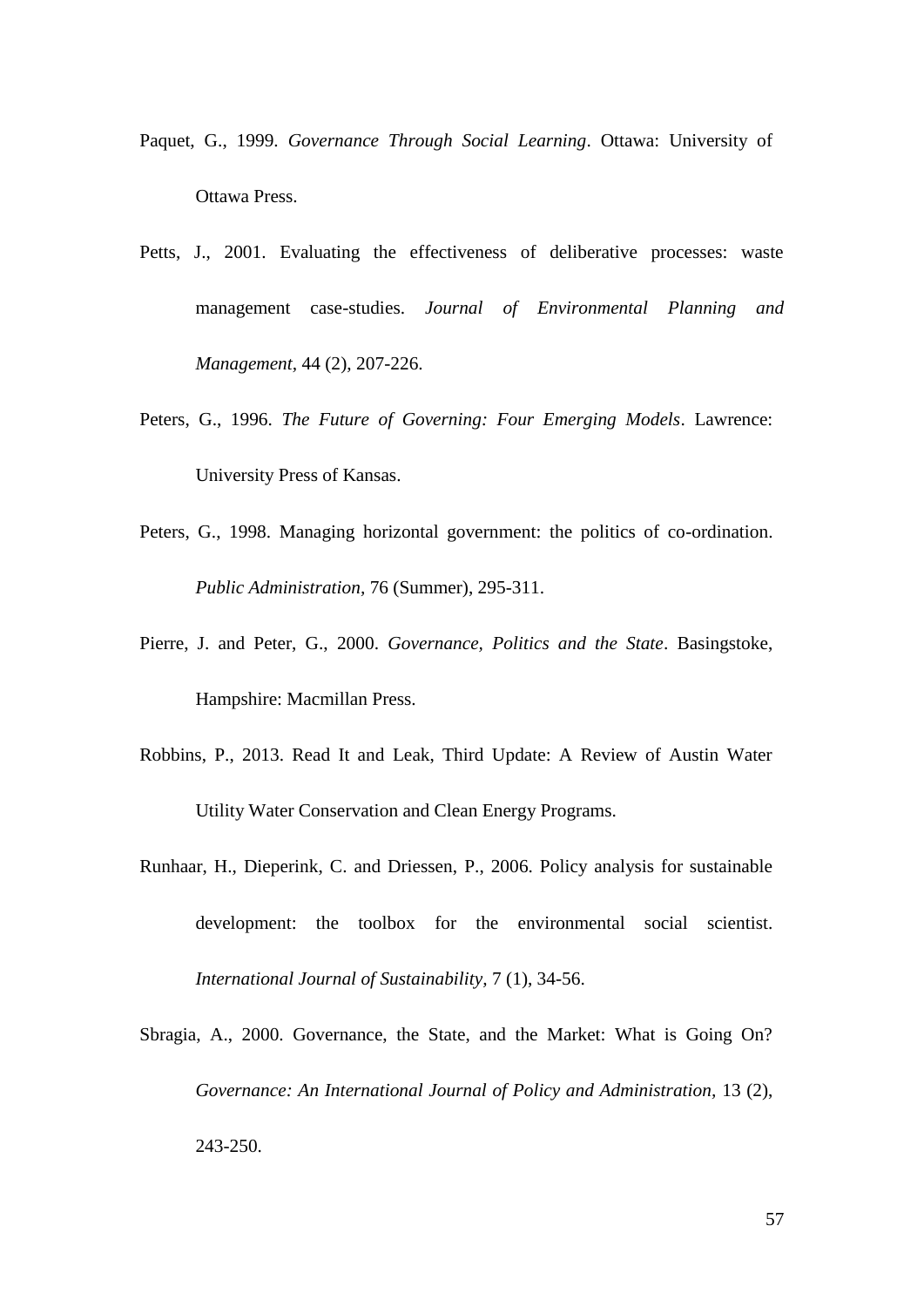Paquet, G., 1999. *Governance Through Social Learning*. Ottawa: University of Ottawa Press.

Petts, J., 2001. Evaluating the effectiveness of deliberative processes: waste management case-studies. *Journal of Environmental Planning and Management*, 44 (2), 207-226.

Peters, G., 1996. *The Future of Governing: Four Emerging Models*. Lawrence: University Press of Kansas.

Peters, G., 1998. Managing horizontal government: the politics of co-ordination. *Public Administration*, 76 (Summer), 295-311.

Pierre, J. and Peter, G., 2000. *Governance, Politics and the State*. Basingstoke, Hampshire: Macmillan Press.

Robbins, P., 2013. Read It and Leak, Third Update: A Review of Austin Water Utility Water Conservation and Clean Energy Programs.

Runhaar, H., Dieperink, C. and Driessen, P., 2006. Policy analysis for sustainable development: the toolbox for the environmental social scientist. *International Journal of Sustainability*, 7 (1), 34-56.

Sbragia, A., 2000. Governance, the State, and the Market: What is Going On? *Governance: An International Journal of Policy and Administration*, 13 (2), 243-250.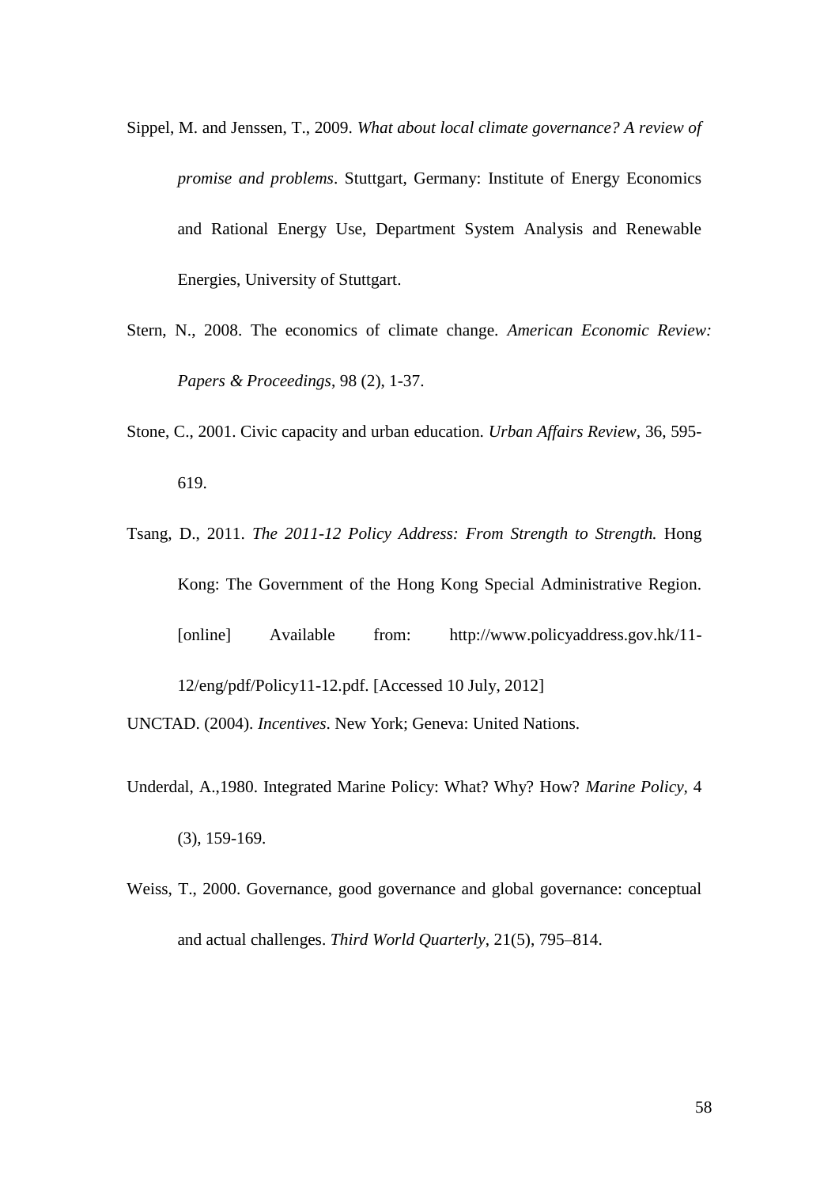Sippel, M. and Jenssen, T., 2009. *What about local climate governance? A review of promise and problems*. Stuttgart, Germany: Institute of Energy Economics and Rational Energy Use, Department System Analysis and Renewable Energies, University of Stuttgart.

Stern, N., 2008. The economics of climate change. *American Economic Review: Papers & Proceedings*, 98 (2), 1-37.

Stone, C., 2001. Civic capacity and urban education. *Urban Affairs Review*, 36, 595-619.

Tsang, D., 2011. *The 2011-12 Policy Address: From Strength to Strength.* Hong Kong: The Government of the Hong Kong Special Administrative Region. [online] Available from: http://www.policyaddress.gov.hk/11-12/eng/pdf/Policy11-12.pdf. [Accessed 10 July, 2012]

UNCTAD. (2004). *Incentives*. New York; Geneva: United Nations.

Underdal, A.,1980. Integrated Marine Policy: What? Why? How? *Marine Policy*, 4 (3), 159-169.

Weiss, T., 2000. Governance, good governance and global governance: conceptual and actual challenges. *Third World Quarterly*, 21(5), 795–814.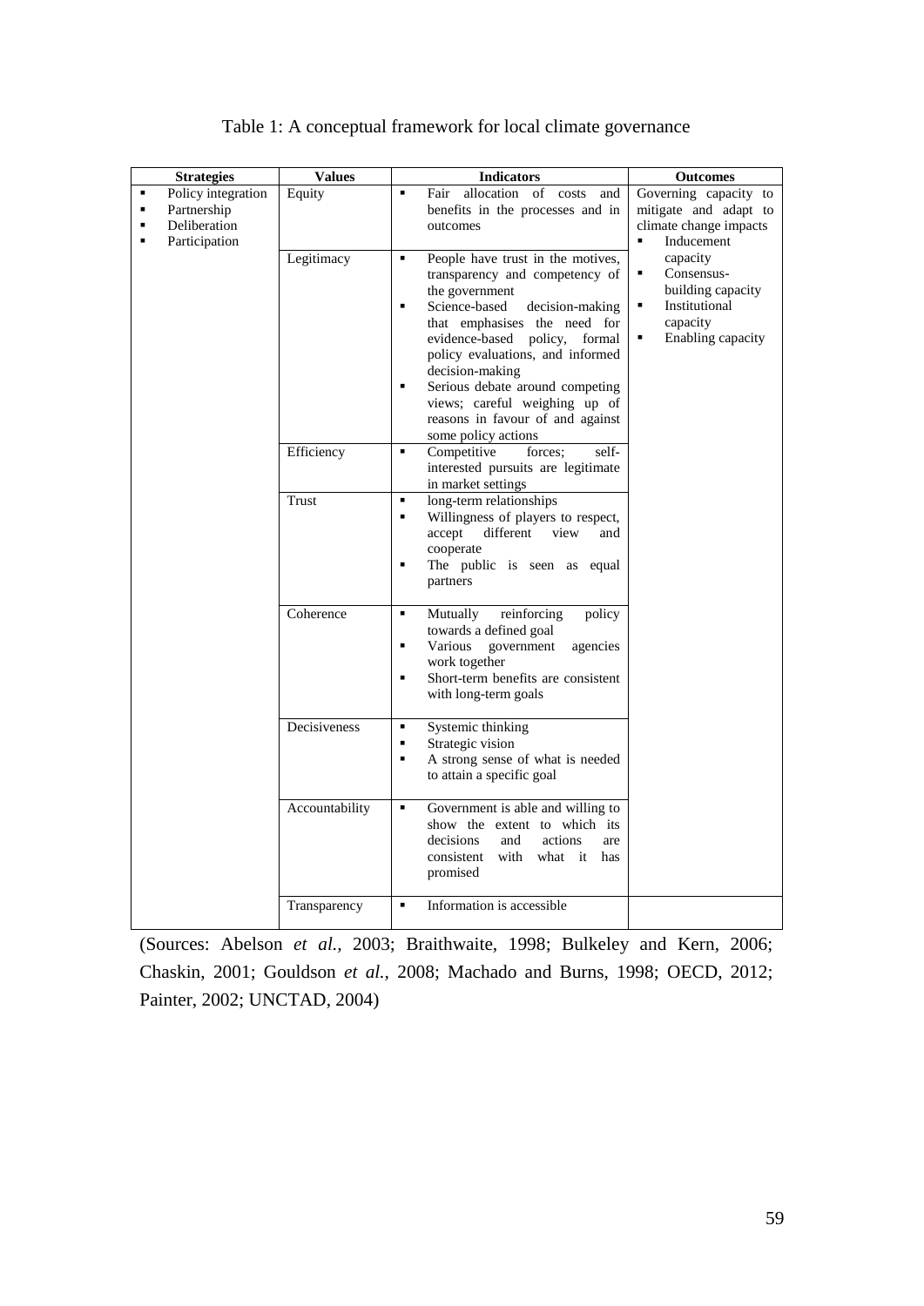Table 1: A conceptual framework for local climate governance

| Strategies | Values | Indicators | Outcomes |
|---|---|---|---|
| ▪ Policy integration<br>▪ Partnership<br>▪ Deliberation<br>▪ Participation | Equity | ▪ Fair allocation of costs and benefits in the processes and in outcomes | Governing capacity to mitigate and adapt to climate change impacts<br>▪ Inducement capacity<br>▪ Consensus-building capacity<br>▪ Institutional capacity<br>▪ Enabling capacity |
| | Legitimacy | ▪ People have trust in the motives, transparency and competency of the government<br>▪ Science-based decision-making that emphasises the need for evidence-based policy, formal policy evaluations, and informed decision-making<br>▪ Serious debate around competing views; careful weighing up of reasons in favour of and against some policy actions | |
| | Efficiency | ▪ Competitive forces; self-interested pursuits are legitimate in market settings | |
| | Trust | ▪ long-term relationships<br>▪ Willingness of players to respect, accept different view and cooperate<br>▪ The public is seen as equal partners | |
| | Coherence | ▪ Mutually reinforcing policy towards a defined goal<br>▪ Various government agencies work together<br>▪ Short-term benefits are consistent with long-term goals | |
| | Decisiveness | ▪ Systemic thinking<br>▪ Strategic vision<br>▪ A strong sense of what is needed to attain a specific goal | |
| | Accountability | ▪ Government is able and willing to show the extent to which its decisions and actions are consistent with what it has promised | |
| | Transparency | ▪ Information is accessible | |

(Sources: Abelson *et al.*, 2003; Braithwaite, 1998; Bulkeley and Kern, 2006; Chaskin, 2001; Gouldson *et al.*, 2008; Machado and Burns, 1998; OECD, 2012; Painter, 2002; UNCTAD, 2004)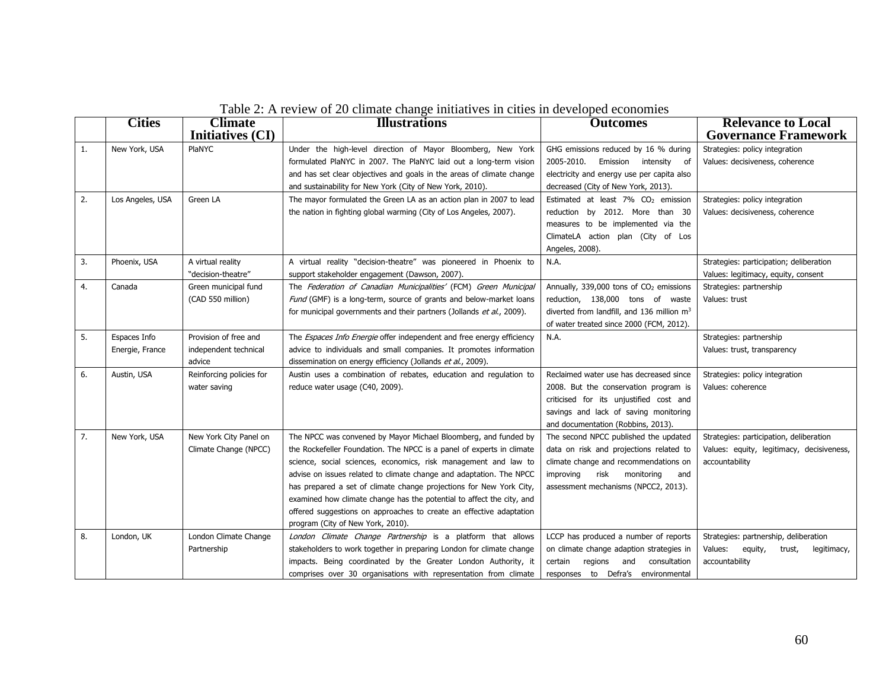Table 2: A review of 20 climate change initiatives in cities in developed economies

| | Cities | Climate Initiatives (CI) | Illustrations | Outcomes | Relevance to Local Governance Framework |
|---|---|---|---|---|---|
| 1. | New York, USA | PlaNYC | Under the high-level direction of Mayor Bloomberg, New York formulated PlaNYC in 2007. The PlaNYC laid out a long-term vision and has set clear objectives and goals in the areas of climate change and sustainability for New York (City of New York, 2010). | GHG emissions reduced by 16 % during 2005-2010. Emission intensity of electricity and energy use per capita also decreased (City of New York, 2013). | Strategies: policy integration<br>Values: decisiveness, coherence |
| 2. | Los Angeles, USA | Green LA | The mayor formulated the Green LA as an action plan in 2007 to lead the nation in fighting global warming (City of Los Angeles, 2007). | Estimated at least 7% $CO_2$ emission reduction by 2012. More than 30 measures to be implemented via the ClimateLA action plan (City of Los Angeles, 2008). | Strategies: policy integration<br>Values: decisiveness, coherence |
| 3. | Phoenix, USA | A virtual reality "decision-theatre" | A virtual reality "decision-theatre" was pioneered in Phoenix to support stakeholder engagement (Dawson, 2007). | N.A. | Strategies: participation; deliberation<br>Values: legitimacy, equity, consent |
| 4. | Canada | Green municipal fund (CAD 550 million) | The *Federation of Canadian Municipalities'* (FCM) *Green Municipal Fund* (GMF) is a long-term, source of grants and below-market loans for municipal governments and their partners (Jollands *et al.*, 2009). | Annually, 339,000 tons of $CO_2$ emissions reduction, 138,000 tons of waste diverted from landfill, and 136 million $m^3$ of water treated since 2000 (FCM, 2012). | Strategies: partnership<br>Values: trust |
| 5. | Espaces Info Energie, France | Provision of free and independent technical advice | The *Espaces Info Energie* offer independent and free energy efficiency advice to individuals and small companies. It promotes information dissemination on energy efficiency (Jollands *et al.*, 2009). | N.A. | Strategies: partnership<br>Values: trust, transparency |
| 6. | Austin, USA | Reinforcing policies for water saving | Austin uses a combination of rebates, education and regulation to reduce water usage (C40, 2009). | Reclaimed water use has decreased since 2008. But the conservation program is criticised for its unjustified cost and savings and lack of saving monitoring and documentation (Robbins, 2013). | Strategies: policy integration<br>Values: coherence |
| 7. | New York, USA | New York City Panel on Climate Change (NPCC) | The NPCC was convened by Mayor Michael Bloomberg, and funded by the Rockefeller Foundation. The NPCC is a panel of experts in climate science, social sciences, economics, risk management and law to advise on issues related to climate change and adaptation. The NPCC has prepared a set of climate change projections for New York City, examined how climate change has the potential to affect the city, and offered suggestions on approaches to create an effective adaptation program (City of New York, 2010). | The second NPCC published the updated data on risk and projections related to climate change and recommendations on improving risk monitoring and assessment mechanisms (NPCC2, 2013). | Strategies: participation, deliberation<br>Values: equity, legitimacy, decisiveness, accountability |
| 8. | London, UK | London Climate Change Partnership | *London Climate Change Partnership* is a platform that allows stakeholders to work together in preparing London for climate change impacts. Being coordinated by the Greater London Authority, it comprises over 30 organisations with representation from climate | LCCP has produced a number of reports on climate change adaption strategies in certain regions and consultation responses to Defra's environmental | Strategies: partnership, deliberation<br>Values: equity, trust, legitimacy, accountability |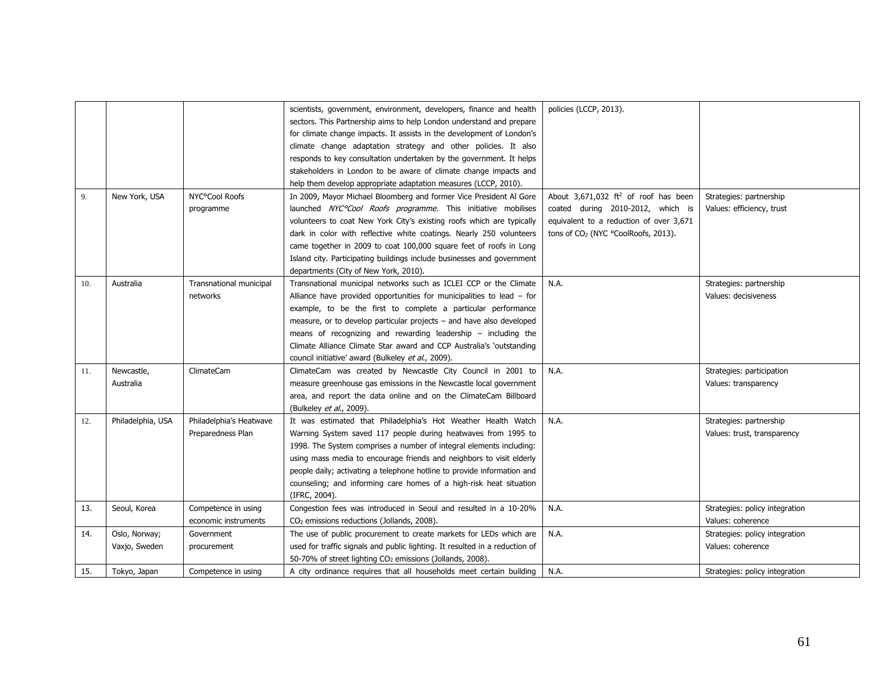| | | | | | |
|---|---|---|---|---|---|
| | | | scientists, government, environment, developers, finance and health sectors. This Partnership aims to help London understand and prepare for climate change impacts. It assists in the development of London's climate change adaptation strategy and other policies. It also responds to key consultation undertaken by the government. It helps stakeholders in London to be aware of climate change impacts and help them develop appropriate adaptation measures (LCCP, 2010). | policies (LCCP, 2013). | |
| 9. | New York, USA | NYC°Cool Roofs programme | In 2009, Mayor Michael Bloomberg and former Vice President Al Gore launched *NYC°Cool Roofs programme.* This initiative mobilises volunteers to coat New York City's existing roofs which are typically dark in color with reflective white coatings. Nearly 250 volunteers came together in 2009 to coat 100,000 square feet of roofs in Long Island city. Participating buildings include businesses and government departments (City of New York, 2010). | About 3,671,032 $ft^2$ of roof has been coated during 2010-2012, which is equivalent to a reduction of over 3,671 tons of $CO_2$ (NYC °CoolRoofs, 2013). | Strategies: partnership<br>Values: efficiency, trust |
| 10. | Australia | Transnational municipal networks | Transnational municipal networks such as ICLEI CCP or the Climate Alliance have provided opportunities for municipalities to lead – for example, to be the first to complete a particular performance measure, or to develop particular projects – and have also developed means of recognizing and rewarding leadership – including the Climate Alliance Climate Star award and CCP Australia's 'outstanding council initiative' award (Bulkeley *et al.*, 2009). | N.A. | Strategies: partnership<br>Values: decisiveness |
| 11. | Newcastle, Australia | ClimateCam | ClimateCam was created by Newcastle City Council in 2001 to measure greenhouse gas emissions in the Newcastle local government area, and report the data online and on the ClimateCam Billboard (Bulkeley *et al.*, 2009). | N.A. | Strategies: participation<br>Values: transparency |
| 12. | Philadelphia, USA | Philadelphia's Heatwave Preparedness Plan | It was estimated that Philadelphia's Hot Weather Health Watch Warning System saved 117 people during heatwaves from 1995 to 1998. The System comprises a number of integral elements including: using mass media to encourage friends and neighbors to visit elderly people daily; activating a telephone hotline to provide information and counseling; and informing care homes of a high-risk heat situation (IFRC, 2004). | N.A. | Strategies: partnership<br>Values: trust, transparency |
| 13. | Seoul, Korea | Competence in using economic instruments | Congestion fees was introduced in Seoul and resulted in a 10-20% $CO_2$ emissions reductions (Jollands, 2008). | N.A. | Strategies: policy integration<br>Values: coherence |
| 14. | Oslo, Norway; Vaxjo, Sweden | Government procurement | The use of public procurement to create markets for LEDs which are used for traffic signals and public lighting. It resulted in a reduction of 50-70% of street lighting $CO_2$ emissions (Jollands, 2008). | N.A. | Strategies: policy integration<br>Values: coherence |
| 15. | Tokyo, Japan | Competence in using | A city ordinance requires that all households meet certain building | N.A. | Strategies: policy integration |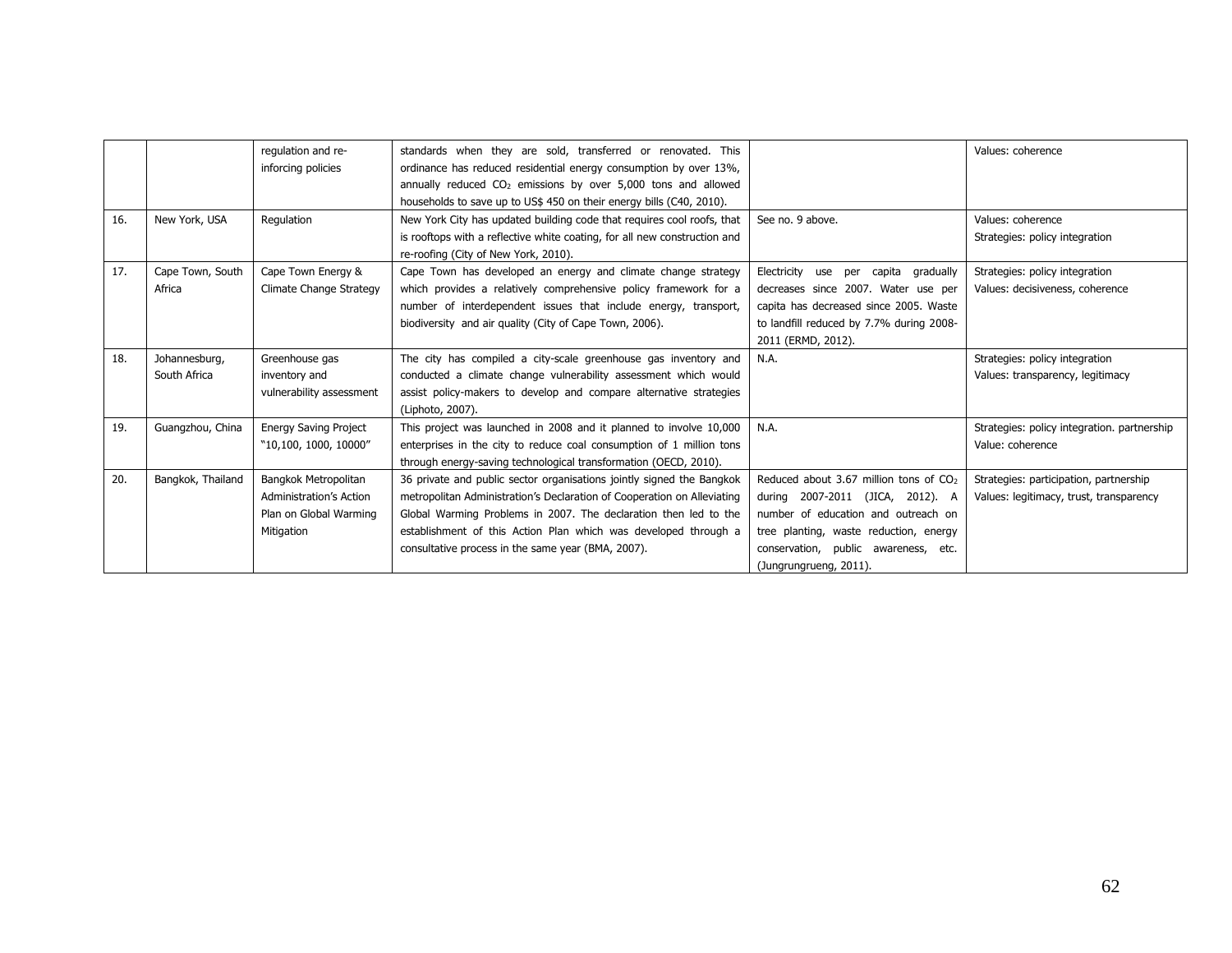| | | | | | |
|---|---|---|---|---|---|
| | | regulation and re-inforcing policies | standards when they are sold, transferred or renovated. This ordinance has reduced residential energy consumption by over 13%, annually reduced $CO_2$ emissions by over 5,000 tons and allowed households to save up to US$ 450 on their energy bills (C40, 2010). | | Values: coherence |
| 16. | New York, USA | Regulation | New York City has updated building code that requires cool roofs, that is rooftops with a reflective white coating, for all new construction and re-roofing (City of New York, 2010). | See no. 9 above. | Values: coherence<br>Strategies: policy integration |
| 17. | Cape Town, South Africa | Cape Town Energy & Climate Change Strategy | Cape Town has developed an energy and climate change strategy which provides a relatively comprehensive policy framework for a number of interdependent issues that include energy, transport, biodiversity and air quality (City of Cape Town, 2006). | Electricity use per capita gradually decreases since 2007. Water use per capita has decreased since 2005. Waste to landfill reduced by 7.7% during 2008-2011 (ERMD, 2012). | Strategies: policy integration<br>Values: decisiveness, coherence |
| 18. | Johannesburg, South Africa | Greenhouse gas inventory and vulnerability assessment | The city has compiled a city-scale greenhouse gas inventory and conducted a climate change vulnerability assessment which would assist policy-makers to develop and compare alternative strategies (Liphoto, 2007). | N.A. | Strategies: policy integration<br>Values: transparency, legitimacy |
| 19. | Guangzhou, China | Energy Saving Project "10,100, 1000, 10000" | This project was launched in 2008 and it planned to involve 10,000 enterprises in the city to reduce coal consumption of 1 million tons through energy-saving technological transformation (OECD, 2010). | N.A. | Strategies: policy integration. partnership<br>Value: coherence |
| 20. | Bangkok, Thailand | Bangkok Metropolitan Administration's Action Plan on Global Warming Mitigation | 36 private and public sector organisations jointly signed the Bangkok metropolitan Administration's Declaration of Cooperation on Alleviating Global Warming Problems in 2007. The declaration then led to the establishment of this Action Plan which was developed through a consultative process in the same year (BMA, 2007). | Reduced about 3.67 million tons of $CO_2$ during 2007-2011 (JICA, 2012). A number of education and outreach on tree planting, waste reduction, energy conservation, public awareness, etc. (Jungrungrueng, 2011). | Strategies: participation, partnership<br>Values: legitimacy, trust, transparency |